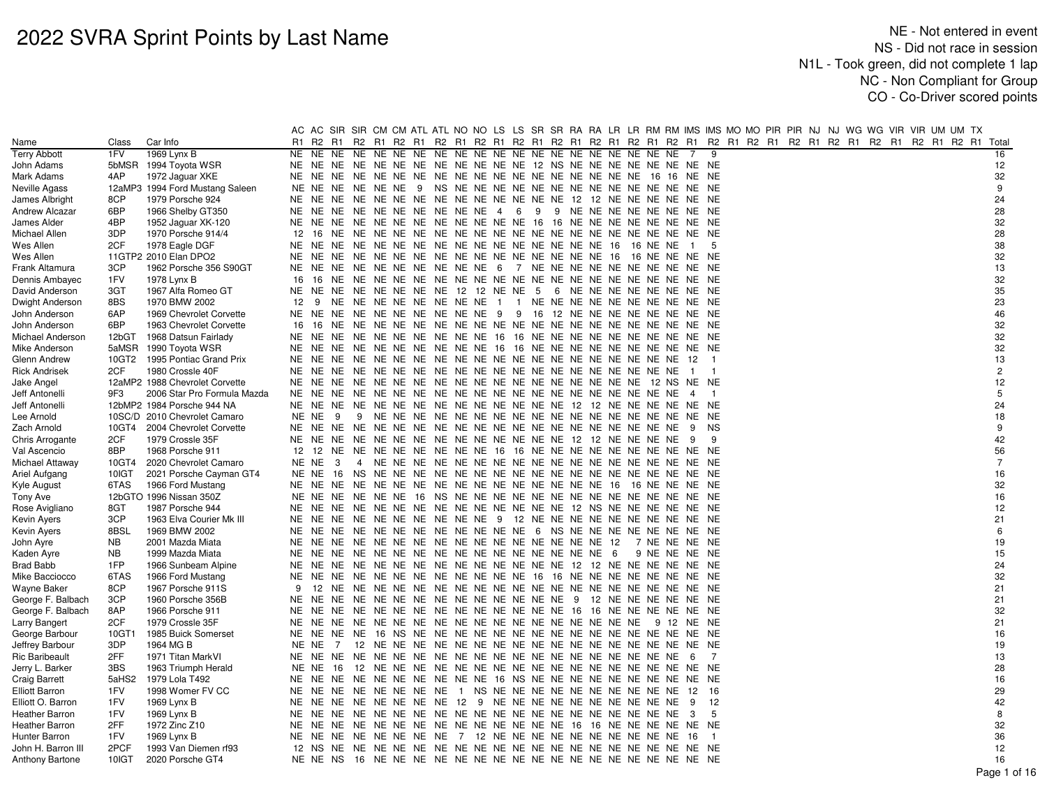# 2022 SVRA Sprint Points by Last Name

NE - Not entered in event
NS - Did not race in session
N1L - Took green, did not complete 1 lap
NC - Non Compliant for Group
CO - Co-Driver scored points

| | | | AC | AC | SIR | SIR | CM | CM | ATL | ATL | NO | NO | LS | LS | SR | SR | RA | RA | LR | LR | RM | RM | IMS | IMS | MO | MO | PIR | PIR | NJ | NJ | WG | WG | VIR | VIR | UM | UM | TX | |
|---|---|---|---|---|---|---|---|---|---|---|---|---|---|---|---|---|---|---|---|---|---|---|---|---|---|---|---|---|---|---|---|---|---|---|---|---|---|---|
| Name | Class | Car Info | R1 | R2 | R1 | R2 | R1 | R2 | R1 | R2 | R1 | R2 | R1 | R2 | R1 | R2 | R1 | R2 | R1 | R2 | R1 | R2 | R1 | R2 | R1 | R2 | R1 | R2 | R1 | R2 | R1 | R2 | R1 | R2 | R1 | R2 | R1 | Total |
| Terry Abbott | 1FV | 1969 Lynx B | NE | NE | NE | NE | NE | NE | NE | NE | NE | NE | NE | NE | NE | NE | NE | NE | NE | NE | NE | NE | 7 | 9 | | | | | | | | | | | | | | 16 |
| John Adams | 5bMSR | 1994 Toyota WSR | NE | NE | NE | NE | NE | NE | NE | NE | NE | NE | NE | NE | 12 | NS | NE | NE | NE | NE | NE | NE | NE | NE | | | | | | | | | | | | | | 12 |
| Mark Adams | 4AP | 1972 Jaguar XKE | NE | NE | NE | NE | NE | NE | NE | NE | NE | NE | NE | NE | NE | NE | NE | NE | NE | NE | 16 | 16 | NE | NE | | | | | | | | | | | | | | 32 |
| Neville Agass | 12aMP3 | 1994 Ford Mustang Saleen | NE | NE | NE | NE | NE | NE | 9 | NS | NE | NE | NE | NE | NE | NE | NE | NE | NE | NE | NE | NE | NE | NE | | | | | | | | | | | | | | 9 |
| James Albright | 8CP | 1979 Porsche 924 | NE | NE | NE | NE | NE | NE | NE | NE | NE | NE | NE | NE | NE | NE | 12 | 12 | NE | NE | NE | NE | NE | NE | | | | | | | | | | | | | | 24 |
| Andrew Alcazar | 6BP | 1966 Shelby GT350 | NE | NE | NE | NE | NE | NE | NE | NE | NE | NE | 4 | 6 | 9 | 9 | NE | NE | NE | NE | NE | NE | NE | NE | | | | | | | | | | | | | | 28 |
| James Alder | 4BP | 1952 Jaguar XK-120 | NE | NE | NE | NE | NE | NE | NE | NE | NE | NE | NE | NE | 16 | 16 | NE | NE | NE | NE | NE | NE | NE | NE | | | | | | | | | | | | | | 32 |
| Michael Allen | 3DP | 1970 Porsche 914/4 | 12 | 16 | NE | NE | NE | NE | NE | NE | NE | NE | NE | NE | NE | NE | NE | NE | NE | NE | NE | NE | NE | NE | | | | | | | | | | | | | | 28 |
| Wes Allen | 2CF | 1978 Eagle DGF | NE | NE | NE | NE | NE | NE | NE | NE | NE | NE | NE | NE | NE | NE | NE | NE | 16 | 16 | NE | NE | 1 | 5 | | | | | | | | | | | | | | 38 |
| Wes Allen | 11GTP2 | 2010 Elan DPO2 | NE | NE | NE | NE | NE | NE | NE | NE | NE | NE | NE | NE | NE | NE | NE | NE | 16 | 16 | NE | NE | NE | NE | | | | | | | | | | | | | | 32 |
| Frank Altamura | 3CP | 1962 Porsche 356 S90GT | NE | NE | NE | NE | NE | NE | NE | NE | NE | NE | 6 | 7 | NE | NE | NE | NE | NE | NE | NE | NE | NE | NE | | | | | | | | | | | | | | 13 |
| Dennis Ambayec | 1FV | 1978 Lynx B | 16 | 16 | NE | NE | NE | NE | NE | NE | NE | NE | NE | NE | NE | NE | NE | NE | NE | NE | NE | NE | NE | NE | | | | | | | | | | | | | | 32 |
| David Anderson | 3GT | 1967 Alfa Romeo GT | NE | NE | NE | NE | NE | NE | NE | NE | 12 | 12 | NE | NE | 5 | 6 | NE | NE | NE | NE | NE | NE | NE | NE | | | | | | | | | | | | | | 35 |
| Dwight Anderson | 8BS | 1970 BMW 2002 | 12 | 9 | NE | NE | NE | NE | NE | NE | NE | NE | 1 | 1 | NE | NE | NE | NE | NE | NE | NE | NE | NE | NE | | | | | | | | | | | | | | 23 |
| John Anderson | 6AP | 1969 Chevrolet Corvette | NE | NE | NE | NE | NE | NE | NE | NE | NE | NE | 9 | 9 | 16 | 12 | NE | NE | NE | NE | NE | NE | NE | NE | | | | | | | | | | | | | | 46 |
| John Anderson | 6BP | 1963 Chevrolet Corvette | 16 | 16 | NE | NE | NE | NE | NE | NE | NE | NE | NE | NE | NE | NE | NE | NE | NE | NE | NE | NE | NE | NE | | | | | | | | | | | | | | 32 |
| Michael Anderson | 12bGT | 1968 Datsun Fairlady | NE | NE | NE | NE | NE | NE | NE | NE | NE | NE | 16 | 16 | NE | NE | NE | NE | NE | NE | NE | NE | NE | NE | | | | | | | | | | | | | | 32 |
| Mike Anderson | 5aMSR | 1990 Toyota WSR | NE | NE | NE | NE | NE | NE | NE | NE | NE | NE | 16 | 16 | NE | NE | NE | NE | NE | NE | NE | NE | NE | NE | | | | | | | | | | | | | | 32 |
| Glenn Andrew | 10GT2 | 1995 Pontiac Grand Prix | NE | NE | NE | NE | NE | NE | NE | NE | NE | NE | NE | NE | NE | NE | NE | NE | NE | NE | NE | NE | 12 | 1 | | | | | | | | | | | | | | 13 |
| Rick Andrisek | 2CF | 1980 Crossle 40F | NE | NE | NE | NE | NE | NE | NE | NE | NE | NE | NE | NE | NE | NE | NE | NE | NE | NE | NE | NE | 1 | 1 | | | | | | | | | | | | | | 2 |
| Jake Angel | 12aMP2 | 1988 Chevrolet Corvette | NE | NE | NE | NE | NE | NE | NE | NE | NE | NE | NE | NE | NE | NE | NE | NE | NE | NE | 12 | NS | NE | NE | | | | | | | | | | | | | | 12 |
| Jeff Antonelli | 9F3 | 2006 Star Pro Formula Mazda | NE | NE | NE | NE | NE | NE | NE | NE | NE | NE | NE | NE | NE | NE | NE | NE | NE | NE | NE | NE | 4 | 1 | | | | | | | | | | | | | | 5 |
| Jeff Antonelli | 12bMP2 | 1984 Porsche 944 NA | NE | NE | NE | NE | NE | NE | NE | NE | NE | NE | NE | NE | NE | NE | 12 | 12 | NE | NE | NE | NE | NE | NE | | | | | | | | | | | | | | 24 |
| Lee Arnold | 10SC/D | 2010 Chevrolet Camaro | NE | NE | 9 | 9 | NE | NE | NE | NE | NE | NE | NE | NE | NE | NE | NE | NE | NE | NE | NE | NE | NE | NE | | | | | | | | | | | | | | 18 |
| Zach Arnold | 10GT4 | 2004 Chevrolet Corvette | NE | NE | NE | NE | NE | NE | NE | NE | NE | NE | NE | NE | NE | NE | NE | NE | NE | NE | NE | NE | 9 | NS | | | | | | | | | | | | | | 9 |
| Chris Arrogante | 2CF | 1979 Crossle 35F | NE | NE | NE | NE | NE | NE | NE | NE | NE | NE | NE | NE | NE | NE | NE | NE | 12 | 12 | NE | NE | 9 | 9 | | | | | | | | | | | | | | 42 |
| Val Ascencio | 8BP | 1968 Porsche 911 | 12 | 12 | NE | NE | NE | NE | NE | NE | NE | NE | 16 | 16 | NE | NE | NE | NE | NE | NE | NE | NE | NE | NE | | | | | | | | | | | | | | 56 |
| Michael Attaway | 10GT4 | 2020 Chevrolet Camaro | NE | NE | 3 | 4 | NE | NE | NE | NE | NE | NE | NE | NE | NE | NE | NE | NE | NE | NE | NE | NE | NE | NE | | | | | | | | | | | | | | 7 |
| Ariel Aufgang | 10IGT | 2021 Porsche Cayman GT4 | NE | NE | 16 | NS | NE | NE | NE | NE | NE | NE | NE | NE | NE | NE | NE | NE | NE | NE | NE | NE | NE | NE | | | | | | | | | | | | | | 16 |
| Kyle August | 6TAS | 1966 Ford Mustang | NE | NE | NE | NE | NE | NE | NE | NE | NE | NE | NE | NE | NE | NE | NE | NE | 16 | 16 | NE | NE | NE | NE | | | | | | | | | | | | | | 32 |
| Tony Ave | 12bGTO | 1996 Nissan 350Z | NE | NE | NE | NE | NE | NE | 16 | NS | NE | NE | NE | NE | NE | NE | NE | NE | NE | NE | NE | NE | NE | NE | | | | | | | | | | | | | | 16 |
| Rose Avigliano | 8GT | 1987 Porsche 944 | NE | NE | NE | NE | NE | NE | NE | NE | NE | NE | NE | NE | NE | NE | 12 | NS | NE | NE | NE | NE | NE | NE | | | | | | | | | | | | | | 12 |
| Kevin Ayers | 3CP | 1963 Elva Courier Mk III | NE | NE | NE | NE | NE | NE | NE | NE | NE | NE | 9 | 12 | NE | NE | NE | NE | NE | NE | NE | NE | NE | NE | | | | | | | | | | | | | | 21 |
| Kevin Ayers | 8BSL | 1969 BMW 2002 | NE | NE | NE | NE | NE | NE | NE | NE | NE | NE | NE | NE | 6 | NS | NE | NE | NE | NE | NE | NE | NE | NE | | | | | | | | | | | | | | 6 |
| John Ayre | NB | 2001 Mazda Miata | NE | NE | NE | NE | NE | NE | NE | NE | NE | NE | NE | NE | NE | NE | NE | NE | 12 | 7 | NE | NE | NE | NE | | | | | | | | | | | | | | 19 |
| Kaden Ayre | NB | 1999 Mazda Miata | NE | NE | NE | NE | NE | NE | NE | NE | NE | NE | NE | NE | NE | NE | NE | NE | 6 | 9 | NE | NE | NE | NE | | | | | | | | | | | | | | 15 |
| Brad Babb | 1FP | 1966 Sunbeam Alpine | NE | NE | NE | NE | NE | NE | NE | NE | NE | NE | NE | NE | NE | NE | 12 | 12 | NE | NE | NE | NE | NE | NE | | | | | | | | | | | | | | 24 |
| Mike Bacciocco | 6TAS | 1966 Ford Mustang | NE | NE | NE | NE | NE | NE | NE | NE | NE | NE | NE | NE | 16 | 16 | NE | NE | NE | NE | NE | NE | NE | NE | | | | | | | | | | | | | | 32 |
| Wayne Baker | 8CP | 1967 Porsche 911S | 9 | 12 | NE | NE | NE | NE | NE | NE | NE | NE | NE | NE | NE | NE | NE | NE | NE | NE | NE | NE | NE | NE | | | | | | | | | | | | | | 21 |
| George F. Balbach | 3CP | 1960 Porsche 356B | NE | NE | NE | NE | NE | NE | NE | NE | NE | NE | NE | NE | 9 | 12 | NE | NE | NE | NE | NE | NE | NE | NE | | | | | | | | | | | | | | 21 |
| George F. Balbach | 8AP | 1966 Porsche 911 | NE | NE | NE | NE | NE | NE | NE | NE | NE | NE | NE | NE | NE | NE | 16 | 16 | NE | NE | NE | NE | NE | NE | | | | | | | | | | | | | | 32 |
| Larry Bangert | 2CF | 1979 Crossle 35F | NE | NE | NE | NE | NE | NE | NE | NE | NE | NE | NE | NE | NE | NE | NE | NE | NE | NE | 9 | 12 | NE | NE | | | | | | | | | | | | | | 21 |
| George Barbour | 10GT1 | 1985 Buick Somerset | NE | NE | NE | NE | 16 | NS | NE | NE | NE | NE | NE | NE | NE | NE | NE | NE | NE | NE | NE | NE | NE | NE | | | | | | | | | | | | | | 16 |
| Jeffrey Barbour | 3DP | 1964 MG B | NE | NE | 7 | 12 | NE | NE | NE | NE | NE | NE | NE | NE | NE | NE | NE | NE | NE | NE | NE | NE | NE | NE | | | | | | | | | | | | | | 19 |
| Ric Baribeault | 2FF | 1971 Titan MarkVI | NE | NE | NE | NE | NE | NE | NE | NE | NE | NE | NE | NE | NE | NE | NE | NE | NE | NE | NE | NE | 6 | 7 | | | | | | | | | | | | | | 13 |
| Jerry L. Barker | 3BS | 1963 Triumph Herald | NE | NE | 16 | 12 | NE | NE | NE | NE | NE | NE | NE | NE | NE | NE | NE | NE | NE | NE | NE | NE | NE | NE | | | | | | | | | | | | | | 28 |
| Craig Barrett | 5aHS2 | 1979 Lola T492 | NE | NE | NE | NE | NE | NE | NE | NE | NE | NE | 16 | NS | NE | NE | NE | NE | NE | NE | NE | NE | NE | NE | | | | | | | | | | | | | | 16 |
| Elliott Barron | 1FV | 1998 Womer FV CC | NE | NE | NE | NE | NE | NE | NE | NE | 1 | NS | NE | NE | NE | NE | NE | NE | NE | NE | NE | NE | 12 | 16 | | | | | | | | | | | | | | 29 |
| Elliott O. Barron | 1FV | 1969 Lynx B | NE | NE | NE | NE | NE | NE | NE | NE | 12 | 9 | NE | NE | NE | NE | NE | NE | NE | NE | NE | NE | 9 | 12 | | | | | | | | | | | | | | 42 |
| Heather Barron | 1FV | 1969 Lynx B | NE | NE | NE | NE | NE | NE | NE | NE | NE | NE | NE | NE | NE | NE | NE | NE | NE | NE | NE | NE | 3 | 5 | | | | | | | | | | | | | | 8 |
| Heather Barron | 2FF | 1972 Zinc Z10 | NE | NE | NE | NE | NE | NE | NE | NE | NE | NE | NE | NE | NE | NE | 16 | 16 | NE | NE | NE | NE | NE | NE | | | | | | | | | | | | | | 32 |
| Hunter Barron | 1FV | 1969 Lynx B | NE | NE | NE | NE | NE | NE | NE | NE | 7 | 12 | NE | NE | NE | NE | NE | NE | NE | NE | NE | NE | 16 | 1 | | | | | | | | | | | | | | 36 |
| John H. Barron III | 2PCF | 1993 Van Diemen rf93 | 12 | NS | NE | NE | NE | NE | NE | NE | NE | NE | NE | NE | NE | NE | NE | NE | NE | NE | NE | NE | NE | NE | | | | | | | | | | | | | | 12 |
| Anthony Bartone | 10IGT | 2020 Porsche GT4 | NE | NE | NS | 16 | NE | NE | NE | NE | NE | NE | NE | NE | NE | NE | NE | NE | NE | NE | NE | NE | NE | NE | | | | | | | | | | | | | | 16 |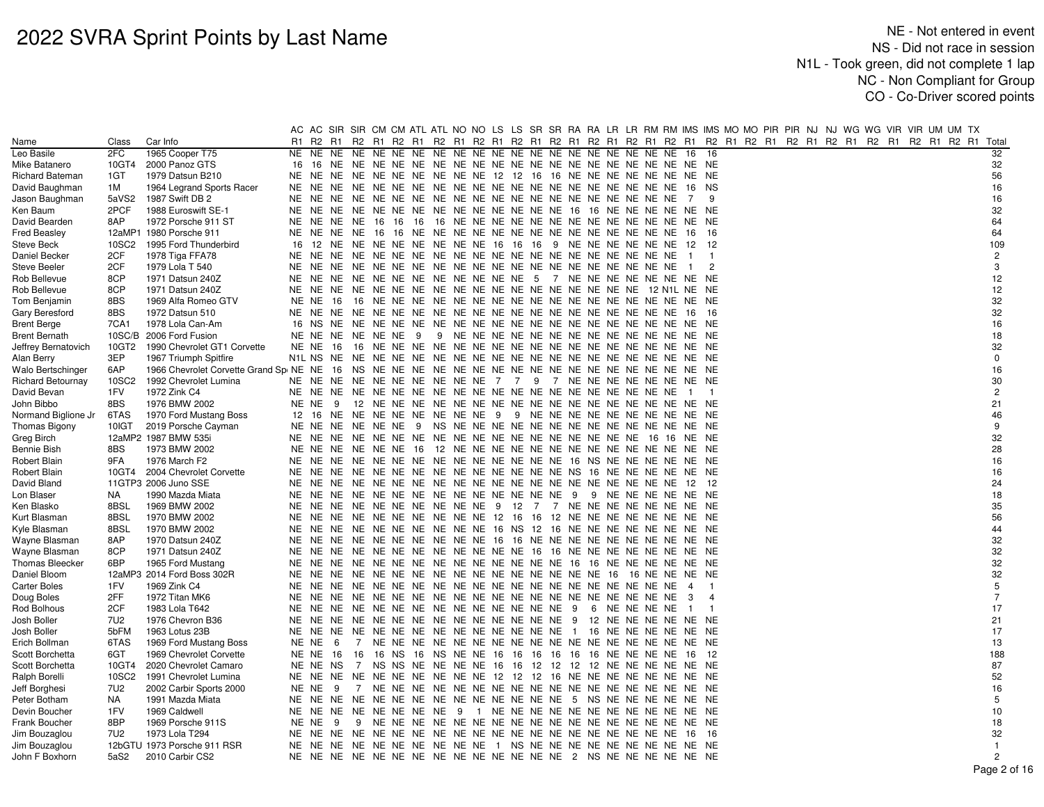# 2022 SVRA Sprint Points by Last Name

NE - Not entered in event
NS - Did not race in session
N1L - Took green, did not complete 1 lap
NC - Non Compliant for Group
CO - Co-Driver scored points

| | | | AC | AC | SIR | SIR | CM | CM | ATL | ATL | NO | NO | LS | LS | SR | SR | RA | RA | LR | LR | RM | RM | IMS | IMS | MO | MO | PIR | PIR | NJ | NJ | WG | WG | VIR | VIR | UM | UM | TX | |
|---|---|---|---|---|---|---|---|---|---|---|---|---|---|---|---|---|---|---|---|---|---|---|---|---|---|---|---|---|---|---|---|---|---|---|---|---|---|---|
| Name | Class | Car Info | R1 | R2 | R1 | R2 | R1 | R2 | R1 | R2 | R1 | R2 | R1 | R2 | R1 | R2 | R1 | R2 | R1 | R2 | R1 | R2 | R1 | R2 | R1 | R2 | R1 | R2 | R1 | R2 | R1 | R2 | R1 | R2 | R1 | R2 | R1 | Total |
| Leo Basile | 2FC | 1965 Cooper T75 | NE | NE | NE | NE | NE | NE | NE | NE | NE | NE | NE | NE | NE | NE | NE | NE | NE | NE | NE | NE | 16 | 16 | | | | | | | | | | | | | | 32 |
| Mike Batanero | 10GT4 | 2000 Panoz GTS | 16 | 16 | NE | NE | NE | NE | NE | NE | NE | NE | NE | NE | NE | NE | NE | NE | NE | NE | NE | NE | NE | NE | | | | | | | | | | | | | | 32 |
| Richard Bateman | 1GT | 1979 Datsun B210 | NE | NE | NE | NE | NE | NE | NE | NE | NE | NE | 12 | 12 | 16 | 16 | NE | NE | NE | NE | NE | NE | NE | NE | | | | | | | | | | | | | | 56 |
| David Baughman | 1M | 1964 Legrand Sports Racer | NE | NE | NE | NE | NE | NE | NE | NE | NE | NE | NE | NE | NE | NE | NE | NE | NE | NE | NE | NE | 16 | NS | | | | | | | | | | | | | | 16 |
| Jason Baughman | 5aVS2 | 1987 Swift DB 2 | NE | NE | NE | NE | NE | NE | NE | NE | NE | NE | NE | NE | NE | NE | NE | NE | NE | NE | NE | NE | 7 | 9 | | | | | | | | | | | | | | 16 |
| Ken Baum | 2PCF | 1988 Euroswift SE-1 | NE | NE | NE | NE | NE | NE | NE | NE | NE | NE | NE | NE | NE | NE | 16 | 16 | NE | NE | NE | NE | NE | NE | | | | | | | | | | | | | | 32 |
| David Bearden | 8AP | 1972 Porsche 911 ST | NE | NE | NE | NE | 16 | 16 | 16 | 16 | NE | NE | NE | NE | NE | NE | NE | NE | NE | NE | NE | NE | NE | NE | | | | | | | | | | | | | | 64 |
| Fred Beasley | 12aMP1 | 1980 Porsche 911 | NE | NE | NE | NE | 16 | 16 | NE | NE | NE | NE | NE | NE | NE | NE | NE | NE | NE | NE | NE | NE | 16 | 16 | | | | | | | | | | | | | | 64 |
| Steve Beck | 10SC2 | 1995 Ford Thunderbird | 16 | 12 | NE | NE | NE | NE | NE | NE | NE | NE | 16 | 16 | 16 | 9 | NE | NE | NE | NE | NE | NE | 12 | 12 | | | | | | | | | | | | | | 109 |
| Daniel Becker | 2CF | 1978 Tiga FFA78 | NE | NE | NE | NE | NE | NE | NE | NE | NE | NE | NE | NE | NE | NE | NE | NE | NE | NE | NE | NE | 1 | 1 | | | | | | | | | | | | | | 2 |
| Steve Beeler | 2CF | 1979 Lola T 540 | NE | NE | NE | NE | NE | NE | NE | NE | NE | NE | NE | NE | NE | NE | NE | NE | NE | NE | NE | NE | 1 | 2 | | | | | | | | | | | | | | 3 |
| Rob Bellevue | 8CP | 1971 Datsun 240Z | NE | NE | NE | NE | NE | NE | NE | NE | NE | NE | NE | NE | 5 | 7 | NE | NE | NE | NE | NE | NE | NE | NE | | | | | | | | | | | | | | 12 |
| Rob Bellevue | 8CP | 1971 Datsun 240Z | NE | NE | NE | NE | NE | NE | NE | NE | NE | NE | NE | NE | NE | NE | NE | NE | NE | NE | 12 | N1L | NE | NE | | | | | | | | | | | | | | 12 |
| Tom Benjamin | 8BS | 1969 Alfa Romeo GTV | NE | NE | 16 | 16 | NE | NE | NE | NE | NE | NE | NE | NE | NE | NE | NE | NE | NE | NE | NE | NE | NE | NE | | | | | | | | | | | | | | 32 |
| Gary Beresford | 8BS | 1972 Datsun 510 | NE | NE | NE | NE | NE | NE | NE | NE | NE | NE | NE | NE | NE | NE | NE | NE | NE | NE | NE | NE | 16 | 16 | | | | | | | | | | | | | | 32 |
| Brent Berge | 7CA1 | 1978 Lola Can-Am | 16 | NS | NE | NE | NE | NE | NE | NE | NE | NE | NE | NE | NE | NE | NE | NE | NE | NE | NE | NE | NE | NE | | | | | | | | | | | | | | 16 |
| Brent Bernath | 10SC/B | 2006 Ford Fusion | NE | NE | NE | NE | NE | NE | 9 | 9 | NE | NE | NE | NE | NE | NE | NE | NE | NE | NE | NE | NE | NE | NE | | | | | | | | | | | | | | 18 |
| Jeffrey Bernatovich | 10GT2 | 1990 Chevrolet GT1 Corvette | NE | NE | 16 | 16 | NE | NE | NE | NE | NE | NE | NE | NE | NE | NE | NE | NE | NE | NE | NE | NE | NE | NE | | | | | | | | | | | | | | 32 |
| Alan Berry | 3EP | 1967 Triumph Spitfire | N1L | NS | NE | NE | NE | NE | NE | NE | NE | NE | NE | NE | NE | NE | NE | NE | NE | NE | NE | NE | NE | NE | | | | | | | | | | | | | | 0 |
| Walo Bertschinger | 6AP | 1966 Chevrolet Corvette Grand Sp | NE | NE | 16 | NS | NE | NE | NE | NE | NE | NE | NE | NE | NE | NE | NE | NE | NE | NE | NE | NE | NE | NE | | | | | | | | | | | | | | 16 |
| Richard Betournay | 10SC2 | 1992 Chevrolet Lumina | NE | NE | NE | NE | NE | NE | NE | NE | NE | NE | 7 | 7 | 9 | 7 | NE | NE | NE | NE | NE | NE | NE | NE | | | | | | | | | | | | | | 30 |
| David Bevan | 1FV | 1972 Zink C4 | NE | NE | NE | NE | NE | NE | NE | NE | NE | NE | NE | NE | NE | NE | NE | NE | NE | NE | NE | NE | 1 | 1 | | | | | | | | | | | | | | 2 |
| John Bibbo | 8BS | 1976 BMW 2002 | NE | NE | 9 | 12 | NE | NE | NE | NE | NE | NE | NE | NE | NE | NE | NE | NE | NE | NE | NE | NE | NE | NE | | | | | | | | | | | | | | 21 |
| Normand Biglione Jr | 6TAS | 1970 Ford Mustang Boss | 12 | 16 | NE | NE | NE | NE | NE | NE | NE | NE | 9 | 9 | NE | NE | NE | NE | NE | NE | NE | NE | NE | NE | | | | | | | | | | | | | | 46 |
| Thomas Bigony | 10IGT | 2019 Porsche Cayman | NE | NE | NE | NE | NE | NE | 9 | NS | NE | NE | NE | NE | NE | NE | NE | NE | NE | NE | NE | NE | NE | NE | | | | | | | | | | | | | | 9 |
| Greg Birch | 12aMP2 | 1987 BMW 535i | NE | NE | NE | NE | NE | NE | NE | NE | NE | NE | NE | NE | NE | NE | NE | NE | NE | NE | 16 | 16 | NE | NE | | | | | | | | | | | | | | 32 |
| Bennie Bish | 8BS | 1973 BMW 2002 | NE | NE | NE | NE | NE | NE | 16 | 12 | NE | NE | NE | NE | NE | NE | NE | NE | NE | NE | NE | NE | NE | NE | | | | | | | | | | | | | | 28 |
| Robert Blain | 9FA | 1976 March F2 | NE | NE | NE | NE | NE | NE | NE | NE | NE | NE | NE | NE | NE | NE | 16 | NS | NE | NE | NE | NE | NE | NE | | | | | | | | | | | | | | 16 |
| Robert Blain | 10GT4 | 2004 Chevrolet Corvette | NE | NE | NE | NE | NE | NE | NE | NE | NE | NE | NE | NE | NE | NE | NS | 16 | NE | NE | NE | NE | NE | NE | | | | | | | | | | | | | | 16 |
| David Bland | 11GTP3 | 2006 Juno SSE | NE | NE | NE | NE | NE | NE | NE | NE | NE | NE | NE | NE | NE | NE | NE | NE | NE | NE | NE | NE | 12 | 12 | | | | | | | | | | | | | | 24 |
| Lon Blaser | NA | 1990 Mazda Miata | NE | NE | NE | NE | NE | NE | NE | NE | NE | NE | NE | NE | NE | NE | 9 | 9 | NE | NE | NE | NE | NE | NE | | | | | | | | | | | | | | 18 |
| Ken Blasko | 8BSL | 1969 BMW 2002 | NE | NE | NE | NE | NE | NE | NE | NE | NE | NE | 9 | 12 | 7 | 7 | NE | NE | NE | NE | NE | NE | NE | NE | | | | | | | | | | | | | | 35 |
| Kurt Blasman | 8BSL | 1970 BMW 2002 | NE | NE | NE | NE | NE | NE | NE | NE | NE | NE | 12 | 16 | 16 | 12 | NE | NE | NE | NE | NE | NE | NE | NE | | | | | | | | | | | | | | 56 |
| Kyle Blasman | 8BSL | 1970 BMW 2002 | NE | NE | NE | NE | NE | NE | NE | NE | NE | NE | 16 | NS | 12 | 16 | NE | NE | NE | NE | NE | NE | NE | NE | | | | | | | | | | | | | | 44 |
| Wayne Blasman | 8AP | 1970 Datsun 240Z | NE | NE | NE | NE | NE | NE | NE | NE | NE | NE | 16 | 16 | NE | NE | NE | NE | NE | NE | NE | NE | NE | NE | | | | | | | | | | | | | | 32 |
| Wayne Blasman | 8CP | 1971 Datsun 240Z | NE | NE | NE | NE | NE | NE | NE | NE | NE | NE | NE | NE | 16 | 16 | NE | NE | NE | NE | NE | NE | NE | NE | | | | | | | | | | | | | | 32 |
| Thomas Bleecker | 6BP | 1965 Ford Mustang | NE | NE | NE | NE | NE | NE | NE | NE | NE | NE | NE | NE | NE | NE | 16 | 16 | NE | NE | NE | NE | NE | NE | | | | | | | | | | | | | | 32 |
| Daniel Bloom | 12aMP3 | 2014 Ford Boss 302R | NE | NE | NE | NE | NE | NE | NE | NE | NE | NE | NE | NE | NE | NE | NE | NE | 16 | 16 | NE | NE | NE | NE | | | | | | | | | | | | | | 32 |
| Carter Boles | 1FV | 1969 Zink C4 | NE | NE | NE | NE | NE | NE | NE | NE | NE | NE | NE | NE | NE | NE | NE | NE | NE | NE | NE | NE | 4 | 1 | | | | | | | | | | | | | | 5 |
| Doug Boles | 2FF | 1972 Titan MK6 | NE | NE | NE | NE | NE | NE | NE | NE | NE | NE | NE | NE | NE | NE | NE | NE | NE | NE | NE | NE | 3 | 4 | | | | | | | | | | | | | | 7 |
| Rod Bolhous | 2CF | 1983 Lola T642 | NE | NE | NE | NE | NE | NE | NE | NE | NE | NE | NE | NE | NE | NE | 9 | 6 | NE | NE | NE | NE | 1 | 1 | | | | | | | | | | | | | | 17 |
| Josh Boller | 7U2 | 1976 Chevron B36 | NE | NE | NE | NE | NE | NE | NE | NE | NE | NE | NE | NE | NE | NE | 9 | 12 | NE | NE | NE | NE | NE | NE | | | | | | | | | | | | | | 21 |
| Josh Boller | 5bFM | 1963 Lotus 23B | NE | NE | NE | NE | NE | NE | NE | NE | NE | NE | NE | NE | NE | NE | 1 | 16 | NE | NE | NE | NE | NE | NE | | | | | | | | | | | | | | 17 |
| Erich Bollman | 6TAS | 1969 Ford Mustang Boss | NE | NE | 6 | 7 | NE | NE | NE | NE | NE | NE | NE | NE | NE | NE | NE | NE | NE | NE | NE | NE | NE | NE | | | | | | | | | | | | | | 13 |
| Scott Borchetta | 6GT | 1969 Chevrolet Corvette | NE | NE | 16 | 16 | 16 | NS | 16 | NS | NE | NE | 16 | 16 | 16 | 16 | 16 | 16 | NE | NE | NE | NE | 16 | 12 | | | | | | | | | | | | | | 188 |
| Scott Borchetta | 10GT4 | 2020 Chevrolet Camaro | NE | NE | NS | 7 | NS | NS | NE | NE | NE | NE | 16 | 16 | 12 | 12 | 12 | 12 | NE | NE | NE | NE | NE | NE | | | | | | | | | | | | | | 87 |
| Ralph Borelli | 10SC2 | 1991 Chevrolet Lumina | NE | NE | NE | NE | NE | NE | NE | NE | NE | NE | 12 | 12 | 12 | 16 | NE | NE | NE | NE | NE | NE | NE | NE | | | | | | | | | | | | | | 52 |
| Jeff Borghesi | 7U2 | 2002 Carbir Sports 2000 | NE | NE | 9 | 7 | NE | NE | NE | NE | NE | NE | NE | NE | NE | NE | NE | NE | NE | NE | NE | NE | NE | NE | | | | | | | | | | | | | | 16 |
| Peter Botham | NA | 1991 Mazda Miata | NE | NE | NE | NE | NE | NE | NE | NE | NE | NE | NE | NE | NE | NE | 5 | NS | NE | NE | NE | NE | NE | NE | | | | | | | | | | | | | | 5 |
| Devin Boucher | 1FV | 1969 Caldwell | NE | NE | NE | NE | NE | NE | NE | NE | 9 | 1 | NE | NE | NE | NE | NE | NE | NE | NE | NE | NE | NE | NE | | | | | | | | | | | | | | 10 |
| Frank Boucher | 8BP | 1969 Porsche 911S | NE | NE | 9 | 9 | NE | NE | NE | NE | NE | NE | NE | NE | NE | NE | NE | NE | NE | NE | NE | NE | NE | NE | | | | | | | | | | | | | | 18 |
| Jim Bouzaglou | 7U2 | 1973 Lola T294 | NE | NE | NE | NE | NE | NE | NE | NE | NE | NE | NE | NE | NE | NE | NE | NE | NE | NE | NE | NE | 16 | 16 | | | | | | | | | | | | | | 32 |
| Jim Bouzaglou | 12bGTU | 1973 Porsche 911 RSR | NE | NE | NE | NE | NE | NE | NE | NE | NE | NE | 1 | NS | NE | NE | NE | NE | NE | NE | NE | NE | NE | NE | | | | | | | | | | | | | | 1 |
| John F Boxhorn | 5aS2 | 2010 Carbir CS2 | NE | NE | NE | NE | NE | NE | NE | NE | NE | NE | NE | NE | NE | NE | 2 | NS | NE | NE | NE | NE | NE | NE | | | | | | | | | | | | | | 2 |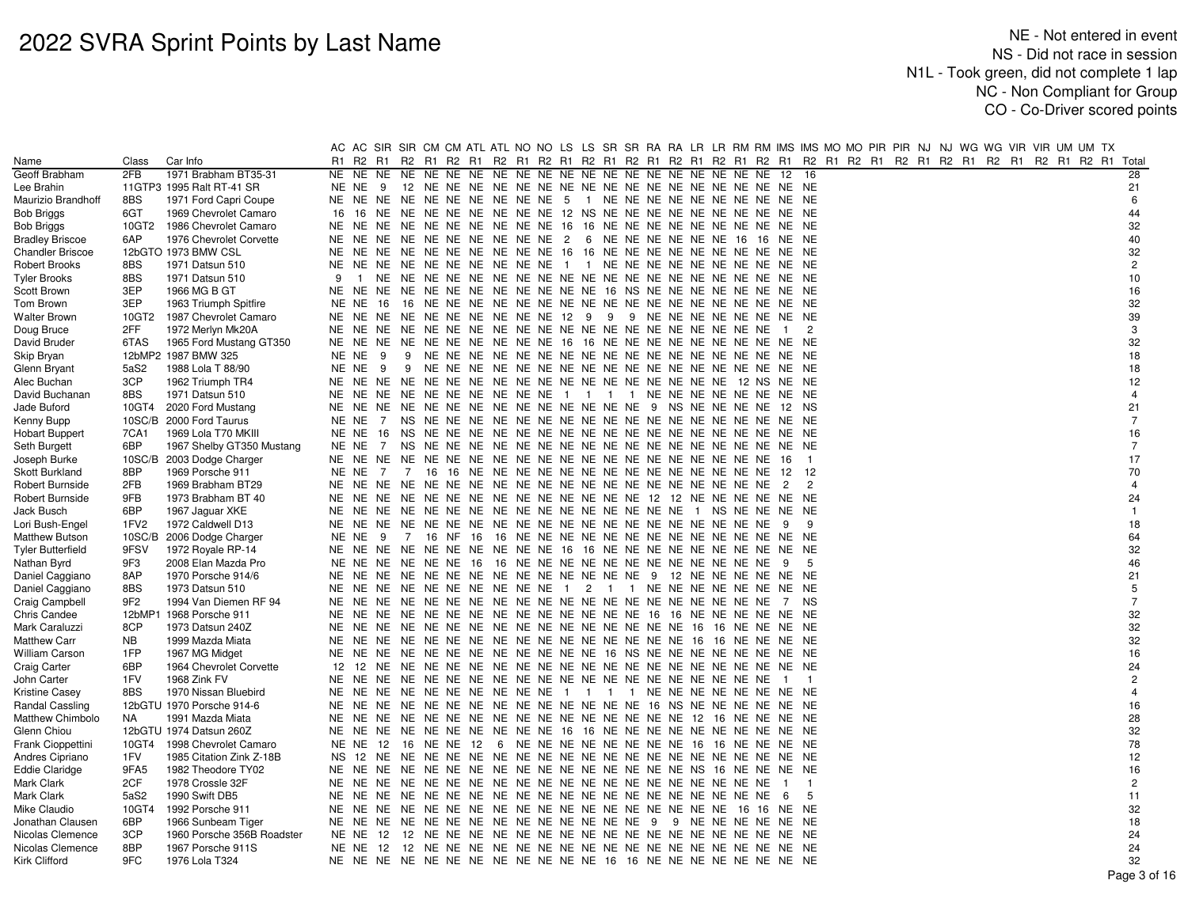# 2022 SVRA Sprint Points by Last Name

NE - Not entered in event
NS - Did not race in session
N1L - Took green, did not complete 1 lap
NC - Non Compliant for Group
CO - Co-Driver scored points

| | | | AC | AC | SIR | SIR | CM | CM | ATL | ATL | NO | NO | LS | LS | SR | SR | RA | RA | LR | LR | RM | RM | IMS | IMS | MO | MO | PIR | PIR | NJ | NJ | WG | WG | VIR | VIR | UM | UM | TX | |
|---|---|---|---|---|---|---|---|---|---|---|---|---|---|---|---|---|---|---|---|---|---|---|---|---|---|---|---|---|---|---|---|---|---|---|---|---|---|---|
| Name | Class | Car Info | R1 | R2 | R1 | R2 | R1 | R2 | R1 | R2 | R1 | R2 | R1 | R2 | R1 | R2 | R1 | R2 | R1 | R2 | R1 | R2 | R1 | R2 | R1 | R2 | R1 | R2 | R1 | R2 | R1 | R2 | R1 | R2 | R1 | R2 | R1 | Total |
| Geoff Brabham | 2FB | 1971 Brabham BT35-31 | NE | NE | NE | NE | NE | NE | NE | NE | NE | NE | NE | NE | NE | NE | NE | NE | NE | NE | NE | NE | 12 | 16 | | | | | | | | | | | | | | 28 |
| Lee Brahin | 11GTP3 | 1995 Ralt RT-41 SR | NE | NE | 9 | 12 | NE | NE | NE | NE | NE | NE | NE | NE | NE | NE | NE | NE | NE | NE | NE | NE | NE | NE | | | | | | | | | | | | | | 21 |
| Maurizio Brandhoff | 8BS | 1971 Ford Capri Coupe | NE | NE | NE | NE | NE | NE | NE | NE | NE | NE | 5 | 1 | NE | NE | NE | NE | NE | NE | NE | NE | NE | NE | | | | | | | | | | | | | | 6 |
| Bob Briggs | 6GT | 1969 Chevrolet Camaro | 16 | 16 | NE | NE | NE | NE | NE | NE | NE | NE | 12 | NS | NE | NE | NE | NE | NE | NE | NE | NE | NE | NE | | | | | | | | | | | | | | 44 |
| Bob Briggs | 10GT2 | 1986 Chevrolet Camaro | NE | NE | NE | NE | NE | NE | NE | NE | NE | NE | 16 | 16 | NE | NE | NE | NE | NE | NE | NE | NE | NE | NE | | | | | | | | | | | | | | 32 |
| Bradley Briscoe | 6AP | 1976 Chevrolet Corvette | NE | NE | NE | NE | NE | NE | NE | NE | NE | NE | 2 | 6 | NE | NE | NE | NE | NE | NE | 16 | 16 | NE | NE | | | | | | | | | | | | | | 40 |
| Chandler Briscoe | 12bGTO | 1973 BMW CSL | NE | NE | NE | NE | NE | NE | NE | NE | NE | NE | 16 | 16 | NE | NE | NE | NE | NE | NE | NE | NE | NE | NE | | | | | | | | | | | | | | 32 |
| Robert Brooks | 8BS | 1971 Datsun 510 | NE | NE | NE | NE | NE | NE | NE | NE | NE | NE | 1 | 1 | NE | NE | NE | NE | NE | NE | NE | NE | NE | NE | | | | | | | | | | | | | | 2 |
| Tyler Brooks | 8BS | 1971 Datsun 510 | 9 | 1 | NE | NE | NE | NE | NE | NE | NE | NE | NE | NE | NE | NE | NE | NE | NE | NE | NE | NE | NE | NE | | | | | | | | | | | | | | 10 |
| Scott Brown | 3EP | 1966 MG B GT | NE | NE | NE | NE | NE | NE | NE | NE | NE | NE | NE | NE | 16 | NS | NE | NE | NE | NE | NE | NE | NE | NE | | | | | | | | | | | | | | 16 |
| Tom Brown | 3EP | 1963 Triumph Spitfire | NE | NE | 16 | 16 | NE | NE | NE | NE | NE | NE | NE | NE | NE | NE | NE | NE | NE | NE | NE | NE | NE | NE | | | | | | | | | | | | | | 32 |
| Walter Brown | 10GT2 | 1987 Chevrolet Camaro | NE | NE | NE | NE | NE | NE | NE | NE | NE | NE | 12 | 9 | 9 | 9 | NE | NE | NE | NE | NE | NE | NE | NE | | | | | | | | | | | | | | 39 |
| Doug Bruce | 2FF | 1972 Merlyn Mk20A | NE | NE | NE | NE | NE | NE | NE | NE | NE | NE | NE | NE | NE | NE | NE | NE | NE | NE | NE | NE | 1 | 2 | | | | | | | | | | | | | | 3 |
| David Bruder | 6TAS | 1965 Ford Mustang GT350 | NE | NE | NE | NE | NE | NE | NE | NE | NE | NE | 16 | 16 | NE | NE | NE | NE | NE | NE | NE | NE | NE | NE | | | | | | | | | | | | | | 32 |
| Skip Bryan | 12bMP2 | 1987 BMW 325 | NE | NE | 9 | 9 | NE | NE | NE | NE | NE | NE | NE | NE | NE | NE | NE | NE | NE | NE | NE | NE | NE | NE | | | | | | | | | | | | | | 18 |
| Glenn Bryant | 5aS2 | 1988 Lola T 88/90 | NE | NE | 9 | 9 | NE | NE | NE | NE | NE | NE | NE | NE | NE | NE | NE | NE | NE | NE | NE | NE | NE | NE | | | | | | | | | | | | | | 18 |
| Alec Buchan | 3CP | 1962 Triumph TR4 | NE | NE | NE | NE | NE | NE | NE | NE | NE | NE | NE | NE | NE | NE | NE | NE | NE | NE | 12 | NS | NE | NE | | | | | | | | | | | | | | 12 |
| David Buchanan | 8BS | 1971 Datsun 510 | NE | NE | NE | NE | NE | NE | NE | NE | NE | NE | 1 | 1 | 1 | 1 | NE | NE | NE | NE | NE | NE | NE | NE | | | | | | | | | | | | | | 4 |
| Jade Buford | 10GT4 | 2020 Ford Mustang | NE | NE | NE | NE | NE | NE | NE | NE | NE | NE | NE | NE | NE | NE | 9 | NS | NE | NE | NE | NE | 12 | NS | | | | | | | | | | | | | | 21 |
| Kenny Bupp | 10SC/B | 2000 Ford Taurus | NE | NE | 7 | NS | NE | NE | NE | NE | NE | NE | NE | NE | NE | NE | NE | NE | NE | NE | NE | NE | NE | NE | | | | | | | | | | | | | | 7 |
| Hobart Buppert | 7CA1 | 1969 Lola T70 MKIII | NE | NE | 16 | NS | NE | NE | NE | NE | NE | NE | NE | NE | NE | NE | NE | NE | NE | NE | NE | NE | NE | NE | | | | | | | | | | | | | | 16 |
| Seth Burgett | 6BP | 1967 Shelby GT350 Mustang | NE | NE | 7 | NS | NE | NE | NE | NE | NE | NE | NE | NE | NE | NE | NE | NE | NE | NE | NE | NE | NE | NE | | | | | | | | | | | | | | 7 |
| Joseph Burke | 10SC/B | 2003 Dodge Charger | NE | NE | NE | NE | NE | NE | NE | NE | NE | NE | NE | NE | NE | NE | NE | NE | NE | NE | NE | NE | 16 | 1 | | | | | | | | | | | | | | 17 |
| Skott Burkland | 8BP | 1969 Porsche 911 | NE | NE | 7 | 7 | 16 | 16 | NE | NE | NE | NE | NE | NE | NE | NE | NE | NE | NE | NE | NE | NE | 12 | 12 | | | | | | | | | | | | | | 70 |
| Robert Burnside | 2FB | 1969 Brabham BT29 | NE | NE | NE | NE | NE | NE | NE | NE | NE | NE | NE | NE | NE | NE | NE | NE | NE | NE | NE | NE | 2 | 2 | | | | | | | | | | | | | | 4 |
| Robert Burnside | 9FB | 1973 Brabham BT 40 | NE | NE | NE | NE | NE | NE | NE | NE | NE | NE | NE | NE | NE | NE | 12 | 12 | NE | NE | NE | NE | NE | NE | | | | | | | | | | | | | | 24 |
| Jack Busch | 6BP | 1967 Jaguar XKE | NE | NE | NE | NE | NE | NE | NE | NE | NE | NE | NE | NE | NE | NE | NE | NE | NE | 1 | NS | NE | NE | NE | | | | | | | | | | | | | | 1 |
| Lori Bush-Engel | 1FV2 | 1972 Caldwell D13 | NE | NE | NE | NE | NE | NE | NE | NE | NE | NE | NE | NE | NE | NE | NE | NE | NE | NE | NE | NE | 9 | 9 | | | | | | | | | | | | | | 18 |
| Matthew Butson | 10SC/B | 2006 Dodge Charger | NE | NE | 9 | 7 | 16 | NF | 16 | 16 | NE | NE | NE | NE | NE | NE | NE | NE | NE | NE | NE | NE | NE | NE | | | | | | | | | | | | | | 64 |
| Tyler Butterfield | 9FSV | 1972 Royale RP-14 | NE | NE | NE | NE | NE | NE | NE | NE | NE | NE | 16 | 16 | NE | NE | NE | NE | NE | NE | NE | NE | NE | NE | | | | | | | | | | | | | | 32 |
| Nathan Byrd | 9F3 | 2008 Elan Mazda Pro | NE | NE | NE | NE | NE | NE | 16 | 16 | NE | NE | NE | NE | NE | NE | NE | NE | NE | NE | NE | NE | 9 | 5 | | | | | | | | | | | | | | 46 |
| Daniel Caggiano | 8AP | 1970 Porsche 914/6 | NE | NE | NE | NE | NE | NE | NE | NE | NE | NE | NE | NE | NE | NE | 9 | 12 | NE | NE | NE | NE | NE | NE | | | | | | | | | | | | | | 21 |
| Daniel Caggiano | 8BS | 1973 Datsun 510 | NE | NE | NE | NE | NE | NE | NE | NE | NE | NE | 1 | 2 | 1 | 1 | NE | NE | NE | NE | NE | NE | NE | NE | | | | | | | | | | | | | | 5 |
| Craig Campbell | 9F2 | 1994 Van Diemen RF 94 | NE | NE | NE | NE | NE | NE | NE | NE | NE | NE | NE | NE | NE | NE | NE | NE | NE | NE | NE | NE | 7 | NS | | | | | | | | | | | | | | 7 |
| Chris Candee | 12bMP1 | 1968 Porsche 911 | NE | NE | NE | NE | NE | NE | NE | NE | NE | NE | NE | NE | NE | NE | 16 | 16 | NE | NE | NE | NE | NE | NE | | | | | | | | | | | | | | 32 |
| Mark Caraluzzi | 8CP | 1973 Datsun 240Z | NE | NE | NE | NE | NE | NE | NE | NE | NE | NE | NE | NE | NE | NE | NE | NE | 16 | 16 | NE | NE | NE | NE | | | | | | | | | | | | | | 32 |
| Matthew Carr | NB | 1999 Mazda Miata | NE | NE | NE | NE | NE | NE | NE | NE | NE | NE | NE | NE | NE | NE | NE | NE | 16 | 16 | NE | NE | NE | NE | | | | | | | | | | | | | | 32 |
| William Carson | 1FP | 1967 MG Midget | NE | NE | NE | NE | NE | NE | NE | NE | NE | NE | NE | NE | 16 | NS | NE | NE | NE | NE | NE | NE | NE | NE | | | | | | | | | | | | | | 16 |
| Craig Carter | 6BP | 1964 Chevrolet Corvette | 12 | 12 | NE | NE | NE | NE | NE | NE | NE | NE | NE | NE | NE | NE | NE | NE | NE | NE | NE | NE | NE | NE | | | | | | | | | | | | | | 24 |
| John Carter | 1FV | 1968 Zink FV | NE | NE | NE | NE | NE | NE | NE | NE | NE | NE | NE | NE | NE | NE | NE | NE | NE | NE | NE | NE | 1 | 1 | | | | | | | | | | | | | | 2 |
| Kristine Casey | 8BS | 1970 Nissan Bluebird | NE | NE | NE | NE | NE | NE | NE | NE | NE | NE | 1 | 1 | 1 | 1 | NE | NE | NE | NE | NE | NE | NE | NE | | | | | | | | | | | | | | 4 |
| Randal Cassling | 12bGTU | 1970 Porsche 914-6 | NE | NE | NE | NE | NE | NE | NE | NE | NE | NE | NE | NE | NE | NE | 16 | NS | NE | NE | NE | NE | NE | NE | | | | | | | | | | | | | | 16 |
| Matthew Chimbolo | NA | 1991 Mazda Miata | NE | NE | NE | NE | NE | NE | NE | NE | NE | NE | NE | NE | NE | NE | NE | NE | 12 | 16 | NE | NE | NE | NE | | | | | | | | | | | | | | 28 |
| Glenn Chiou | 12bGTU | 1974 Datsun 260Z | NE | NE | NE | NE | NE | NE | NE | NE | NE | NE | 16 | 16 | NE | NE | NE | NE | NE | NE | NE | NE | NE | NE | | | | | | | | | | | | | | 32 |
| Frank Cioppettini | 10GT4 | 1998 Chevrolet Camaro | NE | NE | 12 | 16 | NE | NE | 12 | 6 | NE | NE | NE | NE | NE | NE | NE | NE | 16 | 16 | NE | NE | NE | NE | | | | | | | | | | | | | | 78 |
| Andres Cipriano | 1FV | 1985 Citation Zink Z-18B | NS | 12 | NE | NE | NE | NE | NE | NE | NE | NE | NE | NE | NE | NE | NE | NE | NE | NE | NE | NE | NE | NE | | | | | | | | | | | | | | 12 |
| Eddie Claridge | 9FA5 | 1982 Theodore TY02 | NE | NE | NE | NE | NE | NE | NE | NE | NE | NE | NE | NE | NE | NE | NE | NE | NE | NS | 16 | NE | NE | NE | | | | | | | | | | | | | | 16 |
| Mark Clark | 2CF | 1978 Crossle 32F | NE | NE | NE | NE | NE | NE | NE | NE | NE | NE | NE | NE | NE | NE | NE | NE | NE | NE | NE | NE | 1 | 1 | | | | | | | | | | | | | | 2 |
| Mark Clark | 5aS2 | 1990 Swift DB5 | NE | NE | NE | NE | NE | NE | NE | NE | NE | NE | NE | NE | NE | NE | NE | NE | NE | NE | NE | NE | 6 | 5 | | | | | | | | | | | | | | 11 |
| Mike Claudio | 10GT4 | 1992 Porsche 911 | NE | NE | NE | NE | NE | NE | NE | NE | NE | NE | NE | NE | NE | NE | NE | NE | NE | NE | 16 | 16 | NE | NE | | | | | | | | | | | | | | 32 |
| Jonathan Clausen | 6BP | 1966 Sunbeam Tiger | NE | NE | NE | NE | NE | NE | NE | NE | NE | NE | NE | NE | NE | NE | 9 | 9 | NE | NE | NE | NE | NE | NE | | | | | | | | | | | | | | 18 |
| Nicolas Clemence | 3CP | 1960 Porsche 356B Roadster | NE | NE | 12 | 12 | NE | NE | NE | NE | NE | NE | NE | NE | NE | NE | NE | NE | NE | NE | NE | NE | NE | NE | | | | | | | | | | | | | | 24 |
| Nicolas Clemence | 8BP | 1967 Porsche 911S | NE | NE | 12 | 12 | NE | NE | NE | NE | NE | NE | NE | NE | NE | NE | NE | NE | NE | NE | NE | NE | NE | NE | | | | | | | | | | | | | | 24 |
| Kirk Clifford | 9FC | 1976 Lola T324 | NE | NE | NE | NE | NE | NE | NE | NE | NE | NE | NE | NE | 16 | 16 | NE | NE | NE | NE | NE | NE | NE | NE | | | | | | | | | | | | | | 32 |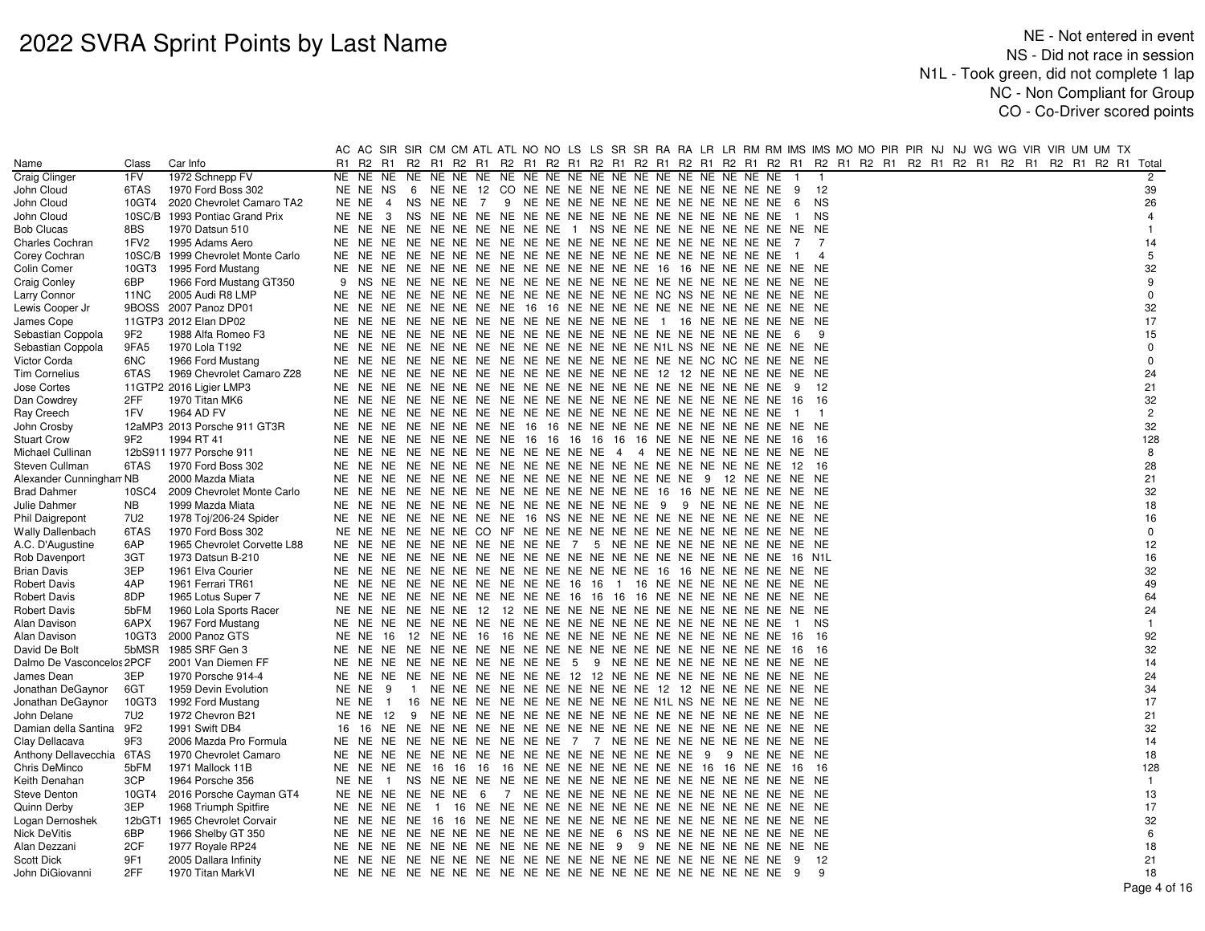# 2022 SVRA Sprint Points by Last Name

NE - Not entered in event
NS - Did not race in session
N1L - Took green, did not complete 1 lap
NC - Non Compliant for Group
CO - Co-Driver scored points

| | | | AC | AC | SIR | SIR | CM | CM | ATL | ATL | NO | NO | LS | LS | SR | SR | RA | RA | LR | LR | RM | RM | IMS | IMS | MO | MO | PIR | PIR | NJ | NJ | WG | WG | VIR | VIR | UM | UM | TX | |
|---|---|---|---|---|---|---|---|---|---|---|---|---|---|---|---|---|---|---|---|---|---|---|---|---|---|---|---|---|---|---|---|---|---|---|---|---|---|---|
| Name | Class | Car Info | R1 | R2 | R1 | R2 | R1 | R2 | R1 | R2 | R1 | R2 | R1 | R2 | R1 | R2 | R1 | R2 | R1 | R2 | R1 | R2 | R1 | R2 | R1 | R2 | R1 | R2 | R1 | R2 | R1 | R2 | R1 | R2 | R1 | R2 | R1 | Total |
| Craig Clinger | 1FV | 1972 Schnepp FV | NE | NE | NE | NE | NE | NE | NE | NE | NE | NE | NE | NE | NE | NE | NE | NE | NE | NE | NE | NE | 1 | 1 | | | | | | | | | | | | | | 2 |
| John Cloud | 6TAS | 1970 Ford Boss 302 | NE | NE | NS | 6 | NE | NE | 12 | CO | NE | NE | NE | NE | NE | NE | NE | NE | NE | NE | NE | NE | 9 | 12 | | | | | | | | | | | | | | 39 |
| John Cloud | 10GT4 | 2020 Chevrolet Camaro TA2 | NE | NE | 4 | NS | NE | NE | 7 | 9 | NE | NE | NE | NE | NE | NE | NE | NE | NE | NE | NE | NE | 6 | NS | | | | | | | | | | | | | | 26 |
| John Cloud | 10SC/B | 1993 Pontiac Grand Prix | NE | NE | 3 | NS | NE | NE | NE | NE | NE | NE | NE | NE | NE | NE | NE | NE | NE | NE | NE | NE | 1 | NS | | | | | | | | | | | | | | 4 |
| Bob Clucas | 8BS | 1970 Datsun 510 | NE | NE | NE | NE | NE | NE | NE | NE | NE | NE | NE | 1 | NS | NE | NE | NE | NE | NE | NE | NE | NE | NE | | | | | | | | | | | | | | 1 |
| Charles Cochran | 1FV2 | 1995 Adams Aero | NE | NE | NE | NE | NE | NE | NE | NE | NE | NE | NE | NE | NE | NE | NE | NE | NE | NE | NE | NE | 7 | 7 | | | | | | | | | | | | | | 14 |
| Corey Cochran | 10SC/B | 1999 Chevrolet Monte Carlo | NE | NE | NE | NE | NE | NE | NE | NE | NE | NE | NE | NE | NE | NE | NE | NE | NE | NE | NE | NE | 1 | 4 | | | | | | | | | | | | | | 5 |
| Colin Comer | 10GT3 | 1995 Ford Mustang | NE | NE | NE | NE | NE | NE | NE | NE | NE | NE | NE | NE | NE | NE | 16 | 16 | NE | NE | NE | NE | NE | NE | | | | | | | | | | | | | | 32 |
| Craig Conley | 6BP | 1966 Ford Mustang GT350 | 9 | NS | NE | NE | NE | NE | NE | NE | NE | NE | NE | NE | NE | NE | NE | NE | NE | NE | NE | NE | NE | NE | | | | | | | | | | | | | | 9 |
| Larry Connor | 11NC | 2005 Audi R8 LMP | NE | NE | NE | NE | NE | NE | NE | NE | NE | NE | NE | NE | NE | NE | NC | NS | NE | NE | NE | NE | NE | NE | | | | | | | | | | | | | | 0 |
| Lewis Cooper Jr | 9BOSS | 2007 Panoz DP01 | NE | NE | NE | NE | NE | NE | NE | NE | 16 | 16 | NE | NE | NE | NE | NE | NE | NE | NE | NE | NE | NE | NE | | | | | | | | | | | | | | 32 |
| James Cope | 11GTP3 | 2012 Elan DP02 | NE | NE | NE | NE | NE | NE | NE | NE | NE | NE | NE | NE | NE | NE | 1 | 16 | NE | NE | NE | NE | NE | NE | | | | | | | | | | | | | | 17 |
| Sebastian Coppola | 9F2 | 1988 Alfa Romeo F3 | NE | NE | NE | NE | NE | NE | NE | NE | NE | NE | NE | NE | NE | NE | NE | NE | NE | NE | NE | NE | 6 | 9 | | | | | | | | | | | | | | 15 |
| Sebastian Coppola | 9FA5 | 1970 Lola T192 | NE | NE | NE | NE | NE | NE | NE | NE | NE | NE | NE | NE | NE | NE | N1L | NS | NE | NE | NE | NE | NE | NE | | | | | | | | | | | | | | 0 |
| Victor Corda | 6NC | 1966 Ford Mustang | NE | NE | NE | NE | NE | NE | NE | NE | NE | NE | NE | NE | NE | NE | NE | NE | NC | NC | NE | NE | NE | NE | | | | | | | | | | | | | | 0 |
| Tim Cornelius | 6TAS | 1969 Chevrolet Camaro Z28 | NE | NE | NE | NE | NE | NE | NE | NE | NE | NE | NE | NE | NE | NE | 12 | 12 | NE | NE | NE | NE | NE | NE | | | | | | | | | | | | | | 24 |
| Jose Cortes | 11GTP2 | 2016 Ligier LMP3 | NE | NE | NE | NE | NE | NE | NE | NE | NE | NE | NE | NE | NE | NE | NE | NE | NE | NE | NE | NE | 9 | 12 | | | | | | | | | | | | | | 21 |
| Dan Cowdrey | 2FF | 1970 Titan MK6 | NE | NE | NE | NE | NE | NE | NE | NE | NE | NE | NE | NE | NE | NE | NE | NE | NE | NE | NE | NE | 16 | 16 | | | | | | | | | | | | | | 32 |
| Ray Creech | 1FV | 1964 AD FV | NE | NE | NE | NE | NE | NE | NE | NE | NE | NE | NE | NE | NE | NE | NE | NE | NE | NE | NE | NE | 1 | 1 | | | | | | | | | | | | | | 2 |
| John Crosby | 12aMP3 | 2013 Porsche 911 GT3R | NE | NE | NE | NE | NE | NE | NE | NE | 16 | 16 | NE | NE | NE | NE | NE | NE | NE | NE | NE | NE | NE | NE | | | | | | | | | | | | | | 32 |
| Stuart Crow | 9F2 | 1994 RT 41 | NE | NE | NE | NE | NE | NE | NE | NE | 16 | 16 | 16 | 16 | 16 | 16 | NE | NE | NE | NE | NE | NE | 16 | 16 | | | | | | | | | | | | | | 128 |
| Michael Cullinan | 12bS911 | 1977 Porsche 911 | NE | NE | NE | NE | NE | NE | NE | NE | NE | NE | NE | NE | 4 | 4 | NE | NE | NE | NE | NE | NE | NE | NE | | | | | | | | | | | | | | 8 |
| Steven Cullman | 6TAS | 1970 Ford Boss 302 | NE | NE | NE | NE | NE | NE | NE | NE | NE | NE | NE | NE | NE | NE | NE | NE | NE | NE | NE | NE | 12 | 16 | | | | | | | | | | | | | | 28 |
| Alexander Cunningham | NB | 2000 Mazda Miata | NE | NE | NE | NE | NE | NE | NE | NE | NE | NE | NE | NE | NE | NE | NE | NE | 9 | 12 | NE | NE | NE | NE | | | | | | | | | | | | | | 21 |
| Brad Dahmer | 10SC4 | 2009 Chevrolet Monte Carlo | NE | NE | NE | NE | NE | NE | NE | NE | NE | NE | NE | NE | NE | NE | 16 | 16 | NE | NE | NE | NE | NE | NE | | | | | | | | | | | | | | 32 |
| Julie Dahmer | NB | 1999 Mazda Miata | NE | NE | NE | NE | NE | NE | NE | NE | NE | NE | NE | NE | NE | NE | 9 | 9 | NE | NE | NE | NE | NE | NE | | | | | | | | | | | | | | 18 |
| Phil Daigrepont | 7U2 | 1978 Toj/206-24 Spider | NE | NE | NE | NE | NE | NE | NE | NE | 16 | NS | NE | NE | NE | NE | NE | NE | NE | NE | NE | NE | NE | NE | | | | | | | | | | | | | | 16 |
| Wally Dallenbach | 6TAS | 1970 Ford Boss 302 | NE | NE | NE | NE | NE | NE | CO | NF | NE | NE | NE | NE | NE | NE | NE | NE | NE | NE | NE | NE | NE | NE | | | | | | | | | | | | | | 0 |
| A.C. D'Augustine | 6AP | 1965 Chevrolet Corvette L88 | NE | NE | NE | NE | NE | NE | NE | NE | NE | NE | NE | NE | 7 | 5 | NE | NE | NE | NE | NE | NE | NE | NE | | | | | | | | | | | | | | 12 |
| Rob Davenport | 3GT | 1973 Datsun B-210 | NE | NE | NE | NE | NE | NE | NE | NE | NE | NE | NE | NE | NE | NE | NE | NE | NE | NE | NE | NE | 16 | N1L | | | | | | | | | | | | | | 16 |
| Brian Davis | 3EP | 1961 Elva Courier | NE | NE | NE | NE | NE | NE | NE | NE | NE | NE | NE | NE | NE | NE | 16 | 16 | NE | NE | NE | NE | NE | NE | | | | | | | | | | | | | | 32 |
| Robert Davis | 4AP | 1961 Ferrari TR61 | NE | NE | NE | NE | NE | NE | NE | NE | NE | NE | 16 | 16 | 1 | 16 | NE | NE | NE | NE | NE | NE | NE | NE | | | | | | | | | | | | | | 49 |
| Robert Davis | 8DP | 1965 Lotus Super 7 | NE | NE | NE | NE | NE | NE | NE | NE | NE | NE | 16 | 16 | 16 | 16 | NE | NE | NE | NE | NE | NE | NE | NE | | | | | | | | | | | | | | 64 |
| Robert Davis | 5bFM | 1960 Lola Sports Racer | NE | NE | NE | NE | NE | NE | 12 | 12 | NE | NE | NE | NE | NE | NE | NE | NE | NE | NE | NE | NE | NE | NE | | | | | | | | | | | | | | 24 |
| Alan Davison | 6APX | 1967 Ford Mustang | NE | NE | NE | NE | NE | NE | NE | NE | NE | NE | NE | NE | NE | NE | NE | NE | NE | NE | NE | NE | 1 | NS | | | | | | | | | | | | | | 1 |
| Alan Davison | 10GT3 | 2000 Panoz GTS | NE | NE | 16 | 12 | NE | NE | 16 | 16 | NE | NE | NE | NE | NE | NE | NE | NE | NE | NE | NE | NE | 16 | 16 | | | | | | | | | | | | | | 92 |
| David De Bolt | 5bMSR | 1985 SRF Gen 3 | NE | NE | NE | NE | NE | NE | NE | NE | NE | NE | NE | NE | NE | NE | NE | NE | NE | NE | NE | NE | 16 | 16 | | | | | | | | | | | | | | 32 |
| Dalmo De Vasconcelos | 2PCF | 2001 Van Diemen FF | NE | NE | NE | NE | NE | NE | NE | NE | NE | NE | NE | NE | 5 | 9 | NE | NE | NE | NE | NE | NE | NE | NE | | | | | | | | | | | | | | 14 |
| James Dean | 3EP | 1970 Porsche 914-4 | NE | NE | NE | NE | NE | NE | NE | NE | NE | NE | 12 | 12 | NE | NE | NE | NE | NE | NE | NE | NE | NE | NE | | | | | | | | | | | | | | 24 |
| Jonathan DeGaynor | 6GT | 1959 Devin Evolution | NE | NE | 9 | 1 | NE | NE | NE | NE | NE | NE | NE | NE | NE | NE | 12 | 12 | NE | NE | NE | NE | NE | NE | | | | | | | | | | | | | | 34 |
| Jonathan DeGaynor | 10GT3 | 1992 Ford Mustang | NE | NE | 1 | 16 | NE | NE | NE | NE | NE | NE | NE | NE | NE | NE | N1L | NS | NE | NE | NE | NE | NE | NE | | | | | | | | | | | | | | 17 |
| John Delane | 7U2 | 1972 Chevron B21 | NE | NE | 12 | 9 | NE | NE | NE | NE | NE | NE | NE | NE | NE | NE | NE | NE | NE | NE | NE | NE | NE | NE | | | | | | | | | | | | | | 21 |
| Damian della Santina | 9F2 | 1991 Swift DB4 | 16 | 16 | NE | NE | NE | NE | NE | NE | NE | NE | NE | NE | NE | NE | NE | NE | NE | NE | NE | NE | NE | NE | | | | | | | | | | | | | | 32 |
| Clay Dellacava | 9F3 | 2006 Mazda Pro Formula | NE | NE | NE | NE | NE | NE | NE | NE | NE | NE | NE | NE | 7 | 7 | NE | NE | NE | NE | NE | NE | NE | NE | | | | | | | | | | | | | | 14 |
| Anthony Dellavecchia | 6TAS | 1970 Chevrolet Camaro | NE | NE | NE | NE | NE | NE | NE | NE | NE | NE | NE | NE | NE | NE | NE | NE | 9 | 9 | NE | NE | NE | NE | | | | | | | | | | | | | | 18 |
| Chris DeMinco | 5bFM | 1971 Mallock 11B | NE | NE | NE | NE | 16 | 16 | 16 | 16 | NE | NE | NE | NE | NE | NE | NE | NE | 16 | 16 | NE | NE | 16 | 16 | | | | | | | | | | | | | | 128 |
| Keith Denahan | 3CP | 1964 Porsche 356 | NE | NE | 1 | NS | NE | NE | NE | NE | NE | NE | NE | NE | NE | NE | NE | NE | NE | NE | NE | NE | NE | NE | | | | | | | | | | | | | | 1 |
| Steve Denton | 10GT4 | 2016 Porsche Cayman GT4 | NE | NE | NE | NE | NE | NE | 6 | 7 | NE | NE | NE | NE | NE | NE | NE | NE | NE | NE | NE | NE | NE | NE | | | | | | | | | | | | | | 13 |
| Quinn Derby | 3EP | 1968 Triumph Spitfire | NE | NE | NE | NE | 1 | 16 | NE | NE | NE | NE | NE | NE | NE | NE | NE | NE | NE | NE | NE | NE | NE | NE | | | | | | | | | | | | | | 17 |
| Logan Dernoshek | 12bGT1 | 1965 Chevrolet Corvair | NE | NE | NE | NE | 16 | 16 | NE | NE | NE | NE | NE | NE | NE | NE | NE | NE | NE | NE | NE | NE | NE | NE | | | | | | | | | | | | | | 32 |
| Nick DeVitis | 6BP | 1966 Shelby GT 350 | NE | NE | NE | NE | NE | NE | NE | NE | NE | NE | NE | NE | 6 | NS | NE | NE | NE | NE | NE | NE | NE | NE | | | | | | | | | | | | | | 6 |
| Alan Dezzani | 2CF | 1977 Royale RP24 | NE | NE | NE | NE | NE | NE | NE | NE | NE | NE | NE | NE | 9 | 9 | NE | NE | NE | NE | NE | NE | NE | NE | | | | | | | | | | | | | | 18 |
| Scott Dick | 9F1 | 2005 Dallara Infinity | NE | NE | NE | NE | NE | NE | NE | NE | NE | NE | NE | NE | NE | NE | NE | NE | NE | NE | NE | NE | 9 | 12 | | | | | | | | | | | | | | 21 |
| John DiGiovanni | 2FF | 1970 Titan MarkVI | NE | NE | NE | NE | NE | NE | NE | NE | NE | NE | NE | NE | NE | NE | NE | NE | NE | NE | NE | NE | 9 | 9 | | | | | | | | | | | | | | 18 |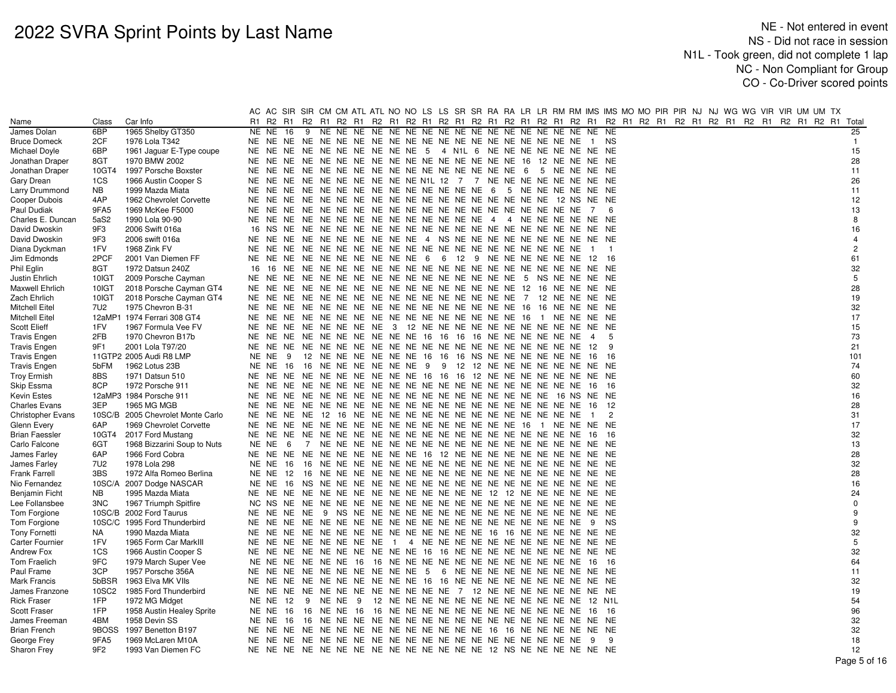# 2022 SVRA Sprint Points by Last Name

NE - Not entered in event
NS - Did not race in session
N1L - Took green, did not complete 1 lap
NC - Non Compliant for Group
CO - Co-Driver scored points

| Name | Class | Car Info | AC R1 | AC R2 | SIR R1 | SIR R2 | CM R1 | CM R2 | ATL R1 | ATL R2 | NO R1 | NO R2 | LS R1 | LS R2 | SR R1 | SR R2 | RA R1 | RA R2 | LR R1 | LR R2 | RM R1 | RM R2 | IMS R1 | IMS R2 | MO R1 | MO R2 | PIR R1 | PIR R2 | NJ R1 | NJ R2 | WG R1 | WG R2 | VIR R1 | VIR R2 | UM R1 | UM R2 | TX R1 | Total |
|---|---|---|---|---|---|---|---|---|---|---|---|---|---|---|---|---|---|---|---|---|---|---|---|---|---|---|---|---|---|---|---|---|---|---|---|---|---|---|
| James Dolan | 6BP | 1965 Shelby GT350 | NE | NE | 16 | 9 | NE | NE | NE | NE | NE | NE | NE | NE | NE | NE | NE | NE | NE | NE | NE | NE | NE | NE | | | | | | | | | | | | | | 25 |
| Bruce Domeck | 2CF | 1976 Lola T342 | NE | NE | NE | NE | NE | NE | NE | NE | NE | NE | NE | NE | NE | NE | NE | NE | NE | NE | NE | NE | 1 | NS | | | | | | | | | | | | | | 1 |
| Michael Doyle | 6BP | 1961 Jaguar E-Type coupe | NE | NE | NE | NE | NE | NE | NE | NE | NE | NE | 5 | 4 | N1L | 6 | NE | NE | NE | NE | NE | NE | NE | NE | | | | | | | | | | | | | | 15 |
| Jonathan Draper | 8GT | 1970 BMW 2002 | NE | NE | NE | NE | NE | NE | NE | NE | NE | NE | NE | NE | NE | NE | NE | NE | 16 | 12 | NE | NE | NE | NE | | | | | | | | | | | | | | 28 |
| Jonathan Draper | 10GT4 | 1997 Porsche Boxster | NE | NE | NE | NE | NE | NE | NE | NE | NE | NE | NE | NE | NE | NE | NE | NE | 6 | 5 | NE | NE | NE | NE | | | | | | | | | | | | | | 11 |
| Gary Drean | 1CS | 1966 Austin Cooper S | NE | NE | NE | NE | NE | NE | NE | NE | NE | NE | N1L | 12 | 7 | 7 | NE | NE | NE | NE | NE | NE | NE | NE | | | | | | | | | | | | | | 26 |
| Larry Drummond | NB | 1999 Mazda Miata | NE | NE | NE | NE | NE | NE | NE | NE | NE | NE | NE | NE | NE | NE | 6 | 5 | NE | NE | NE | NE | NE | NE | | | | | | | | | | | | | | 11 |
| Cooper Dubois | 4AP | 1962 Chevrolet Corvette | NE | NE | NE | NE | NE | NE | NE | NE | NE | NE | NE | NE | NE | NE | NE | NE | NE | NE | 12 | NS | NE | NE | | | | | | | | | | | | | | 12 |
| Paul Dudiak | 9FA5 | 1969 McKee F5000 | NE | NE | NE | NE | NE | NE | NE | NE | NE | NE | NE | NE | NE | NE | NE | NE | NE | NE | NE | NE | 7 | 6 | | | | | | | | | | | | | | 13 |
| Charles E. Duncan | 5aS2 | 1990 Lola 90-90 | NE | NE | NE | NE | NE | NE | NE | NE | NE | NE | NE | NE | NE | NE | 4 | 4 | NE | NE | NE | NE | NE | NE | | | | | | | | | | | | | | 8 |
| David Dwoskin | 9F3 | 2006 Swift 016a | 16 | NS | NE | NE | NE | NE | NE | NE | NE | NE | NE | NE | NE | NE | NE | NE | NE | NE | NE | NE | NE | NE | | | | | | | | | | | | | | 16 |
| David Dwoskin | 9F3 | 2006 swift 016a | NE | NE | NE | NE | NE | NE | NE | NE | 4 | NS | NE | NE | NE | NE | NE | NE | NE | NE | NE | NE | NE | NE | | | | | | | | | | | | | | 4 |
| Diana Dyckman | 1FV | 1968 Zink FV | NE | NE | NE | NE | NE | NE | NE | NE | NE | NE | NE | NE | NE | NE | NE | NE | NE | NE | NE | NE | 1 | 1 | | | | | | | | | | | | | | 2 |
| Jim Edmonds | 2PCF | 2001 Van Diemen FF | NE | NE | NE | NE | NE | NE | NE | NE | NE | NE | 6 | 6 | 12 | 9 | NE | NE | NE | NE | NE | NE | 12 | 16 | | | | | | | | | | | | | | 61 |
| Phil Eglin | 8GT | 1972 Datsun 240Z | 16 | 16 | NE | NE | NE | NE | NE | NE | NE | NE | NE | NE | NE | NE | NE | NE | NE | NE | NE | NE | NE | NE | | | | | | | | | | | | | | 32 |
| Justin Ehrlich | 10IGT | 2009 Porsche Cayman | NE | NE | NE | NE | NE | NE | NE | NE | NE | NE | NE | NE | NE | NE | NE | NE | 5 | NS | NE | NE | NE | NE | | | | | | | | | | | | | | 5 |
| Maxwell Ehrlich | 10IGT | 2018 Porsche Cayman GT4 | NE | NE | NE | NE | NE | NE | NE | NE | NE | NE | NE | NE | NE | NE | NE | NE | 12 | 16 | NE | NE | NE | NE | | | | | | | | | | | | | | 28 |
| Zach Ehrlich | 10IGT | 2018 Porsche Cayman GT4 | NE | NE | NE | NE | NE | NE | NE | NE | NE | NE | NE | NE | NE | NE | NE | NE | 7 | 12 | NE | NE | NE | NE | | | | | | | | | | | | | | 19 |
| Mitchell Eitel | 7U2 | 1975 Chevron B-31 | NE | NE | NE | NE | NE | NE | NE | NE | NE | NE | NE | NE | NE | NE | NE | NE | 16 | 16 | NE | NE | NE | NE | | | | | | | | | | | | | | 32 |
| Mitchell Eitel | 12aMP1 | 1974 Ferrari 308 GT4 | NE | NE | NE | NE | NE | NE | NE | NE | NE | NE | NE | NE | NE | NE | NE | NE | 16 | 1 | NE | NE | NE | NE | | | | | | | | | | | | | | 17 |
| Scott Elieff | 1FV | 1967 Formula Vee FV | NE | NE | NE | NE | NE | NE | NE | NE | 3 | 12 | NE | NE | NE | NE | NE | NE | NE | NE | NE | NE | NE | NE | | | | | | | | | | | | | | 15 |
| Travis Engen | 2FB | 1970 Chevron B17b | NE | NE | NE | NE | NE | NE | NE | NE | NE | NE | 16 | 16 | 16 | 16 | NE | NE | NE | NE | NE | NE | 4 | 5 | | | | | | | | | | | | | | 73 |
| Travis Engen | 9F1 | 2001 Lola T97/20 | NE | NE | NE | NE | NE | NE | NE | NE | NE | NE | NE | NE | NE | NE | NE | NE | NE | NE | NE | NE | 12 | 9 | | | | | | | | | | | | | | 21 |
| Travis Engen | 11GTP2 | 2005 Audi R8 LMP | NE | NE | 9 | 12 | NE | NE | NE | NE | NE | NE | 16 | 16 | 16 | NS | NE | NE | NE | NE | NE | NE | 16 | 16 | | | | | | | | | | | | | | 101 |
| Travis Engen | 5bFM | 1962 Lotus 23B | NE | NE | 16 | 16 | NE | NE | NE | NE | NE | NE | 9 | 9 | 12 | 12 | NE | NE | NE | NE | NE | NE | NE | NE | | | | | | | | | | | | | | 74 |
| Troy Ermish | 8BS | 1971 Datsun 510 | NE | NE | NE | NE | NE | NE | NE | NE | NE | NE | 16 | 16 | 16 | 12 | NE | NE | NE | NE | NE | NE | NE | NE | | | | | | | | | | | | | | 60 |
| Skip Essma | 8CP | 1972 Porsche 911 | NE | NE | NE | NE | NE | NE | NE | NE | NE | NE | NE | NE | NE | NE | NE | NE | NE | NE | NE | NE | 16 | 16 | | | | | | | | | | | | | | 32 |
| Kevin Estes | 12aMP3 | 1984 Porsche 911 | NE | NE | NE | NE | NE | NE | NE | NE | NE | NE | NE | NE | NE | NE | NE | NE | NE | NE | 16 | NS | NE | NE | | | | | | | | | | | | | | 16 |
| Charles Evans | 3EP | 1965 MG MGB | NE | NE | NE | NE | NE | NE | NE | NE | NE | NE | NE | NE | NE | NE | NE | NE | NE | NE | NE | NE | 16 | 12 | | | | | | | | | | | | | | 28 |
| Christopher Evans | 10SC/B | 2005 Chevrolet Monte Carlo | NE | NE | NE | NE | 12 | 16 | NE | NE | NE | NE | NE | NE | NE | NE | NE | NE | NE | NE | NE | NE | 1 | 2 | | | | | | | | | | | | | | 31 |
| Glenn Every | 6AP | 1969 Chevrolet Corvette | NE | NE | NE | NE | NE | NE | NE | NE | NE | NE | NE | NE | NE | NE | NE | NE | 16 | 1 | NE | NE | NE | NE | | | | | | | | | | | | | | 17 |
| Brian Faessler | 10GT4 | 2017 Ford Mustang | NE | NE | NE | NE | NE | NE | NE | NE | NE | NE | NE | NE | NE | NE | NE | NE | NE | NE | NE | NE | 16 | 16 | | | | | | | | | | | | | | 32 |
| Carlo Falcone | 6GT | 1968 Bizzarini Soup to Nuts | NE | NE | 6 | 7 | NE | NE | NE | NE | NE | NE | NE | NE | NE | NE | NE | NE | NE | NE | NE | NE | NE | NE | | | | | | | | | | | | | | 13 |
| James Farley | 6AP | 1966 Ford Cobra | NE | NE | NE | NE | NE | NE | NE | NE | NE | NE | 16 | 12 | NE | NE | NE | NE | NE | NE | NE | NE | NE | NE | | | | | | | | | | | | | | 28 |
| James Farley | 7U2 | 1978 Lola 298 | NE | NE | 16 | 16 | NE | NE | NE | NE | NE | NE | NE | NE | NE | NE | NE | NE | NE | NE | NE | NE | NE | NE | | | | | | | | | | | | | | 32 |
| Frank Farrell | 3BS | 1972 Alfa Romeo Berlina | NE | NE | 12 | 16 | NE | NE | NE | NE | NE | NE | NE | NE | NE | NE | NE | NE | NE | NE | NE | NE | NE | NE | | | | | | | | | | | | | | 28 |
| Nio Fernandez | 10SC/A | 2007 Dodge NASCAR | NE | NE | 16 | NS | NE | NE | NE | NE | NE | NE | NE | NE | NE | NE | NE | NE | NE | NE | NE | NE | NE | NE | | | | | | | | | | | | | | 16 |
| Benjamin Ficht | NB | 1995 Mazda Miata | NE | NE | NE | NE | NE | NE | NE | NE | NE | NE | NE | NE | NE | NE | 12 | 12 | NE | NE | NE | NE | NE | NE | | | | | | | | | | | | | | 24 |
| Lee Follansbee | 3NC | 1967 Triumph Spitfire | NC | NS | NE | NE | NE | NE | NE | NE | NE | NE | NE | NE | NE | NE | NE | NE | NE | NE | NE | NE | NE | NE | | | | | | | | | | | | | | 0 |
| Tom Forgione | 10SC/B | 2002 Ford Taurus | NE | NE | NE | NE | 9 | NS | NE | NE | NE | NE | NE | NE | NE | NE | NE | NE | NE | NE | NE | NE | NE | NE | | | | | | | | | | | | | | 9 |
| Tom Forgione | 10SC/C | 1995 Ford Thunderbird | NE | NE | NE | NE | NE | NE | NE | NE | NE | NE | NE | NE | NE | NE | NE | NE | NE | NE | NE | NE | 9 | NS | | | | | | | | | | | | | | 9 |
| Tony Fornetti | NA | 1990 Mazda Miata | NE | NE | NE | NE | NE | NE | NE | NE | NE | NE | NE | NE | NE | NE | 16 | 16 | NE | NE | NE | NE | NE | NE | | | | | | | | | | | | | | 32 |
| Carter Fournier | 1FV | 1965 Form Car MarkIII | NE | NE | NE | NE | NE | NE | NE | NE | 1 | 4 | NE | NE | NE | NE | NE | NE | NE | NE | NE | NE | NE | NE | | | | | | | | | | | | | | 5 |
| Andrew Fox | 1CS | 1966 Austin Cooper S | NE | NE | NE | NE | NE | NE | NE | NE | NE | NE | 16 | 16 | NE | NE | NE | NE | NE | NE | NE | NE | NE | NE | | | | | | | | | | | | | | 32 |
| Tom Fraelich | 9FC | 1979 March Super Vee | NE | NE | NE | NE | NE | NE | 16 | 16 | NE | NE | NE | NE | NE | NE | NE | NE | NE | NE | NE | NE | 16 | 16 | | | | | | | | | | | | | | 64 |
| Paul Frame | 3CP | 1957 Porsche 356A | NE | NE | NE | NE | NE | NE | NE | NE | NE | NE | 5 | 6 | NE | NE | NE | NE | NE | NE | NE | NE | NE | NE | | | | | | | | | | | | | | 11 |
| Mark Francis | 5bBSR | 1963 Elva MK VIIs | NE | NE | NE | NE | NE | NE | NE | NE | NE | NE | 16 | 16 | NE | NE | NE | NE | NE | NE | NE | NE | NE | NE | | | | | | | | | | | | | | 32 |
| James Franzone | 10SC2 | 1985 Ford Thunderbird | NE | NE | NE | NE | NE | NE | NE | NE | NE | NE | NE | NE | 7 | 12 | NE | NE | NE | NE | NE | NE | NE | NE | | | | | | | | | | | | | | 19 |
| Rick Fraser | 1FP | 1972 MG Midget | NE | NE | 12 | 9 | NE | NE | 9 | 12 | NE | NE | NE | NE | NE | NE | NE | NE | NE | NE | NE | NE | 12 | N1L | | | | | | | | | | | | | | 54 |
| Scott Fraser | 1FP | 1958 Austin Healey Sprite | NE | NE | 16 | 16 | NE | NE | 16 | 16 | NE | NE | NE | NE | NE | NE | NE | NE | NE | NE | NE | NE | 16 | 16 | | | | | | | | | | | | | | 96 |
| James Freeman | 4BM | 1958 Devin SS | NE | NE | 16 | 16 | NE | NE | NE | NE | NE | NE | NE | NE | NE | NE | NE | NE | NE | NE | NE | NE | NE | NE | | | | | | | | | | | | | | 32 |
| Brian French | 9BOSS | 1997 Benetton B197 | NE | NE | NE | NE | NE | NE | NE | NE | NE | NE | NE | NE | NE | NE | 16 | 16 | NE | NE | NE | NE | NE | NE | | | | | | | | | | | | | | 32 |
| George Frey | 9FA5 | 1969 McLaren M10A | NE | NE | NE | NE | NE | NE | NE | NE | NE | NE | NE | NE | NE | NE | NE | NE | NE | NE | NE | NE | 9 | 9 | | | | | | | | | | | | | | 18 |
| Sharon Frey | 9F2 | 1993 Van Diemen FC | NE | NE | NE | NE | NE | NE | NE | NE | NE | NE | NE | NE | NE | NE | 12 | NS | NE | NE | NE | NE | NE | NE | | | | | | | | | | | | | | 12 |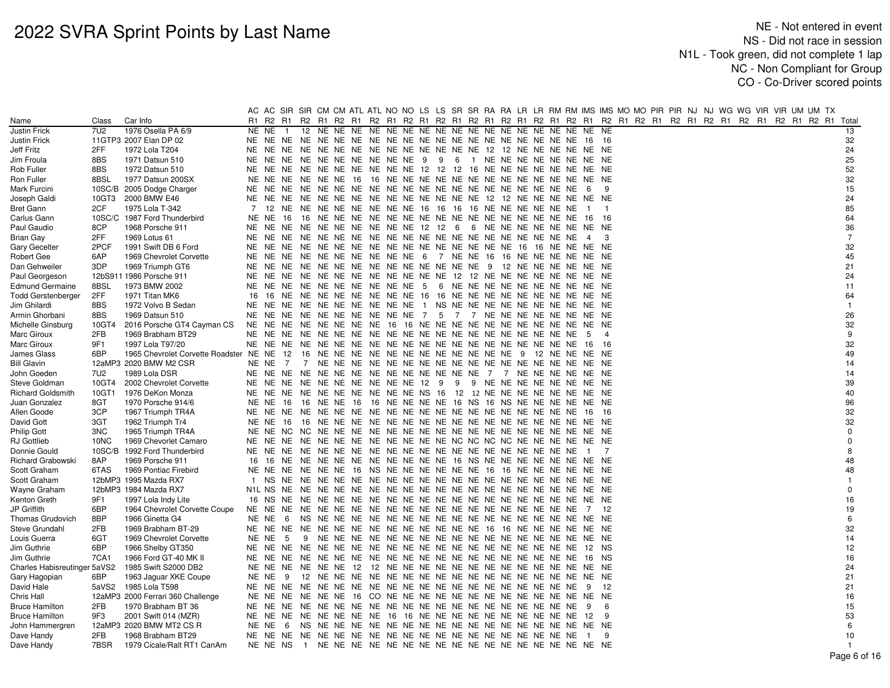# 2022 SVRA Sprint Points by Last Name

NE - Not entered in event
NS - Did not race in session
N1L - Took green, did not complete 1 lap
NC - Non Compliant for Group
CO - Co-Driver scored points

| Name | Class | Car Info | AC R1 | AC R2 | SIR R1 | SIR R2 | CM R1 | CM R2 | ATL R1 | ATL R2 | NO R1 | NO R2 | LS R1 | LS R2 | SR R1 | SR R2 | RA R1 | RA R2 | LR R1 | LR R2 | RM R1 | RM R2 | IMS R1 | IMS R2 | MO R1 | MO R2 | PIR R1 | PIR R2 | NJ R1 | NJ R2 | WG R1 | WG R2 | VIR R1 | VIR R2 | UM R1 | UM R2 | TX R1 | Total |
|---|---|---|---|---|---|---|---|---|---|---|---|---|---|---|---|---|---|---|---|---|---|---|---|---|---|---|---|---|---|---|---|---|---|---|---|---|---|---|
| Justin Frick | 7U2 | 1976 Osella PA 6/9 | NE | NE | 1 | 12 | NE | NE | NE | NE | NE | NE | NE | NE | NE | NE | NE | NE | NE | NE | NE | NE | NE | NE | | | | | | | | | | | | | | 13 |
| Justin Frick | 11GTP3 | 2007 Elan DP 02 | NE | NE | NE | NE | NE | NE | NE | NE | NE | NE | NE | NE | NE | NE | NE | NE | NE | NE | NE | NE | 16 | 16 | | | | | | | | | | | | | | 32 |
| Jeff Fritz | 2FF | 1972 Lola T204 | NE | NE | NE | NE | NE | NE | NE | NE | NE | NE | NE | NE | NE | NE | NE | NE | 12 | 12 | NE | NE | NE | NE | | | | | | | | | | | | | | 24 |
| Jim Froula | 8BS | 1971 Datsun 510 | NE | NE | NE | NE | NE | NE | NE | NE | NE | NE | 9 | 9 | 6 | 1 | NE | NE | NE | NE | NE | NE | NE | NE | | | | | | | | | | | | | | 25 |
| Rob Fuller | 8BS | 1972 Datsun 510 | NE | NE | NE | NE | NE | NE | NE | NE | NE | NE | 12 | 12 | 12 | 16 | NE | NE | NE | NE | NE | NE | NE | NE | | | | | | | | | | | | | | 52 |
| Ron Fuller | 8BSL | 1977 Datsun 200SX | NE | NE | NE | NE | NE | NE | 16 | 16 | NE | NE | NE | NE | NE | NE | NE | NE | NE | NE | NE | NE | NE | NE | | | | | | | | | | | | | | 32 |
| Mark Furcini | 10SC/B | 2005 Dodge Charger | NE | NE | NE | NE | NE | NE | NE | NE | NE | NE | NE | NE | NE | NE | NE | NE | NE | NE | NE | NE | 6 | 9 | | | | | | | | | | | | | | 15 |
| Joseph Galdi | 10GT3 | 2000 BMW E46 | NE | NE | NE | NE | NE | NE | NE | NE | NE | NE | NE | NE | NE | NE | NE | NE | 12 | 12 | NE | NE | NE | NE | | | | | | | | | | | | | | 24 |
| Bret Gann | 2CF | 1975 Lola T-342 | 7 | 12 | NE | NE | NE | NE | NE | NE | NE | NE | 16 | 16 | 16 | 16 | NE | NE | NE | NE | NE | NE | 1 | 1 | | | | | | | | | | | | | | 85 |
| Carlus Gann | 10SC/C | 1987 Ford Thunderbird | NE | NE | 16 | 16 | NE | NE | NE | NE | NE | NE | NE | NE | NE | NE | NE | NE | NE | NE | NE | NE | 16 | 16 | | | | | | | | | | | | | | 64 |
| Paul Gaudio | 8CP | 1968 Porsche 911 | NE | NE | NE | NE | NE | NE | NE | NE | NE | NE | 12 | 12 | 6 | 6 | NE | NE | NE | NE | NE | NE | NE | NE | | | | | | | | | | | | | | 36 |
| Brian Gay | 2FF | 1969 Lotus 61 | NE | NE | NE | NE | NE | NE | NE | NE | NE | NE | NE | NE | NE | NE | NE | NE | NE | NE | NE | NE | 4 | 3 | | | | | | | | | | | | | | 7 |
| Gary Gecelter | 2PCF | 1991 Swift DB 6 Ford | NE | NE | NE | NE | NE | NE | NE | NE | NE | NE | NE | NE | NE | NE | NE | NE | 16 | 16 | NE | NE | NE | NE | | | | | | | | | | | | | | 32 |
| Robert Gee | 6AP | 1969 Chevrolet Corvette | NE | NE | NE | NE | NE | NE | NE | NE | NE | NE | 6 | 7 | NE | NE | 16 | 16 | NE | NE | NE | NE | NE | NE | | | | | | | | | | | | | | 45 |
| Dan Gehweiler | 3DP | 1969 Triumph GT6 | NE | NE | NE | NE | NE | NE | NE | NE | NE | NE | NE | NE | NE | NE | 9 | 12 | NE | NE | NE | NE | NE | NE | | | | | | | | | | | | | | 21 |
| Paul Georgeson | 12bS911 | 1986 Porsche 911 | NE | NE | NE | NE | NE | NE | NE | NE | NE | NE | NE | NE | 12 | 12 | NE | NE | NE | NE | NE | NE | NE | NE | | | | | | | | | | | | | | 24 |
| Edmund Germaine | 8BSL | 1973 BMW 2002 | NE | NE | NE | NE | NE | NE | NE | NE | NE | NE | 5 | 6 | NE | NE | NE | NE | NE | NE | NE | NE | NE | NE | | | | | | | | | | | | | | 11 |
| Todd Gerstenberger | 2FF | 1971 Titan MK6 | 16 | 16 | NE | NE | NE | NE | NE | NE | NE | NE | 16 | 16 | NE | NE | NE | NE | NE | NE | NE | NE | NE | NE | | | | | | | | | | | | | | 64 |
| Jim Ghilardi | 8BS | 1972 Volvo B Sedan | NE | NE | NE | NE | NE | NE | NE | NE | NE | NE | 1 | NS | NE | NE | NE | NE | NE | NE | NE | NE | NE | NE | | | | | | | | | | | | | | 1 |
| Armin Ghorbani | 8BS | 1969 Datsun 510 | NE | NE | NE | NE | NE | NE | NE | NE | NE | NE | 7 | 5 | 7 | 7 | NE | NE | NE | NE | NE | NE | NE | NE | | | | | | | | | | | | | | 26 |
| Michelle Ginsburg | 10GT4 | 2016 Porsche GT4 Cayman CS | NE | NE | NE | NE | NE | NE | NE | NE | 16 | 16 | NE | NE | NE | NE | NE | NE | NE | NE | NE | NE | NE | NE | | | | | | | | | | | | | | 32 |
| Marc Giroux | 2FB | 1969 Brabham BT29 | NE | NE | NE | NE | NE | NE | NE | NE | NE | NE | NE | NE | NE | NE | NE | NE | NE | NE | NE | NE | 5 | 4 | | | | | | | | | | | | | | 9 |
| Marc Giroux | 9F1 | 1997 Lola T97/20 | NE | NE | NE | NE | NE | NE | NE | NE | NE | NE | NE | NE | NE | NE | NE | NE | NE | NE | NE | NE | 16 | 16 | | | | | | | | | | | | | | 32 |
| James Glass | 6BP | 1965 Chevrolet Corvette Roadster | NE | NE | 12 | 16 | NE | NE | NE | NE | NE | NE | NE | NE | NE | NE | NE | NE | 9 | 12 | NE | NE | NE | NE | | | | | | | | | | | | | | 49 |
| Bill Glavin | 12aMP3 | 2020 BMW M2 CSR | NE | NE | 7 | 7 | NE | NE | NE | NE | NE | NE | NE | NE | NE | NE | NE | NE | NE | NE | NE | NE | NE | NE | | | | | | | | | | | | | | 14 |
| John Goeden | 7U2 | 1989 Lola DSR | NE | NE | NE | NE | NE | NE | NE | NE | NE | NE | NE | NE | NE | NE | 7 | 7 | NE | NE | NE | NE | NE | NE | | | | | | | | | | | | | | 14 |
| Steve Goldman | 10GT4 | 2002 Chevrolet Corvette | NE | NE | NE | NE | NE | NE | NE | NE | NE | NE | 12 | 9 | 9 | 9 | NE | NE | NE | NE | NE | NE | NE | NE | | | | | | | | | | | | | | 39 |
| Richard Goldsmith | 10GT1 | 1976 DeKon Monza | NE | NE | NE | NE | NE | NE | NE | NE | NE | NE | NS | 16 | 12 | 12 | NE | NE | NE | NE | NE | NE | NE | NE | | | | | | | | | | | | | | 40 |
| Juan Gonzalez | 8GT | 1970 Porsche 914/6 | NE | NE | 16 | 16 | NE | NE | 16 | 16 | NE | NE | NE | NE | 16 | NS | 16 | NS | NE | NE | NE | NE | NE | NE | | | | | | | | | | | | | | 96 |
| Allen Goode | 3CP | 1967 Triumph TR4A | NE | NE | NE | NE | NE | NE | NE | NE | NE | NE | NE | NE | NE | NE | NE | NE | NE | NE | NE | NE | 16 | 16 | | | | | | | | | | | | | | 32 |
| David Gott | 3GT | 1962 Triumph Tr4 | NE | NE | 16 | 16 | NE | NE | NE | NE | NE | NE | NE | NE | NE | NE | NE | NE | NE | NE | NE | NE | NE | NE | | | | | | | | | | | | | | 32 |
| Philip Gott | 3NC | 1965 Triumph TR4A | NE | NE | NC | NC | NE | NE | NE | NE | NE | NE | NE | NE | NE | NE | NE | NE | NE | NE | NE | NE | NE | NE | | | | | | | | | | | | | | 0 |
| RJ Gottlieb | 10NC | 1969 Chevorlet Camaro | NE | NE | NE | NE | NE | NE | NE | NE | NE | NE | NE | NE | NC | NC | NC | NC | NE | NE | NE | NE | NE | NE | | | | | | | | | | | | | | 0 |
| Donnie Gould | 10SC/B | 1992 Ford Thunderbird | NE | NE | NE | NE | NE | NE | NE | NE | NE | NE | NE | NE | NE | NE | NE | NE | NE | NE | NE | NE | 1 | 7 | | | | | | | | | | | | | | 8 |
| Richard Grabowski | 8AP | 1969 Porsche 911 | 16 | 16 | NE | NE | NE | NE | NE | NE | NE | NE | NE | NE | NE | NE | 16 | NS | NE | NE | NE | NE | NE | NE | | | | | | | | | | | | | | 48 |
| Scott Graham | 6TAS | 1969 Pontiac Firebird | NE | NE | NE | NE | NE | NE | 16 | NS | NE | NE | NE | NE | NE | NE | 16 | 16 | NE | NE | NE | NE | NE | NE | | | | | | | | | | | | | | 48 |
| Scott Graham | 12bMP3 | 1995 Mazda RX7 | 1 | NS | NE | NE | NE | NE | NE | NE | NE | NE | NE | NE | NE | NE | NE | NE | NE | NE | NE | NE | NE | NE | | | | | | | | | | | | | | 1 |
| Wayne Graham | 12bMP3 | 1984 Mazda RX7 | N1L | NS | NE | NE | NE | NE | NE | NE | NE | NE | NE | NE | NE | NE | NE | NE | NE | NE | NE | NE | NE | NE | | | | | | | | | | | | | | 0 |
| Kenton Greth | 9F1 | 1997 Lola Indy Lite | 16 | NS | NE | NE | NE | NE | NE | NE | NE | NE | NE | NE | NE | NE | NE | NE | NE | NE | NE | NE | NE | NE | | | | | | | | | | | | | | 16 |
| JP Griffith | 6BP | 1964 Chevrolet Corvette Coupe | NE | NE | NE | NE | NE | NE | NE | NE | NE | NE | NE | NE | NE | NE | NE | NE | NE | NE | NE | NE | 7 | 12 | | | | | | | | | | | | | | 19 |
| Thomas Grudovich | 8BP | 1966 Ginetta G4 | NE | NE | 6 | NS | NE | NE | NE | NE | NE | NE | NE | NE | NE | NE | NE | NE | NE | NE | NE | NE | NE | NE | | | | | | | | | | | | | | 6 |
| Steve Grundahl | 2FB | 1969 Brabham BT-29 | NE | NE | NE | NE | NE | NE | NE | NE | NE | NE | NE | NE | NE | NE | NE | NE | 16 | 16 | NE | NE | NE | NE | | | | | | | | | | | | | | 32 |
| Louis Guerra | 6GT | 1969 Chevrolet Corvette | NE | NE | 5 | 9 | NE | NE | NE | NE | NE | NE | NE | NE | NE | NE | NE | NE | NE | NE | NE | NE | NE | NE | | | | | | | | | | | | | | 14 |
| Jim Guthrie | 6BP | 1966 Shelby GT350 | NE | NE | NE | NE | NE | NE | NE | NE | NE | NE | NE | NE | NE | NE | NE | NE | NE | NE | NE | NE | 12 | NS | | | | | | | | | | | | | | 12 |
| Jim Guthrie | 7CA1 | 1966 Ford GT-40 MK II | NE | NE | NE | NE | NE | NE | NE | NE | NE | NE | NE | NE | NE | NE | NE | NE | NE | NE | NE | NE | 16 | NS | | | | | | | | | | | | | | 16 |
| Charles Habisreutinger | 5aVS2 | 1985 Swift S2000 DB2 | NE | NE | NE | NE | NE | NE | 12 | 12 | NE | NE | NE | NE | NE | NE | NE | NE | NE | NE | NE | NE | NE | NE | | | | | | | | | | | | | | 24 |
| Gary Hagopian | 6BP | 1963 Jaguar XKE Coupe | NE | NE | 9 | 12 | NE | NE | NE | NE | NE | NE | NE | NE | NE | NE | NE | NE | NE | NE | NE | NE | NE | NE | | | | | | | | | | | | | | 21 |
| David Hale | 5aVS2 | 1985 Lola T598 | NE | NE | NE | NE | NE | NE | NE | NE | NE | NE | NE | NE | NE | NE | NE | NE | NE | NE | NE | NE | 9 | 12 | | | | | | | | | | | | | | 21 |
| Chris Hall | 12aMP3 | 2000 Ferrari 360 Challenge | NE | NE | NE | NE | NE | NE | 16 | CO | NE | NE | NE | NE | NE | NE | NE | NE | NE | NE | NE | NE | NE | NE | | | | | | | | | | | | | | 16 |
| Bruce Hamilton | 2FB | 1970 Brabham BT 36 | NE | NE | NE | NE | NE | NE | NE | NE | NE | NE | NE | NE | NE | NE | NE | NE | NE | NE | NE | NE | 9 | 6 | | | | | | | | | | | | | | 15 |
| Bruce Hamilton | 9F3 | 2001 Swift 014 (MZR) | NE | NE | NE | NE | NE | NE | NE | NE | 16 | 16 | NE | NE | NE | NE | NE | NE | NE | NE | NE | NE | 12 | 9 | | | | | | | | | | | | | | 53 |
| John Hammergren | 12aMP3 | 2020 BMW MT2 CS R | NE | NE | 6 | NS | NE | NE | NE | NE | NE | NE | NE | NE | NE | NE | NE | NE | NE | NE | NE | NE | NE | NE | | | | | | | | | | | | | | 6 |
| Dave Handy | 2FB | 1968 Brabham BT29 | NE | NE | NE | NE | NE | NE | NE | NE | NE | NE | NE | NE | NE | NE | NE | NE | NE | NE | NE | NE | 1 | 9 | | | | | | | | | | | | | | 10 |
| Dave Handy | 7BSR | 1979 Cicale/Ralt RT1 CanAm | NE | NE | NS | 1 | NE | NE | NE | NE | NE | NE | NE | NE | NE | NE | NE | NE | NE | NE | NE | NE | NE | NE | | | | | | | | | | | | | | 1 |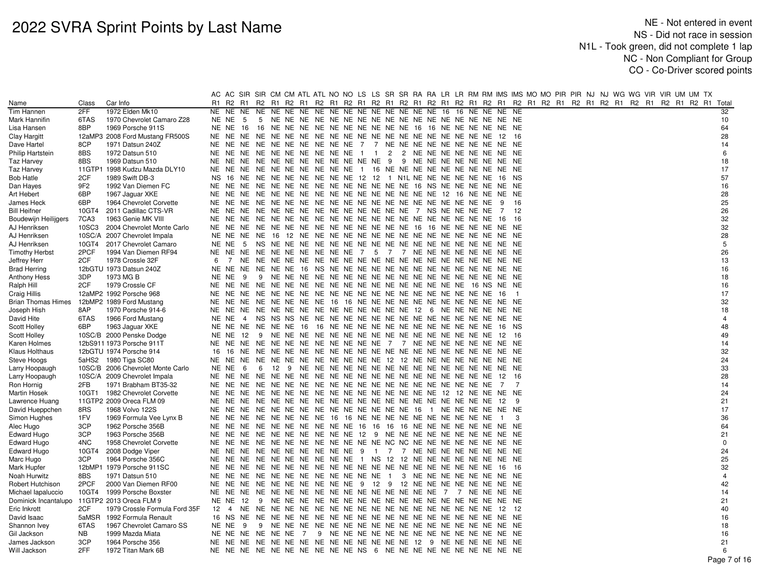# 2022 SVRA Sprint Points by Last Name

NE - Not entered in event
NS - Did not race in session
N1L - Took green, did not complete 1 lap
NC - Non Compliant for Group
CO - Co-Driver scored points

| | | | AC | AC | SIR | SIR | CM | CM | ATL | ATL | NO | NO | LS | LS | SR | SR | RA | RA | LR | LR | RM | RM | IMS | IMS | MO | MO | PIR | PIR | NJ | NJ | WG | WG | VIR | VIR | UM | UM | TX | |
|---|---|---|---|---|---|---|---|---|---|---|---|---|---|---|---|---|---|---|---|---|---|---|---|---|---|---|---|---|---|---|---|---|---|---|---|---|---|---|
| Name | Class | Car Info | R1 | R2 | R1 | R2 | R1 | R2 | R1 | R2 | R1 | R2 | R1 | R2 | R1 | R2 | R1 | R2 | R1 | R2 | R1 | R2 | R1 | R2 | R1 | R2 | R1 | R2 | R1 | R2 | R1 | R2 | R1 | R2 | R1 | R2 | R1 | Total |
| Tim Hannen | 2FF | 1972 Elden Mk10 | NE | NE | NE | NE | NE | NE | NE | NE | NE | NE | NE | NE | NE | NE | NE | NE | 16 | 16 | NE | NE | NE | NE | | | | | | | | | | | | | | 32 |
| Mark Hannifin | 6TAS | 1970 Chevrolet Camaro Z28 | NE | NE | 5 | 5 | NE | NE | NE | NE | NE | NE | NE | NE | NE | NE | NE | NE | NE | NE | NE | NE | NE | NE | | | | | | | | | | | | | | 10 |
| Lisa Hansen | 8BP | 1969 Porsche 911S | NE | NE | 16 | 16 | NE | NE | NE | NE | NE | NE | NE | NE | NE | NE | 16 | 16 | NE | NE | NE | NE | NE | NE | | | | | | | | | | | | | | 64 |
| Clay Hargitt | 12aMP3 | 2008 Ford Mustang FR500S | NE | NE | NE | NE | NE | NE | NE | NE | NE | NE | NE | NE | NE | NE | NE | NE | NE | NE | NE | NE | 12 | 16 | | | | | | | | | | | | | | 28 |
| Dave Hartel | 8CP | 1971 Datsun 240Z | NE | NE | NE | NE | NE | NE | NE | NE | NE | NE | NE | NE | NE | NE | NE | NE | NE | NE | NE | NE | NE | NE | | | | | | | | | | | | | | 14 |
| Philip Hartstein | 8BS | 1972 Datsun 510 | NE | NE | NE | NE | NE | NE | NE | NE | NE | NE | 1 | 1 | 2 | 2 | NE | NE | NE | NE | NE | NE | NE | NE | | | | | | | | | | | | | | 6 |
| Taz Harvey | 8BS | 1969 Datsun 510 | NE | NE | NE | NE | NE | NE | NE | NE | NE | NE | NE | NE | 9 | 9 | NE | NE | NE | NE | NE | NE | NE | NE | | | | | | | | | | | | | | 18 |
| Taz Harvey | 11GTP1 | 1998 Kudzu Mazda DLY10 | NE | NE | NE | NE | NE | NE | NE | NE | NE | NE | NE | 1 | 16 | NE | NE | NE | NE | NE | NE | NE | NE | NE | | | | | | | | | | | | | | 17 |
| Bob Hatle | 2CF | 1989 Swift DB-3 | NS | 16 | NE | NE | NE | NE | NE | NE | NE | NE | 12 | 12 | 1 | N1L | NE | NE | NE | NE | NE | NE | 16 | NS | | | | | | | | | | | | | | 57 |
| Dan Hayes | 9F2 | 1992 Van Diemen FC | NE | NE | NE | NE | NE | NE | NE | NE | NE | NE | NE | NE | NE | NE | 16 | NS | NE | NE | NE | NE | NE | NE | | | | | | | | | | | | | | 16 |
| Art Hebert | 6BP | 1967 Jaguar XKE | NE | NE | NE | NE | NE | NE | NE | NE | NE | NE | NE | NE | NE | NE | NE | NE | 12 | 16 | NE | NE | NE | NE | | | | | | | | | | | | | | 28 |
| James Heck | 6BP | 1964 Chevrolet Corvette | NE | NE | NE | NE | NE | NE | NE | NE | NE | NE | NE | NE | NE | NE | NE | NE | NE | NE | NE | NE | 9 | 16 | | | | | | | | | | | | | | 25 |
| Bill Heifner | 10GT4 | 2011 Cadillac CTS-VR | NE | NE | NE | NE | NE | NE | NE | NE | NE | NE | NE | NE | NE | NE | 7 | NS | NE | NE | NE | NE | 7 | 12 | | | | | | | | | | | | | | 26 |
| Boudewijn Heiligers | 7CA3 | 1963 Genie MK VIII | NE | NE | NE | NE | NE | NE | NE | NE | NE | NE | NE | NE | NE | NE | NE | NE | NE | NE | NE | NE | 16 | 16 | | | | | | | | | | | | | | 32 |
| AJ Henriksen | 10SC3 | 2004 Chevrolet Monte Carlo | NE | NE | NE | NE | NE | NE | NE | NE | NE | NE | NE | NE | NE | NE | 16 | 16 | NE | NE | NE | NE | NE | NE | | | | | | | | | | | | | | 32 |
| AJ Henriksen | 10SC/A | 2007 Chevrolet Impala | NE | NE | NE | NE | 16 | 12 | NE | NE | NE | NE | NE | NE | NE | NE | NE | NE | NE | NE | NE | NE | NE | NE | | | | | | | | | | | | | | 28 |
| AJ Henriksen | 10GT4 | 2017 Chevrolet Camaro | NE | NE | 5 | NS | NE | NE | NE | NE | NE | NE | NE | NE | NE | NE | NE | NE | NE | NE | NE | NE | NE | NE | | | | | | | | | | | | | | 5 |
| Timothy Herbst | 2PCF | 1994 Van Diemen RF94 | NE | NE | NE | NE | NE | NE | NE | NE | NE | NE | 7 | 5 | 7 | 7 | NE | NE | NE | NE | NE | NE | NE | NE | | | | | | | | | | | | | | 26 |
| Jeffrey Herr | 2CF | 1978 Crossle 32F | 6 | 7 | NE | NE | NE | NE | NE | NE | NE | NE | NE | NE | NE | NE | NE | NE | NE | NE | NE | NE | NE | NE | | | | | | | | | | | | | | 13 |
| Brad Herring | 12bGTU | 1973 Datsun 240Z | NE | NE | NE | NE | NE | NE | 16 | NS | NE | NE | NE | NE | NE | NE | NE | NE | NE | NE | NE | NE | NE | NE | | | | | | | | | | | | | | 16 |
| Anthony Hess | 3DP | 1973 MG B | NE | NE | 9 | 9 | NE | NE | NE | NE | NE | NE | NE | NE | NE | NE | NE | NE | NE | NE | NE | NE | NE | NE | | | | | | | | | | | | | | 18 |
| Ralph Hill | 2CF | 1979 Crossle CF | NE | NE | NE | NE | NE | NE | NE | NE | NE | NE | NE | NE | NE | NE | NE | NE | NE | NE | 16 | NS | NE | NE | | | | | | | | | | | | | | 16 |
| Craig Hillis | 12aMP2 | 1992 Porsche 968 | NE | NE | NE | NE | NE | NE | NE | NE | NE | NE | NE | NE | NE | NE | NE | NE | NE | NE | NE | NE | 16 | 1 | | | | | | | | | | | | | | 17 |
| Brian Thomas Himes | 12bMP2 | 1989 Ford Mustang | NE | NE | NE | NE | NE | NE | NE | NE | 16 | 16 | NE | NE | NE | NE | NE | NE | NE | NE | NE | NE | NE | NE | | | | | | | | | | | | | | 32 |
| Joseph Hish | 8AP | 1970 Porsche 914-6 | NE | NE | NE | NE | NE | NE | NE | NE | NE | NE | NE | NE | NE | NE | 12 | 6 | NE | NE | NE | NE | NE | NE | | | | | | | | | | | | | | 18 |
| David Hite | 6TAS | 1966 Ford Mustang | NE | NE | 4 | NS | NS | NS | NE | NE | NE | NE | NE | NE | NE | NE | NE | NE | NE | NE | NE | NE | NE | NE | | | | | | | | | | | | | | 4 |
| Scott Holley | 6BP | 1963 Jaguar XKE | NE | NE | NE | NE | NE | NE | 16 | 16 | NE | NE | NE | NE | NE | NE | NE | NE | NE | NE | NE | NE | 16 | NS | | | | | | | | | | | | | | 48 |
| Scott Holley | 10SC/B | 2000 Penske Dodge | NE | NE | 12 | 9 | NE | NE | NE | NE | NE | NE | NE | NE | NE | NE | NE | NE | NE | NE | NE | NE | 12 | 16 | | | | | | | | | | | | | | 49 |
| Karen Holmes | 12bS911 | 1973 Porsche 911T | NE | NE | NE | NE | NE | NE | NE | NE | NE | NE | NE | NE | 7 | 7 | NE | NE | NE | NE | NE | NE | NE | NE | | | | | | | | | | | | | | 14 |
| Klaus Holthaus | 12bGTU | 1974 Porsche 914 | 16 | 16 | NE | NE | NE | NE | NE | NE | NE | NE | NE | NE | NE | NE | NE | NE | NE | NE | NE | NE | NE | NE | | | | | | | | | | | | | | 32 |
| Steve Hoogs | 5aHS2 | 1980 Tiga SC80 | NE | NE | NE | NE | NE | NE | NE | NE | NE | NE | NE | NE | 12 | 12 | NE | NE | NE | NE | NE | NE | NE | NE | | | | | | | | | | | | | | 24 |
| Larry Hoopaugh | 10SC/B | 2006 Chevrolet Monte Carlo | NE | NE | 6 | 6 | 12 | 9 | NE | NE | NE | NE | NE | NE | NE | NE | NE | NE | NE | NE | NE | NE | NE | NE | | | | | | | | | | | | | | 33 |
| Larry Hoopaugh | 10SC/A | 2009 Chevrolet Impala | NE | NE | NE | NE | NE | NE | NE | NE | NE | NE | NE | NE | NE | NE | NE | NE | NE | NE | NE | NE | 12 | 16 | | | | | | | | | | | | | | 28 |
| Ron Hornig | 2FB | 1971 Brabham BT35-32 | NE | NE | NE | NE | NE | NE | NE | NE | NE | NE | NE | NE | NE | NE | NE | NE | NE | NE | NE | NE | 7 | 7 | | | | | | | | | | | | | | 14 |
| Martin Hosek | 10GT1 | 1982 Chevrolet Corvette | NE | NE | NE | NE | NE | NE | NE | NE | NE | NE | NE | NE | NE | NE | NE | NE | 12 | 12 | NE | NE | NE | NE | | | | | | | | | | | | | | 24 |
| Lawrence Huang | 11GTP2 | 2009 Oreca FLM 09 | NE | NE | NE | NE | NE | NE | NE | NE | NE | NE | NE | NE | NE | NE | NE | NE | NE | NE | NE | NE | 12 | 9 | | | | | | | | | | | | | | 21 |
| David Hueppchen | 8RS | 1968 Volvo 122S | NE | NE | NE | NE | NE | NE | NE | NE | NE | NE | NE | NE | NE | NE | 16 | 1 | NE | NE | NE | NE | NE | NE | | | | | | | | | | | | | | 17 |
| Simon Hughes | 1FV | 1969 Formula Vee Lynx B | NE | NE | NE | NE | NE | NE | NE | NE | 16 | 16 | NE | NE | NE | NE | NE | NE | NE | NE | NE | NE | 1 | 3 | | | | | | | | | | | | | | 36 |
| Alec Hugo | 3CP | 1962 Porsche 356B | NE | NE | NE | NE | NE | NE | NE | NE | NE | NE | 16 | 16 | 16 | 16 | NE | NE | NE | NE | NE | NE | NE | NE | | | | | | | | | | | | | | 64 |
| Edward Hugo | 3CP | 1963 Porsche 356B | NE | NE | NE | NE | NE | NE | NE | NE | NE | NE | NE | 12 | 9 | NE | NE | NE | NE | NE | NE | NE | NE | NE | | | | | | | | | | | | | | 21 |
| Edward Hugo | 4NC | 1958 Chevrolet Corvette | NE | NE | NE | NE | NE | NE | NE | NE | NE | NE | NE | NE | NC | NC | NE | NE | NE | NE | NE | NE | NE | NE | | | | | | | | | | | | | | 0 |
| Edward Hugo | 10GT4 | 2008 Dodge Viper | NE | NE | NE | NE | NE | NE | NE | NE | NE | NE | 9 | 1 | 7 | 7 | NE | NE | NE | NE | NE | NE | NE | NE | | | | | | | | | | | | | | 24 |
| Marc Hugo | 3CP | 1964 Porsche 356C | NE | NE | NE | NE | NE | NE | NE | NE | NE | NE | 1 | NS | 12 | 12 | NE | NE | NE | NE | NE | NE | NE | NE | | | | | | | | | | | | | | 25 |
| Mark Hupfer | 12bMP1 | 1979 Porsche 911SC | NE | NE | NE | NE | NE | NE | NE | NE | NE | NE | NE | NE | NE | NE | NE | NE | NE | NE | NE | NE | 16 | 16 | | | | | | | | | | | | | | 32 |
| Noah Hurwitz | 8BS | 1971 Datsun 510 | NE | NE | NE | NE | NE | NE | NE | NE | NE | NE | NE | NE | 1 | 3 | NE | NE | NE | NE | NE | NE | NE | NE | | | | | | | | | | | | | | 4 |
| Robert Hutchison | 2PCF | 2000 Van Diemen RF00 | NE | NE | NE | NE | NE | NE | NE | NE | NE | NE | 9 | 12 | 9 | 12 | NE | NE | NE | NE | NE | NE | NE | NE | | | | | | | | | | | | | | 42 |
| Michael Iapaluccio | 10GT4 | 1999 Porsche Boxster | NE | NE | NE | NE | NE | NE | NE | NE | NE | NE | NE | NE | NE | NE | NE | NE | 7 | 7 | NE | NE | NE | NE | | | | | | | | | | | | | | 14 |
| Dominick Incantalupo | 11GTP2 | 2013 Oreca FLM 9 | NE | NE | 12 | 9 | NE | NE | NE | NE | NE | NE | NE | NE | NE | NE | NE | NE | NE | NE | NE | NE | NE | NE | | | | | | | | | | | | | | 21 |
| Eric Inkrott | 2CF | 1979 Crossle Formula Ford 35F | 12 | 4 | NE | NE | NE | NE | NE | NE | NE | NE | NE | NE | NE | NE | NE | NE | NE | NE | NE | NE | 12 | 12 | | | | | | | | | | | | | | 40 |
| David Isaac | 5aMSR | 1992 Formula Renault | 16 | NS | NE | NE | NE | NE | NE | NE | NE | NE | NE | NE | NE | NE | NE | NE | NE | NE | NE | NE | NE | NE | | | | | | | | | | | | | | 16 |
| Shannon Ivey | 6TAS | 1967 Chevrolet Camaro SS | NE | NE | 9 | 9 | NE | NE | NE | NE | NE | NE | NE | NE | NE | NE | NE | NE | NE | NE | NE | NE | NE | NE | | | | | | | | | | | | | | 18 |
| Gil Jackson | NB | 1999 Mazda Miata | NE | NE | NE | NE | NE | NE | 7 | 9 | NE | NE | NE | NE | NE | NE | NE | NE | NE | NE | NE | NE | NE | NE | | | | | | | | | | | | | | 16 |
| James Jackson | 3CP | 1964 Porsche 356 | NE | NE | NE | NE | NE | NE | NE | NE | NE | NE | NE | NE | NE | NE | 12 | 9 | NE | NE | NE | NE | NE | NE | | | | | | | | | | | | | | 21 |
| Will Jackson | 2FF | 1972 Titan Mark 6B | NE | NE | NE | NE | NE | NE | NE | NE | NE | NE | NE | NS | 6 | NE | NE | NE | NE | NE | NE | NE | NE | NE | | | | | | | | | | | | | | 6 |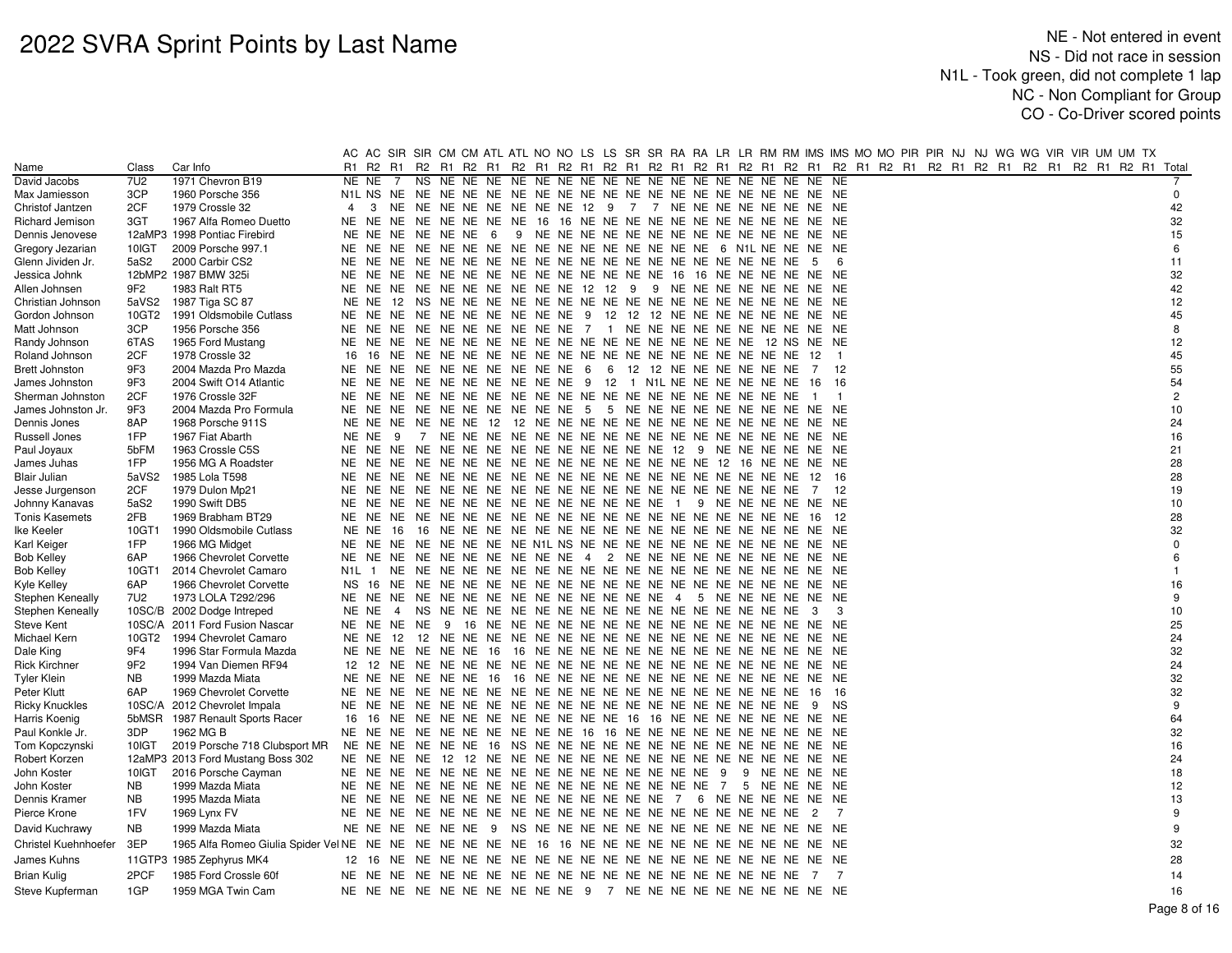# 2022 SVRA Sprint Points by Last Name

NE - Not entered in event
NS - Did not race in session
N1L - Took green, did not complete 1 lap
NC - Non Compliant for Group
CO - Co-Driver scored points

| Name | Class | Car Info | AC R1 | AC R2 | SIR R1 | SIR R2 | CM R1 | CM R2 | ATL R1 | ATL R2 | NO R1 | NO R2 | LS R1 | LS R2 | SR R1 | SR R2 | RA R1 | RA R2 | LR R1 | LR R2 | RM R1 | RM R2 | IMS R1 | IMS R2 | MO R1 | MO R2 | PIR R1 | PIR R2 | NJ R1 | NJ R2 | WG R1 | WG R2 | VIR R1 | VIR R2 | UM R1 | UM R2 | TX R1 | Total |
|---|---|---|---|---|---|---|---|---|---|---|---|---|---|---|---|---|---|---|---|---|---|---|---|---|---|---|---|---|---|---|---|---|---|---|---|---|---|---|
| David Jacobs | 7U2 | 1971 Chevron B19 | NE | NE | 7 | NS | NE | NE | NE | NE | NE | NE | NE | NE | NE | NE | NE | NE | NE | NE | NE | NE | NE | NE | | | | | | | | | | | | | | 7 |
| Max Jamieson | 3CP | 1960 Porsche 356 | N1L | NS | NE | NE | NE | NE | NE | NE | NE | NE | NE | NE | NE | NE | NE | NE | NE | NE | NE | NE | NE | NE | | | | | | | | | | | | | | 0 |
| Christof Jantzen | 2CF | 1979 Crossle 32 | 4 | 3 | NE | NE | NE | NE | NE | NE | NE | NE | 12 | 9 | 7 | 7 | NE | NE | NE | NE | NE | NE | NE | NE | | | | | | | | | | | | | | 42 |
| Richard Jemison | 3GT | 1967 Alfa Romeo Duetto | NE | NE | NE | NE | NE | NE | NE | NE | 16 | 16 | NE | NE | NE | NE | NE | NE | NE | NE | NE | NE | NE | NE | | | | | | | | | | | | | | 32 |
| Dennis Jenovese | 12aMP3 | 1998 Pontiac Firebird | NE | NE | NE | NE | NE | NE | 6 | 9 | NE | NE | NE | NE | NE | NE | NE | NE | NE | NE | NE | NE | NE | NE | | | | | | | | | | | | | | 15 |
| Gregory Jezarian | 10IGT | 2009 Porsche 997.1 | NE | NE | NE | NE | NE | NE | NE | NE | NE | NE | NE | NE | NE | NE | NE | NE | 6 | N1L | NE | NE | NE | NE | | | | | | | | | | | | | | 6 |
| Glenn Jividen Jr. | 5aS2 | 2000 Carbir CS2 | NE | NE | NE | NE | NE | NE | NE | NE | NE | NE | NE | NE | NE | NE | NE | NE | NE | NE | NE | NE | 5 | 6 | | | | | | | | | | | | | | 11 |
| Jessica Johnk | 12bMP2 | 1987 BMW 325i | NE | NE | NE | NE | NE | NE | NE | NE | NE | NE | NE | NE | NE | NE | 16 | 16 | NE | NE | NE | NE | NE | NE | | | | | | | | | | | | | | 32 |
| Allen Johnsen | 9F2 | 1983 Ralt RT5 | NE | NE | NE | NE | NE | NE | NE | NE | NE | NE | 12 | 12 | 9 | 9 | NE | NE | NE | NE | NE | NE | NE | NE | | | | | | | | | | | | | | 42 |
| Christian Johnson | 5aVS2 | 1987 Tiga SC 87 | NE | NE | 12 | NS | NE | NE | NE | NE | NE | NE | NE | NE | NE | NE | NE | NE | NE | NE | NE | NE | NE | NE | | | | | | | | | | | | | | 12 |
| Gordon Johnson | 10GT2 | 1991 Oldsmobile Cutlass | NE | NE | NE | NE | NE | NE | NE | NE | NE | NE | 9 | 12 | 12 | 12 | NE | NE | NE | NE | NE | NE | NE | NE | | | | | | | | | | | | | | 45 |
| Matt Johnson | 3CP | 1956 Porsche 356 | NE | NE | NE | NE | NE | NE | NE | NE | NE | NE | 7 | 1 | NE | NE | NE | NE | NE | NE | NE | NE | NE | NE | | | | | | | | | | | | | | 8 |
| Randy Johnson | 6TAS | 1965 Ford Mustang | NE | NE | NE | NE | NE | NE | NE | NE | NE | NE | NE | NE | NE | NE | NE | NE | NE | NE | 12 | NS | NE | NE | | | | | | | | | | | | | | 12 |
| Roland Johnson | 2CF | 1978 Crossle 32 | 16 | 16 | NE | NE | NE | NE | NE | NE | NE | NE | NE | NE | NE | NE | NE | NE | NE | NE | NE | NE | 12 | 1 | | | | | | | | | | | | | | 45 |
| Brett Johnston | 9F3 | 2004 Mazda Pro Mazda | NE | NE | NE | NE | NE | NE | NE | NE | NE | NE | 6 | 6 | 12 | 12 | NE | NE | NE | NE | NE | NE | 7 | 12 | | | | | | | | | | | | | | 55 |
| James Johnston | 9F3 | 2004 Swift O14 Atlantic | NE | NE | NE | NE | NE | NE | NE | NE | NE | NE | 9 | 12 | 1 | N1L | NE | NE | NE | NE | NE | NE | 16 | 16 | | | | | | | | | | | | | | 54 |
| Sherman Johnston | 2CF | 1976 Crossle 32F | NE | NE | NE | NE | NE | NE | NE | NE | NE | NE | NE | NE | NE | NE | NE | NE | NE | NE | NE | NE | 1 | 1 | | | | | | | | | | | | | | 2 |
| James Johnston Jr. | 9F3 | 2004 Mazda Pro Formula | NE | NE | NE | NE | NE | NE | NE | NE | NE | NE | 5 | 5 | NE | NE | NE | NE | NE | NE | NE | NE | NE | NE | | | | | | | | | | | | | | 10 |
| Dennis Jones | 8AP | 1968 Porsche 911S | NE | NE | NE | NE | NE | NE | 12 | 12 | NE | NE | NE | NE | NE | NE | NE | NE | NE | NE | NE | NE | NE | NE | | | | | | | | | | | | | | 24 |
| Russell Jones | 1FP | 1967 Fiat Abarth | NE | NE | 9 | 7 | NE | NE | NE | NE | NE | NE | NE | NE | NE | NE | NE | NE | NE | NE | NE | NE | NE | NE | | | | | | | | | | | | | | 16 |
| Paul Joyaux | 5bFM | 1963 Crossle C5S | NE | NE | NE | NE | NE | NE | NE | NE | NE | NE | NE | NE | NE | NE | 12 | 9 | NE | NE | NE | NE | NE | NE | | | | | | | | | | | | | | 21 |
| James Juhas | 1FP | 1956 MG A Roadster | NE | NE | NE | NE | NE | NE | NE | NE | NE | NE | NE | NE | NE | NE | NE | NE | 12 | 16 | NE | NE | NE | NE | | | | | | | | | | | | | | 28 |
| Blair Julian | 5aVS2 | 1985 Lola T598 | NE | NE | NE | NE | NE | NE | NE | NE | NE | NE | NE | NE | NE | NE | NE | NE | NE | NE | NE | NE | 12 | 16 | | | | | | | | | | | | | | 28 |
| Jesse Jurgenson | 2CF | 1979 Dulon Mp21 | NE | NE | NE | NE | NE | NE | NE | NE | NE | NE | NE | NE | NE | NE | NE | NE | NE | NE | NE | NE | 7 | 12 | | | | | | | | | | | | | | 19 |
| Johnny Kanavas | 5aS2 | 1990 Swift DB5 | NE | NE | NE | NE | NE | NE | NE | NE | NE | NE | NE | NE | NE | NE | 1 | 9 | NE | NE | NE | NE | NE | NE | | | | | | | | | | | | | | 10 |
| Tonis Kasemets | 2FB | 1969 Brabham BT29 | NE | NE | NE | NE | NE | NE | NE | NE | NE | NE | NE | NE | NE | NE | NE | NE | NE | NE | NE | NE | 16 | 12 | | | | | | | | | | | | | | 28 |
| Ike Keeler | 10GT1 | 1990 Oldsmobile Cutlass | NE | NE | 16 | 16 | NE | NE | NE | NE | NE | NE | NE | NE | NE | NE | NE | NE | NE | NE | NE | NE | NE | NE | | | | | | | | | | | | | | 32 |
| Karl Keiger | 1FP | 1966 MG Midget | NE | NE | NE | NE | NE | NE | NE | NE | N1L | NS | NE | NE | NE | NE | NE | NE | NE | NE | NE | NE | NE | NE | | | | | | | | | | | | | | 0 |
| Bob Kelley | 6AP | 1966 Chevrolet Corvette | NE | NE | NE | NE | NE | NE | NE | NE | NE | NE | 4 | 2 | NE | NE | NE | NE | NE | NE | NE | NE | NE | NE | | | | | | | | | | | | | | 6 |
| Bob Kelley | 10GT1 | 2014 Chevrolet Camaro | N1L | 1 | NE | NE | NE | NE | NE | NE | NE | NE | NE | NE | NE | NE | NE | NE | NE | NE | NE | NE | NE | NE | | | | | | | | | | | | | | 1 |
| Kyle Kelley | 6AP | 1966 Chevrolet Corvette | NS | 16 | NE | NE | NE | NE | NE | NE | NE | NE | NE | NE | NE | NE | NE | NE | NE | NE | NE | NE | NE | NE | | | | | | | | | | | | | | 16 |
| Stephen Keneally | 7U2 | 1973 LOLA T292/296 | NE | NE | NE | NE | NE | NE | NE | NE | NE | NE | NE | NE | NE | NE | 4 | 5 | NE | NE | NE | NE | NE | NE | | | | | | | | | | | | | | 9 |
| Stephen Keneally | 10SC/B | 2002 Dodge Intreped | NE | NE | 4 | NS | NE | NE | NE | NE | NE | NE | NE | NE | NE | NE | NE | NE | NE | NE | NE | NE | 3 | 3 | | | | | | | | | | | | | | 10 |
| Steve Kent | 10SC/A | 2011 Ford Fusion Nascar | NE | NE | NE | NE | 9 | 16 | NE | NE | NE | NE | NE | NE | NE | NE | NE | NE | NE | NE | NE | NE | NE | NE | | | | | | | | | | | | | | 25 |
| Michael Kern | 10GT2 | 1994 Chevrolet Camaro | NE | NE | 12 | 12 | NE | NE | NE | NE | NE | NE | NE | NE | NE | NE | NE | NE | NE | NE | NE | NE | NE | NE | | | | | | | | | | | | | | 24 |
| Dale King | 9F4 | 1996 Star Formula Mazda | NE | NE | NE | NE | NE | NE | 16 | 16 | NE | NE | NE | NE | NE | NE | NE | NE | NE | NE | NE | NE | NE | NE | | | | | | | | | | | | | | 32 |
| Rick Kirchner | 9F2 | 1994 Van Diemen RF94 | 12 | 12 | NE | NE | NE | NE | NE | NE | NE | NE | NE | NE | NE | NE | NE | NE | NE | NE | NE | NE | NE | NE | | | | | | | | | | | | | | 24 |
| Tyler Klein | NB | 1999 Mazda Miata | NE | NE | NE | NE | NE | NE | 16 | 16 | NE | NE | NE | NE | NE | NE | NE | NE | NE | NE | NE | NE | NE | NE | | | | | | | | | | | | | | 32 |
| Peter Klutt | 6AP | 1969 Chevrolet Corvette | NE | NE | NE | NE | NE | NE | NE | NE | NE | NE | NE | NE | NE | NE | NE | NE | NE | NE | NE | NE | 16 | 16 | | | | | | | | | | | | | | 32 |
| Ricky Knuckles | 10SC/A | 2012 Chevrolet Impala | NE | NE | NE | NE | NE | NE | NE | NE | NE | NE | NE | NE | NE | NE | NE | NE | NE | NE | NE | NE | 9 | NS | | | | | | | | | | | | | | 9 |
| Harris Koenig | 5bMSR | 1987 Renault Sports Racer | 16 | 16 | NE | NE | NE | NE | NE | NE | NE | NE | NE | NE | 16 | 16 | NE | NE | NE | NE | NE | NE | NE | NE | | | | | | | | | | | | | | 64 |
| Paul Konkle Jr. | 3DP | 1962 MG B | NE | NE | NE | NE | NE | NE | NE | NE | NE | NE | 16 | 16 | NE | NE | NE | NE | NE | NE | NE | NE | NE | NE | | | | | | | | | | | | | | 32 |
| Tom Kopczynski | 10IGT | 2019 Porsche 718 Clubsport MR | NE | NE | NE | NE | NE | NE | 16 | NS | NE | NE | NE | NE | NE | NE | NE | NE | NE | NE | NE | NE | NE | NE | | | | | | | | | | | | | | 16 |
| Robert Korzen | 12aMP3 | 2013 Ford Mustang Boss 302 | NE | NE | NE | NE | 12 | 12 | NE | NE | NE | NE | NE | NE | NE | NE | NE | NE | NE | NE | NE | NE | NE | NE | | | | | | | | | | | | | | 24 |
| John Koster | 10IGT | 2016 Porsche Cayman | NE | NE | NE | NE | NE | NE | NE | NE | NE | NE | NE | NE | NE | NE | NE | NE | 9 | 9 | NE | NE | NE | NE | | | | | | | | | | | | | | 18 |
| John Koster | NB | 1999 Mazda Miata | NE | NE | NE | NE | NE | NE | NE | NE | NE | NE | NE | NE | NE | NE | NE | NE | 7 | 5 | NE | NE | NE | NE | | | | | | | | | | | | | | 12 |
| Dennis Kramer | NB | 1995 Mazda Miata | NE | NE | NE | NE | NE | NE | NE | NE | NE | NE | NE | NE | NE | NE | 7 | 6 | NE | NE | NE | NE | NE | NE | | | | | | | | | | | | | | 13 |
| Pierce Krone | 1FV | 1969 Lynx FV | NE | NE | NE | NE | NE | NE | NE | NE | NE | NE | NE | NE | NE | NE | NE | NE | NE | NE | NE | NE | 2 | 7 | | | | | | | | | | | | | | 9 |
| David Kuchrawy | NB | 1999 Mazda Miata | NE | NE | NE | NE | NE | NE | 9 | NS | NE | NE | NE | NE | NE | NE | NE | NE | NE | NE | NE | NE | NE | NE | | | | | | | | | | | | | | 9 |
| Christel Kuehnhoefer | 3EP | 1965 Alfa Romeo Giulia Spider Vel | NE | NE | NE | NE | NE | NE | NE | NE | 16 | 16 | NE | NE | NE | NE | NE | NE | NE | NE | NE | NE | NE | NE | | | | | | | | | | | | | | 32 |
| James Kuhns | 11GTP3 | 1985 Zephyrus MK4 | 12 | 16 | NE | NE | NE | NE | NE | NE | NE | NE | NE | NE | NE | NE | NE | NE | NE | NE | NE | NE | NE | NE | | | | | | | | | | | | | | 28 |
| Brian Kulig | 2PCF | 1985 Ford Crossle 60f | NE | NE | NE | NE | NE | NE | NE | NE | NE | NE | NE | NE | NE | NE | NE | NE | NE | NE | NE | NE | 7 | 7 | | | | | | | | | | | | | | 14 |
| Steve Kupferman | 1GP | 1959 MGA Twin Cam | NE | NE | NE | NE | NE | NE | NE | NE | NE | NE | 9 | 7 | NE | NE | NE | NE | NE | NE | NE | NE | NE | NE | | | | | | | | | | | | | | 16 |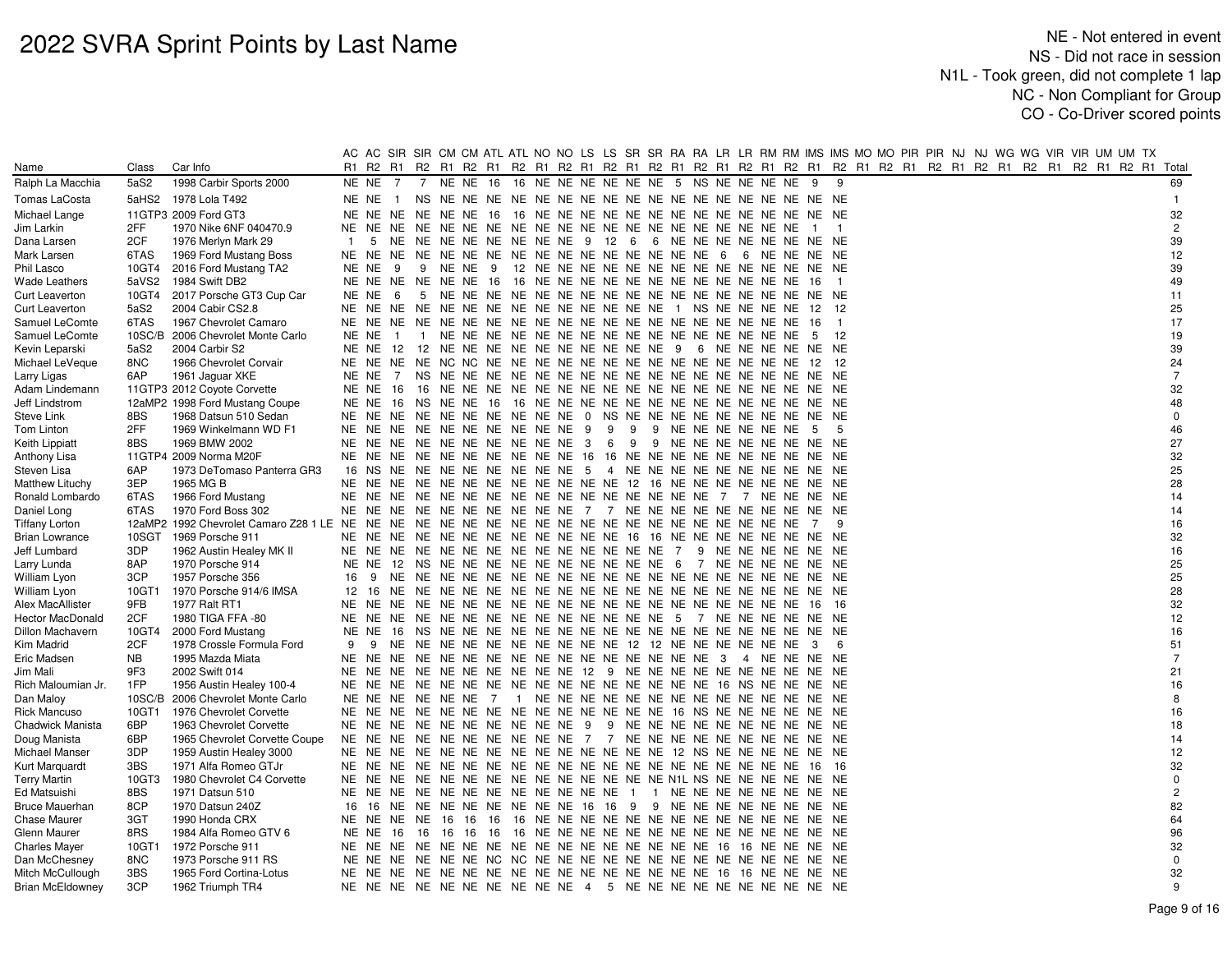# 2022 SVRA Sprint Points by Last Name

NE - Not entered in event
NS - Did not race in session
N1L - Took green, did not complete 1 lap
NC - Non Compliant for Group
CO - Co-Driver scored points

| Name | Class | Car Info | AC R1 | AC R2 | SIR R1 | SIR R2 | CM R1 | CM R2 | ATL R1 | ATL R2 | NO R1 | NO R2 | LS R1 | LS R2 | SR R1 | SR R2 | RA R1 | RA R2 | LR R1 | LR R2 | RM R1 | RM R2 | IMS R1 | IMS R2 | MO R1 | MO R2 | PIR R1 | PIR R2 | NJ R1 | NJ R2 | WG R1 | WG R2 | VIR R1 | VIR R2 | UM R1 | UM R2 | TX R1 | Total |
|---|---|---|---|---|---|---|---|---|---|---|---|---|---|---|---|---|---|---|---|---|---|---|---|---|---|---|---|---|---|---|---|---|---|---|---|---|---|---|
| Ralph La Macchia | 5aS2 | 1998 Carbir Sports 2000 | NE | NE | 7 | 7 | NE | NE | 16 | 16 | NE | NE | NE | NE | NE | NE | 5 | NS | NE | NE | NE | NE | 9 | 9 | | | | | | | | | | | | | | 69 |
| Tomas LaCosta | 5aHS2 | 1978 Lola T492 | NE | NE | 1 | NS | NE | NE | NE | NE | NE | NE | NE | NE | NE | NE | NE | NE | NE | NE | NE | NE | NE | NE | | | | | | | | | | | | | | 1 |
| Michael Lange | 11GTP3 | 2009 Ford GT3 | NE | NE | NE | NE | NE | NE | 16 | 16 | NE | NE | NE | NE | NE | NE | NE | NE | NE | NE | NE | NE | NE | NE | | | | | | | | | | | | | | 32 |
| Jim Larkin | 2FF | 1970 Nike 6NF 040470.9 | NE | NE | NE | NE | NE | NE | NE | NE | NE | NE | NE | NE | NE | NE | NE | NE | NE | NE | NE | NE | 1 | 1 | | | | | | | | | | | | | | 2 |
| Dana Larsen | 2CF | 1976 Merlyn Mark 29 | 1 | 5 | NE | NE | NE | NE | NE | NE | NE | NE | 9 | 12 | 6 | 6 | NE | NE | NE | NE | NE | NE | NE | NE | | | | | | | | | | | | | | 39 |
| Mark Larsen | 6TAS | 1969 Ford Mustang Boss | NE | NE | NE | NE | NE | NE | NE | NE | NE | NE | NE | NE | NE | NE | NE | NE | 6 | 6 | NE | NE | NE | NE | | | | | | | | | | | | | | 12 |
| Phil Lasco | 10GT4 | 2016 Ford Mustang TA2 | NE | NE | 9 | 9 | NE | NE | 9 | 12 | NE | NE | NE | NE | NE | NE | NE | NE | NE | NE | NE | NE | NE | NE | | | | | | | | | | | | | | 39 |
| Wade Leathers | 5aVS2 | 1984 Swift DB2 | NE | NE | NE | NE | NE | NE | 16 | 16 | NE | NE | NE | NE | NE | NE | NE | NE | NE | NE | NE | NE | 16 | 1 | | | | | | | | | | | | | | 49 |
| Curt Leaverton | 10GT4 | 2017 Porsche GT3 Cup Car | NE | NE | 6 | 5 | NE | NE | NE | NE | NE | NE | NE | NE | NE | NE | NE | NE | NE | NE | NE | NE | NE | NE | | | | | | | | | | | | | | 11 |
| Curt Leaverton | 5aS2 | 2004 Cabir CS2.8 | NE | NE | NE | NE | NE | NE | NE | NE | NE | NE | NE | NE | NE | NE | 1 | NS | NE | NE | NE | NE | 12 | 12 | | | | | | | | | | | | | | 25 |
| Samuel LeComte | 6TAS | 1967 Chevrolet Camaro | NE | NE | NE | NE | NE | NE | NE | NE | NE | NE | NE | NE | NE | NE | NE | NE | NE | NE | NE | NE | 16 | 1 | | | | | | | | | | | | | | 17 |
| Samuel LeComte | 10SC/B | 2006 Chevrolet Monte Carlo | NE | NE | 1 | 1 | NE | NE | NE | NE | NE | NE | NE | NE | NE | NE | NE | NE | NE | NE | NE | NE | 5 | 12 | | | | | | | | | | | | | | 19 |
| Kevin Leparski | 5aS2 | 2004 Carbir S2 | NE | NE | 12 | 12 | NE | NE | NE | NE | NE | NE | NE | NE | NE | NE | 9 | 6 | NE | NE | NE | NE | NE | NE | | | | | | | | | | | | | | 39 |
| Michael LeVeque | 8NC | 1966 Chevrolet Corvair | NE | NE | NE | NE | NC | NC | NE | NE | NE | NE | NE | NE | NE | NE | NE | NE | NE | NE | NE | NE | 12 | 12 | | | | | | | | | | | | | | 24 |
| Larry Ligas | 6AP | 1961 Jaguar XKE | NE | NE | 7 | NS | NE | NE | NE | NE | NE | NE | NE | NE | NE | NE | NE | NE | NE | NE | NE | NE | NE | NE | | | | | | | | | | | | | | 7 |
| Adam Lindemann | 11GTP3 | 2012 Coyote Corvette | NE | NE | 16 | 16 | NE | NE | NE | NE | NE | NE | NE | NE | NE | NE | NE | NE | NE | NE | NE | NE | NE | NE | | | | | | | | | | | | | | 32 |
| Jeff Lindstrom | 12aMP2 | 1998 Ford Mustang Coupe | NE | NE | 16 | NS | NE | NE | 16 | 16 | NE | NE | NE | NE | NE | NE | NE | NE | NE | NE | NE | NE | NE | NE | | | | | | | | | | | | | | 48 |
| Steve Link | 8BS | 1968 Datsun 510 Sedan | NE | NE | NE | NE | NE | NE | NE | NE | NE | NE | 0 | NS | NE | NE | NE | NE | NE | NE | NE | NE | NE | NE | | | | | | | | | | | | | | 0 |
| Tom Linton | 2FF | 1969 Winkelmann WD F1 | NE | NE | NE | NE | NE | NE | NE | NE | NE | NE | 9 | 9 | 9 | 9 | NE | NE | NE | NE | NE | NE | 5 | 5 | | | | | | | | | | | | | | 46 |
| Keith Lippiatt | 8BS | 1969 BMW 2002 | NE | NE | NE | NE | NE | NE | NE | NE | NE | NE | 3 | 6 | 9 | 9 | NE | NE | NE | NE | NE | NE | NE | NE | | | | | | | | | | | | | | 27 |
| Anthony Lisa | 11GTP4 | 2009 Norma M20F | NE | NE | NE | NE | NE | NE | NE | NE | NE | NE | 16 | 16 | NE | NE | NE | NE | NE | NE | NE | NE | NE | NE | | | | | | | | | | | | | | 32 |
| Steven Lisa | 6AP | 1973 DeTomaso Panterra GR3 | 16 | NS | NE | NE | NE | NE | NE | NE | NE | NE | 5 | 4 | NE | NE | NE | NE | NE | NE | NE | NE | NE | NE | | | | | | | | | | | | | | 25 |
| Matthew Lituchy | 3EP | 1965 MG B | NE | NE | NE | NE | NE | NE | NE | NE | NE | NE | NE | NE | 12 | 16 | NE | NE | NE | NE | NE | NE | NE | NE | | | | | | | | | | | | | | 28 |
| Ronald Lombardo | 6TAS | 1966 Ford Mustang | NE | NE | NE | NE | NE | NE | NE | NE | NE | NE | NE | NE | NE | NE | NE | NE | 7 | 7 | NE | NE | NE | NE | | | | | | | | | | | | | | 14 |
| Daniel Long | 6TAS | 1970 Ford Boss 302 | NE | NE | NE | NE | NE | NE | NE | NE | NE | NE | 7 | 7 | NE | NE | NE | NE | NE | NE | NE | NE | NE | NE | | | | | | | | | | | | | | 14 |
| Tiffany Lorton | 12aMP2 | 1992 Chevrolet Camaro Z28 1 LE | NE | NE | NE | NE | NE | NE | NE | NE | NE | NE | NE | NE | NE | NE | NE | NE | NE | NE | NE | NE | 7 | 9 | | | | | | | | | | | | | | 16 |
| Brian Lowrance | 10SGT | 1969 Porsche 911 | NE | NE | NE | NE | NE | NE | NE | NE | NE | NE | NE | NE | 16 | 16 | NE | NE | NE | NE | NE | NE | NE | NE | | | | | | | | | | | | | | 32 |
| Jeff Lumbard | 3DP | 1962 Austin Healey MK II | NE | NE | NE | NE | NE | NE | NE | NE | NE | NE | NE | NE | NE | NE | NE | NE | 7 | 9 | NE | NE | NE | NE | | | | | | | | | | | | | | 16 |
| Larry Lunda | 8AP | 1970 Porsche 914 | NE | NE | 12 | NS | NE | NE | NE | NE | NE | NE | NE | NE | NE | NE | NE | NE | 6 | 7 | NE | NE | NE | NE | | | | | | | | | | | | | | 25 |
| William Lyon | 3CP | 1957 Porsche 356 | 16 | 9 | NE | NE | NE | NE | NE | NE | NE | NE | NE | NE | NE | NE | NE | NE | NE | NE | NE | NE | NE | NE | | | | | | | | | | | | | | 25 |
| William Lyon | 10GT1 | 1970 Porsche 914/6 IMSA | 12 | 16 | NE | NE | NE | NE | NE | NE | NE | NE | NE | NE | NE | NE | NE | NE | NE | NE | NE | NE | NE | NE | | | | | | | | | | | | | | 28 |
| Alex MacAllister | 9FB | 1977 Ralt RT1 | NE | NE | NE | NE | NE | NE | NE | NE | NE | NE | NE | NE | NE | NE | NE | NE | NE | NE | NE | NE | 16 | 16 | | | | | | | | | | | | | | 32 |
| Hector MacDonald | 2CF | 1980 TIGA FFA -80 | NE | NE | NE | NE | NE | NE | NE | NE | NE | NE | NE | NE | NE | NE | NE | NE | 5 | 7 | NE | NE | NE | NE | | | | | | | | | | | | | | 12 |
| Dillon Machavern | 10GT4 | 2000 Ford Mustang | NE | NE | 16 | NS | NE | NE | NE | NE | NE | NE | NE | NE | NE | NE | NE | NE | NE | NE | NE | NE | NE | NE | | | | | | | | | | | | | | 16 |
| Kim Madrid | 2CF | 1978 Crossle Formula Ford | 9 | 9 | NE | NE | NE | NE | NE | NE | NE | NE | NE | NE | 12 | 12 | NE | NE | NE | NE | NE | NE | 3 | 6 | | | | | | | | | | | | | | 51 |
| Eric Madsen | NB | 1995 Mazda Miata | NE | NE | NE | NE | NE | NE | NE | NE | NE | NE | NE | NE | NE | NE | NE | NE | 3 | 4 | NE | NE | NE | NE | | | | | | | | | | | | | | 7 |
| Jim Mali | 9F3 | 2002 Swift 014 | NE | NE | NE | NE | NE | NE | NE | NE | NE | NE | 12 | 9 | NE | NE | NE | NE | NE | NE | NE | NE | NE | NE | | | | | | | | | | | | | | 21 |
| Rich Maloumian Jr. | 1FP | 1956 Austin Healey 100-4 | NE | NE | NE | NE | NE | NE | NE | NE | NE | NE | NE | NE | NE | NE | NE | NE | 16 | NS | NE | NE | NE | NE | | | | | | | | | | | | | | 16 |
| Dan Maloy | 10SC/B | 2006 Chevrolet Monte Carlo | NE | NE | NE | NE | NE | NE | 7 | 1 | NE | NE | NE | NE | NE | NE | NE | NE | NE | NE | NE | NE | NE | NE | | | | | | | | | | | | | | 8 |
| Rick Mancuso | 10GT1 | 1976 Chevrolet Corvette | NE | NE | NE | NE | NE | NE | NE | NE | NE | NE | NE | NE | NE | NE | 16 | NS | NE | NE | NE | NE | NE | NE | | | | | | | | | | | | | | 16 |
| Chadwick Manista | 6BP | 1963 Chevrolet Corvette | NE | NE | NE | NE | NE | NE | NE | NE | NE | NE | 9 | 9 | NE | NE | NE | NE | NE | NE | NE | NE | NE | NE | | | | | | | | | | | | | | 18 |
| Doug Manista | 6BP | 1965 Chevrolet Corvette Coupe | NE | NE | NE | NE | NE | NE | NE | NE | NE | NE | 7 | 7 | NE | NE | NE | NE | NE | NE | NE | NE | NE | NE | | | | | | | | | | | | | | 14 |
| Michael Manser | 3DP | 1959 Austin Healey 3000 | NE | NE | NE | NE | NE | NE | NE | NE | NE | NE | NE | NE | NE | NE | 12 | NS | NE | NE | NE | NE | NE | NE | | | | | | | | | | | | | | 12 |
| Kurt Marquardt | 3BS | 1971 Alfa Romeo GTJr | NE | NE | NE | NE | NE | NE | NE | NE | NE | NE | NE | NE | NE | NE | NE | NE | NE | NE | NE | NE | 16 | 16 | | | | | | | | | | | | | | 32 |
| Terry Martin | 10GT3 | 1980 Chevrolet C4 Corvette | NE | NE | NE | NE | NE | NE | NE | NE | NE | NE | NE | NE | NE | NE | N1L | NS | NE | NE | NE | NE | NE | NE | | | | | | | | | | | | | | 0 |
| Ed Matsuishi | 8BS | 1971 Datsun 510 | NE | NE | NE | NE | NE | NE | NE | NE | NE | NE | NE | NE | 1 | 1 | NE | NE | NE | NE | NE | NE | NE | NE | | | | | | | | | | | | | | 2 |
| Bruce Mauerhan | 8CP | 1970 Datsun 240Z | 16 | 16 | NE | NE | NE | NE | NE | NE | NE | NE | 16 | 16 | 9 | 9 | NE | NE | NE | NE | NE | NE | NE | NE | | | | | | | | | | | | | | 82 |
| Chase Maurer | 3GT | 1990 Honda CRX | NE | NE | NE | NE | 16 | 16 | 16 | 16 | NE | NE | NE | NE | NE | NE | NE | NE | NE | NE | NE | NE | NE | NE | | | | | | | | | | | | | | 64 |
| Glenn Maurer | 8RS | 1984 Alfa Romeo GTV 6 | NE | NE | 16 | 16 | 16 | 16 | 16 | 16 | NE | NE | NE | NE | NE | NE | NE | NE | NE | NE | NE | NE | NE | NE | | | | | | | | | | | | | | 96 |
| Charles Mayer | 10GT1 | 1972 Porsche 911 | NE | NE | NE | NE | NE | NE | NE | NE | NE | NE | NE | NE | NE | NE | NE | NE | 16 | 16 | NE | NE | NE | NE | | | | | | | | | | | | | | 32 |
| Dan McChesney | 8NC | 1973 Porsche 911 RS | NE | NE | NE | NE | NE | NE | NC | NC | NE | NE | NE | NE | NE | NE | NE | NE | NE | NE | NE | NE | NE | NE | | | | | | | | | | | | | | 0 |
| Mitch McCullough | 3BS | 1965 Ford Cortina-Lotus | NE | NE | NE | NE | NE | NE | NE | NE | NE | NE | NE | NE | NE | NE | NE | NE | 16 | 16 | NE | NE | NE | NE | | | | | | | | | | | | | | 32 |
| Brian McEldowney | 3CP | 1962 Triumph TR4 | NE | NE | NE | NE | NE | NE | NE | NE | NE | NE | 4 | 5 | NE | NE | NE | NE | NE | NE | NE | NE | NE | NE | | | | | | | | | | | | | | 9 |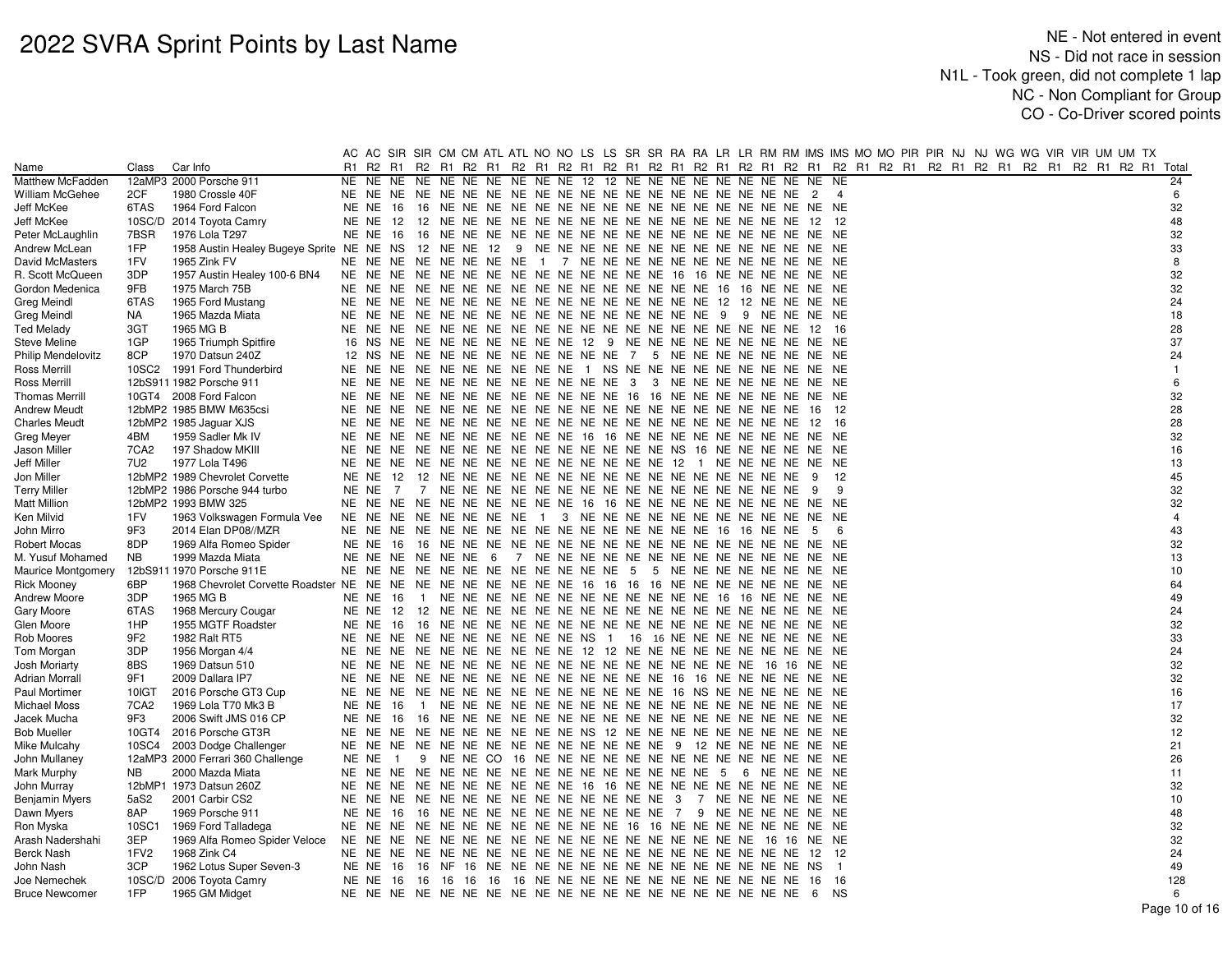| | | | AC | AC | SIR | SIR | CM | CM | ATL | ATL | NO | NO | LS | LS | SR | SR | RA | RA | LR | LR | RM | RM | IMS | IMS | MO | MO | PIR | PIR | NJ | NJ | WG | WG | VIR | VIR | UM | UM | TX | |
|---|---|---|---|---|---|---|---|---|---|---|---|---|---|---|---|---|---|---|---|---|---|---|---|---|---|---|---|---|---|---|---|---|---|---|---|---|---|---|
| Name | Class | Car Info | R1 | R2 | R1 | R2 | R1 | R2 | R1 | R2 | R1 | R2 | R1 | R2 | R1 | R2 | R1 | R2 | R1 | R2 | R1 | R2 | R1 | R2 | R1 | R2 | R1 | R2 | R1 | R2 | R1 | R2 | R1 | R2 | R1 | R2 | R1 | Total |
| Matthew McFadden | 12aMP3 | 2000 Porsche 911 | NE | NE | NE | NE | NE | NE | NE | NE | NE | NE | 12 | 12 | NE | NE | NE | NE | NE | NE | NE | NE | NE | NE | | | | | | | | | | | | | | 24 |
| William McGehee | 2CF | 1980 Crossle 40F | NE | NE | NE | NE | NE | NE | NE | NE | NE | NE | NE | NE | NE | NE | NE | NE | NE | NE | NE | NE | 2 | 4 | | | | | | | | | | | | | | 6 |
| Jeff McKee | 6TAS | 1964 Ford Falcon | NE | NE | 16 | 16 | NE | NE | NE | NE | NE | NE | NE | NE | NE | NE | NE | NE | NE | NE | NE | NE | NE | NE | | | | | | | | | | | | | | 32 |
| Jeff McKee | 10SC/D | 2014 Toyota Camry | NE | NE | 12 | 12 | NE | NE | NE | NE | NE | NE | NE | NE | NE | NE | NE | NE | NE | NE | NE | NE | 12 | 12 | | | | | | | | | | | | | | 48 |
| Peter McLaughlin | 7BSR | 1976 Lola T297 | NE | NE | 16 | 16 | NE | NE | NE | NE | NE | NE | NE | NE | NE | NE | NE | NE | NE | NE | NE | NE | NE | NE | | | | | | | | | | | | | | 32 |
| Andrew McLean | 1FP | 1958 Austin Healey Bugeye Sprite | NE | NE | NS | 12 | NE | NE | 12 | 9 | NE | NE | NE | NE | NE | NE | NE | NE | NE | NE | NE | NE | NE | NE | | | | | | | | | | | | | | 33 |
| David McMasters | 1FV | 1965 Zink FV | NE | NE | NE | NE | NE | NE | NE | NE | 1 | 7 | NE | NE | NE | NE | NE | NE | NE | NE | NE | NE | NE | NE | | | | | | | | | | | | | | 8 |
| R. Scott McQueen | 3DP | 1957 Austin Healey 100-6 BN4 | NE | NE | NE | NE | NE | NE | NE | NE | NE | NE | NE | NE | NE | NE | 16 | 16 | NE | NE | NE | NE | NE | NE | | | | | | | | | | | | | | 32 |
| Gordon Medenica | 9FB | 1975 March 75B | NE | NE | NE | NE | NE | NE | NE | NE | NE | NE | NE | NE | NE | NE | NE | NE | 16 | 16 | NE | NE | NE | NE | | | | | | | | | | | | | | 32 |
| Greg Meindl | 6TAS | 1965 Ford Mustang | NE | NE | NE | NE | NE | NE | NE | NE | NE | NE | NE | NE | NE | NE | NE | NE | 12 | 12 | NE | NE | NE | NE | | | | | | | | | | | | | | 24 |
| Greg Meindl | NA | 1965 Mazda Miata | NE | NE | NE | NE | NE | NE | NE | NE | NE | NE | NE | NE | NE | NE | NE | NE | 9 | 9 | NE | NE | NE | NE | | | | | | | | | | | | | | 18 |
| Ted Melady | 3GT | 1965 MG B | NE | NE | NE | NE | NE | NE | NE | NE | NE | NE | NE | NE | NE | NE | NE | NE | NE | NE | NE | NE | 12 | 16 | | | | | | | | | | | | | | 28 |
| Steve Meline | 1GP | 1965 Triumph Spitfire | 16 | NS | NE | NE | NE | NE | NE | NE | NE | NE | 12 | 9 | NE | NE | NE | NE | NE | NE | NE | NE | NE | NE | | | | | | | | | | | | | | 37 |
| Philip Mendelovitz | 8CP | 1970 Datsun 240Z | 12 | NS | NE | NE | NE | NE | NE | NE | NE | NE | NE | NE | 7 | 5 | NE | NE | NE | NE | NE | NE | NE | NE | | | | | | | | | | | | | | 24 |
| Ross Merrill | 10SC2 | 1991 Ford Thunderbird | NE | NE | NE | NE | NE | NE | NE | NE | NE | NE | 1 | NS | NE | NE | NE | NE | NE | NE | NE | NE | NE | NE | | | | | | | | | | | | | | 1 |
| Ross Merrill | 12bS911 | 1982 Porsche 911 | NE | NE | NE | NE | NE | NE | NE | NE | NE | NE | NE | NE | 3 | 3 | NE | NE | NE | NE | NE | NE | NE | NE | | | | | | | | | | | | | | 6 |
| Thomas Merrill | 10GT4 | 2008 Ford Falcon | NE | NE | NE | NE | NE | NE | NE | NE | NE | NE | NE | NE | 16 | 16 | NE | NE | NE | NE | NE | NE | NE | NE | | | | | | | | | | | | | | 32 |
| Andrew Meudt | 12bMP2 | 1985 BMW M635csi | NE | NE | NE | NE | NE | NE | NE | NE | NE | NE | NE | NE | NE | NE | NE | NE | NE | NE | NE | NE | 16 | 12 | | | | | | | | | | | | | | 28 |
| Charles Meudt | 12bMP2 | 1985 Jaguar XJS | NE | NE | NE | NE | NE | NE | NE | NE | NE | NE | NE | NE | NE | NE | NE | NE | NE | NE | NE | NE | 12 | 16 | | | | | | | | | | | | | | 28 |
| Greg Meyer | 4BM | 1959 Sadler Mk IV | NE | NE | NE | NE | NE | NE | NE | NE | NE | NE | 16 | 16 | NE | NE | NE | NE | NE | NE | NE | NE | NE | NE | | | | | | | | | | | | | | 32 |
| Jason Miller | 7CA2 | 197 Shadow MKIII | NE | NE | NE | NE | NE | NE | NE | NE | NE | NE | NE | NE | NE | NE | NS | 16 | NE | NE | NE | NE | NE | NE | | | | | | | | | | | | | | 16 |
| Jeff Miller | 7U2 | 1977 Lola T496 | NE | NE | NE | NE | NE | NE | NE | NE | NE | NE | NE | NE | NE | NE | 12 | 1 | NE | NE | NE | NE | NE | NE | | | | | | | | | | | | | | 13 |
| Jon Miller | 12bMP2 | 1989 Chevrolet Corvette | NE | NE | 12 | 12 | NE | NE | NE | NE | NE | NE | NE | NE | NE | NE | NE | NE | NE | NE | NE | NE | 9 | 12 | | | | | | | | | | | | | | 45 |
| Terry Miller | 12bMP2 | 1986 Porsche 944 turbo | NE | NE | 7 | 7 | NE | NE | NE | NE | NE | NE | NE | NE | NE | NE | NE | NE | NE | NE | NE | NE | 9 | 9 | | | | | | | | | | | | | | 32 |
| Matt Million | 12bMP2 | 1993 BMW 325 | NE | NE | NE | NE | NE | NE | NE | NE | NE | NE | 16 | 16 | NE | NE | NE | NE | NE | NE | NE | NE | NE | NE | | | | | | | | | | | | | | 32 |
| Ken Milvid | 1FV | 1963 Volkswagen Formula Vee | NE | NE | NE | NE | NE | NE | NE | NE | 1 | 3 | NE | NE | NE | NE | NE | NE | NE | NE | NE | NE | NE | NE | | | | | | | | | | | | | | 4 |
| John Mirro | 9F3 | 2014 Elan DP08//MZR | NE | NE | NE | NE | NE | NE | NE | NE | NE | NE | NE | NE | NE | NE | NE | NE | 16 | 16 | NE | NE | 5 | 6 | | | | | | | | | | | | | | 43 |
| Robert Mocas | 8DP | 1969 Alfa Romeo Spider | NE | NE | 16 | 16 | NE | NE | NE | NE | NE | NE | NE | NE | NE | NE | NE | NE | NE | NE | NE | NE | NE | NE | | | | | | | | | | | | | | 32 |
| M. Yusuf Mohamed | NB | 1999 Mazda Miata | NE | NE | NE | NE | NE | NE | 6 | 7 | NE | NE | NE | NE | NE | NE | NE | NE | NE | NE | NE | NE | NE | NE | | | | | | | | | | | | | | 13 |
| Maurice Montgomery | 12bS911 | 1970 Porsche 911E | NE | NE | NE | NE | NE | NE | NE | NE | NE | NE | NE | NE | 5 | 5 | NE | NE | NE | NE | NE | NE | NE | NE | | | | | | | | | | | | | | 10 |
| Rick Mooney | 6BP | 1968 Chevrolet Corvette Roadster | NE | NE | NE | NE | NE | NE | NE | NE | NE | NE | 16 | 16 | 16 | 16 | NE | NE | NE | NE | NE | NE | NE | NE | | | | | | | | | | | | | | 64 |
| Andrew Moore | 3DP | 1965 MG B | NE | NE | 16 | 1 | NE | NE | NE | NE | NE | NE | NE | NE | NE | NE | NE | NE | 16 | 16 | NE | NE | NE | NE | | | | | | | | | | | | | | 49 |
| Gary Moore | 6TAS | 1968 Mercury Cougar | NE | NE | 12 | 12 | NE | NE | NE | NE | NE | NE | NE | NE | NE | NE | NE | NE | NE | NE | NE | NE | NE | NE | | | | | | | | | | | | | | 24 |
| Glen Moore | 1HP | 1955 MGTF Roadster | NE | NE | 16 | 16 | NE | NE | NE | NE | NE | NE | NE | NE | NE | NE | NE | NE | NE | NE | NE | NE | NE | NE | | | | | | | | | | | | | | 32 |
| Rob Moores | 9F2 | 1982 Ralt RT5 | NE | NE | NE | NE | NE | NE | NE | NE | NE | NE | NS | 1 | 16 | 16 | NE | NE | NE | NE | NE | NE | NE | NE | | | | | | | | | | | | | | 33 |
| Tom Morgan | 3DP | 1956 Morgan 4/4 | NE | NE | NE | NE | NE | NE | NE | NE | NE | NE | 12 | 12 | NE | NE | NE | NE | NE | NE | NE | NE | NE | NE | | | | | | | | | | | | | | 24 |
| Josh Moriarty | 8BS | 1969 Datsun 510 | NE | NE | NE | NE | NE | NE | NE | NE | NE | NE | NE | NE | NE | NE | NE | NE | NE | NE | 16 | 16 | NE | NE | | | | | | | | | | | | | | 32 |
| Adrian Morrall | 9F1 | 2009 Dallara IP7 | NE | NE | NE | NE | NE | NE | NE | NE | NE | NE | NE | NE | NE | NE | 16 | 16 | NE | NE | NE | NE | NE | NE | | | | | | | | | | | | | | 32 |
| Paul Mortimer | 10IGT | 2016 Porsche GT3 Cup | NE | NE | NE | NE | NE | NE | NE | NE | NE | NE | NE | NE | NE | NE | 16 | NS | NE | NE | NE | NE | NE | NE | | | | | | | | | | | | | | 16 |
| Michael Moss | 7CA2 | 1969 Lola T70 Mk3 B | NE | NE | 16 | 1 | NE | NE | NE | NE | NE | NE | NE | NE | NE | NE | NE | NE | NE | NE | NE | NE | NE | NE | | | | | | | | | | | | | | 17 |
| Jacek Mucha | 9F3 | 2006 Swift JMS 016 CP | NE | NE | 16 | 16 | NE | NE | NE | NE | NE | NE | NE | NE | NE | NE | NE | NE | NE | NE | NE | NE | NE | NE | | | | | | | | | | | | | | 32 |
| Bob Mueller | 10GT4 | 2016 Porsche GT3R | NE | NE | NE | NE | NE | NE | NE | NE | NE | NE | NS | 12 | NE | NE | NE | NE | NE | NE | NE | NE | NE | NE | | | | | | | | | | | | | | 12 |
| Mike Mulcahy | 10SC4 | 2003 Dodge Challenger | NE | NE | NE | NE | NE | NE | NE | NE | NE | NE | NE | NE | NE | NE | 9 | 12 | NE | NE | NE | NE | NE | NE | | | | | | | | | | | | | | 21 |
| John Mullaney | 12aMP3 | 2000 Ferrari 360 Challenge | NE | NE | 1 | 9 | NE | NE | CO | 16 | NE | NE | NE | NE | NE | NE | NE | NE | NE | NE | NE | NE | NE | NE | | | | | | | | | | | | | | 26 |
| Mark Murphy | NB | 2000 Mazda Miata | NE | NE | NE | NE | NE | NE | NE | NE | NE | NE | NE | NE | NE | NE | NE | NE | 5 | 6 | NE | NE | NE | NE | | | | | | | | | | | | | | 11 |
| John Murray | 12bMP1 | 1973 Datsun 260Z | NE | NE | NE | NE | NE | NE | NE | NE | NE | NE | 16 | 16 | NE | NE | NE | NE | NE | NE | NE | NE | NE | NE | | | | | | | | | | | | | | 32 |
| Benjamin Myers | 5aS2 | 2001 Carbir CS2 | NE | NE | NE | NE | NE | NE | NE | NE | NE | NE | NE | NE | NE | NE | 3 | 7 | NE | NE | NE | NE | NE | NE | | | | | | | | | | | | | | 10 |
| Dawn Myers | 8AP | 1969 Porsche 911 | NE | NE | 16 | 16 | NE | NE | NE | NE | NE | NE | NE | NE | NE | NE | 7 | 9 | NE | NE | NE | NE | NE | NE | | | | | | | | | | | | | | 48 |
| Ron Myska | 10SC1 | 1969 Ford Talladega | NE | NE | NE | NE | NE | NE | NE | NE | NE | NE | NE | NE | 16 | 16 | NE | NE | NE | NE | NE | NE | NE | NE | | | | | | | | | | | | | | 32 |
| Arash Nadershahi | 3EP | 1969 Alfa Romeo Spider Veloce | NE | NE | NE | NE | NE | NE | NE | NE | NE | NE | NE | NE | NE | NE | NE | NE | NE | NE | 16 | 16 | NE | NE | | | | | | | | | | | | | | 32 |
| Berck Nash | 1FV2 | 1968 Zink C4 | NE | NE | NE | NE | NE | NE | NE | NE | NE | NE | NE | NE | NE | NE | NE | NE | NE | NE | NE | NE | 12 | 12 | | | | | | | | | | | | | | 24 |
| John Nash | 3CP | 1962 Lotus Super Seven-3 | NE | NE | 16 | 16 | NF | 16 | NE | NE | NE | NE | NE | NE | NE | NE | NE | NE | NE | NE | NE | NE | NS | 1 | | | | | | | | | | | | | | 49 |
| Joe Nemechek | 10SC/D | 2006 Toyota Camry | NE | NE | 16 | 16 | 16 | 16 | 16 | 16 | NE | NE | NE | NE | NE | NE | NE | NE | NE | NE | NE | NE | 16 | 16 | | | | | | | | | | | | | | 128 |
| Bruce Newcomer | 1FP | 1965 GM Midget | NE | NE | NE | NE | NE | NE | NE | NE | NE | NE | NE | NE | NE | NE | NE | NE | NE | NE | NE | NE | 6 | NS | | | | | | | | | | | | | | 6 |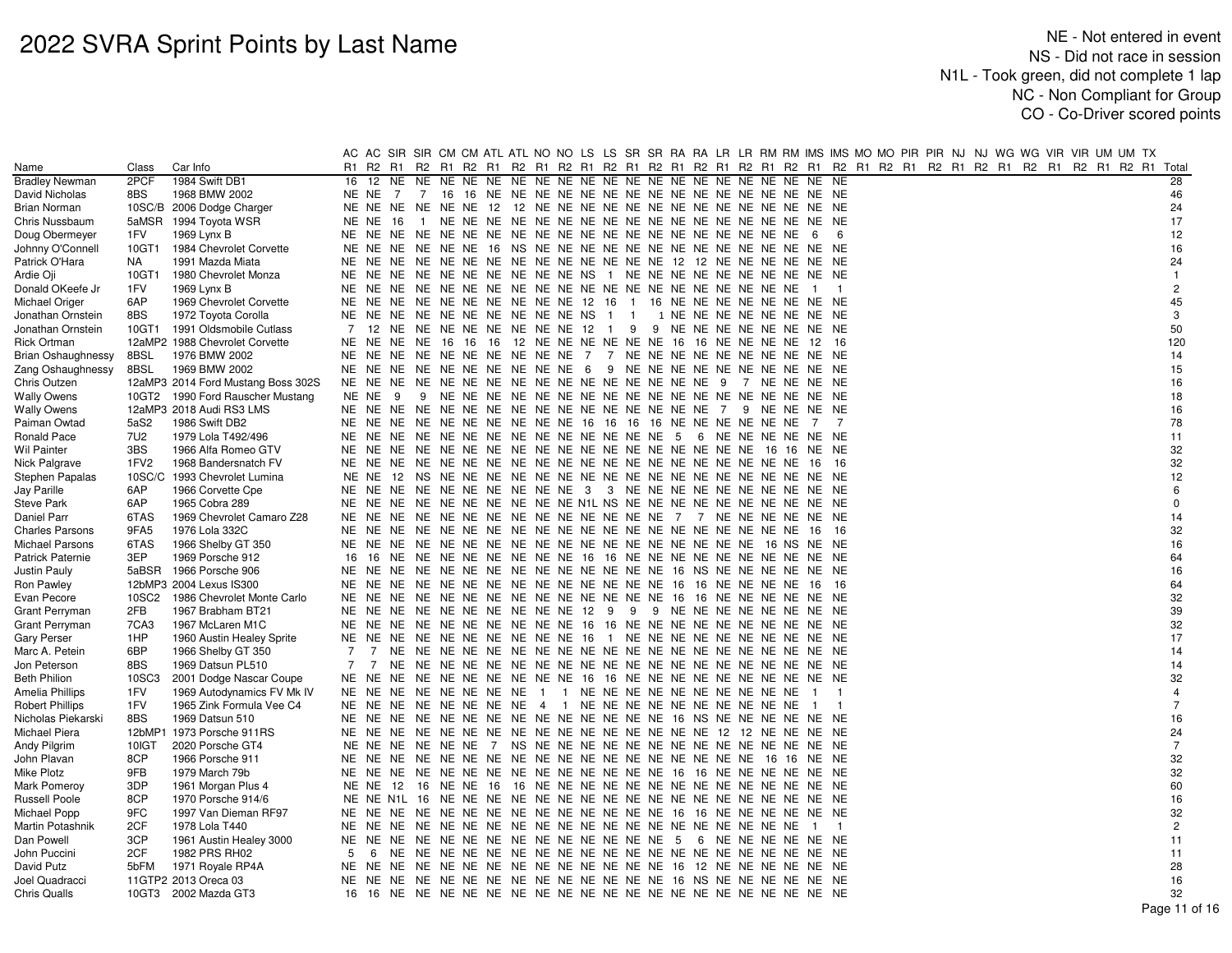# 2022 SVRA Sprint Points by Last Name

NE - Not entered in event
NS - Did not race in session
N1L - Took green, did not complete 1 lap
NC - Non Compliant for Group
CO - Co-Driver scored points

| | | | AC | AC | SIR | SIR | CM | CM | ATL | ATL | NO | NO | LS | LS | SR | SR | RA | RA | LR | LR | RM | RM | IMS | IMS | MO | MO | PIR | PIR | NJ | NJ | WG | WG | VIR | VIR | UM | UM | TX | TX | |
|---|---|---|---|---|---|---|---|---|---|---|---|---|---|---|---|---|---|---|---|---|---|---|---|---|---|---|---|---|---|---|---|---|---|---|---|---|---|---|---|
| Name | Class | Car Info | R1 | R2 | R1 | R2 | R1 | R2 | R1 | R2 | R1 | R2 | R1 | R2 | R1 | R2 | R1 | R2 | R1 | R2 | R1 | R2 | R1 | R2 | R1 | R2 | R1 | R2 | R1 | R2 | R1 | R2 | R1 | R2 | R1 | R2 | R1 | R2 | Total |
| Bradley Newman | 2PCF | 1984 Swift DB1 | 16 | 12 | NE | NE | NE | NE | NE | NE | NE | NE | NE | NE | NE | NE | NE | NE | NE | NE | NE | NE | NE | NE | | | | | | | | | | | | | | | 28 |
| David Nicholas | 8BS | 1968 BMW 2002 | NE | NE | 7 | 7 | 16 | 16 | NE | NE | NE | NE | NE | NE | NE | NE | NE | NE | NE | NE | NE | NE | NE | NE | | | | | | | | | | | | | | | 46 |
| Brian Norman | 10SC/B | 2006 Dodge Charger | NE | NE | NE | NE | NE | NE | 12 | 12 | NE | NE | NE | NE | NE | NE | NE | NE | NE | NE | NE | NE | NE | NE | | | | | | | | | | | | | | | 24 |
| Chris Nussbaum | 5aMSR | 1994 Toyota WSR | NE | NE | 16 | 1 | NE | NE | NE | NE | NE | NE | NE | NE | NE | NE | NE | NE | NE | NE | NE | NE | NE | NE | | | | | | | | | | | | | | | 17 |
| Doug Obermeyer | 1FV | 1969 Lynx B | NE | NE | NE | NE | NE | NE | NE | NE | NE | NE | NE | NE | NE | NE | NE | NE | NE | NE | NE | NE | 6 | 6 | | | | | | | | | | | | | | | 12 |
| Johnny O'Connell | 10GT1 | 1984 Chevrolet Corvette | NE | NE | NE | NE | NE | NE | 16 | NS | NE | NE | NE | NE | NE | NE | NE | NE | NE | NE | NE | NE | NE | NE | | | | | | | | | | | | | | | 16 |
| Patrick O'Hara | NA | 1991 Mazda Miata | NE | NE | NE | NE | NE | NE | NE | NE | NE | NE | NE | NE | NE | NE | NE | NE | 12 | 12 | NE | NE | NE | NE | | | | | | | | | | | | | | | 24 |
| Ardie Oji | 10GT1 | 1980 Chevrolet Monza | NE | NE | NE | NE | NE | NE | NE | NE | NE | NE | NE | NS | 1 | NE | NE | NE | NE | NE | NE | NE | NE | NE | | | | | | | | | | | | | | | 1 |
| Donald OKeefe Jr | 1FV | 1969 Lynx B | NE | NE | NE | NE | NE | NE | NE | NE | NE | NE | NE | NE | NE | NE | NE | NE | NE | NE | NE | NE | 1 | 1 | | | | | | | | | | | | | | | 2 |
| Michael Origer | 6AP | 1969 Chevrolet Corvette | NE | NE | NE | NE | NE | NE | NE | NE | NE | NE | NE | 12 | 16 | 1 | 16 | NE | NE | NE | NE | NE | NE | NE | | | | | | | | | | | | | | | 45 |
| Jonathan Ornstein | 8BS | 1972 Toyota Corolla | NE | NE | NE | NE | NE | NE | NE | NE | NE | NE | NE | NS | 1 | 1 | 1 | NE | NE | NE | NE | NE | NE | NE | | | | | | | | | | | | | | | 3 |
| Jonathan Ornstein | 10GT1 | 1991 Oldsmobile Cutlass | 7 | 12 | NE | NE | NE | NE | NE | NE | NE | NE | NE | 12 | 1 | 9 | 9 | NE | NE | NE | NE | NE | NE | NE | | | | | | | | | | | | | | | 50 |
| Rick Ortman | 12aMP2 | 1988 Chevrolet Corvette | NE | NE | NE | NE | 16 | 16 | 16 | 12 | NE | NE | NE | NE | NE | NE | 16 | 16 | NE | NE | NE | NE | 12 | 16 | | | | | | | | | | | | | | | 120 |
| Brian Oshaughnessy | 8BSL | 1976 BMW 2002 | NE | NE | NE | NE | NE | NE | NE | NE | NE | NE | NE | NE | 7 | 7 | NE | NE | NE | NE | NE | NE | NE | NE | | | | | | | | | | | | | | | 14 |
| Zang Oshaughnessy | 8BSL | 1969 BMW 2002 | NE | NE | NE | NE | NE | NE | NE | NE | NE | NE | NE | NE | 6 | 9 | NE | NE | NE | NE | NE | NE | NE | NE | | | | | | | | | | | | | | | 15 |
| Chris Outzen | 12aMP3 | 2014 Ford Mustang Boss 302S | NE | NE | NE | NE | NE | NE | NE | NE | NE | NE | NE | NE | NE | NE | NE | NE | 9 | 7 | NE | NE | NE | NE | | | | | | | | | | | | | | | 16 |
| Wally Owens | 10GT2 | 1990 Ford Rauscher Mustang | NE | NE | 9 | 9 | NE | NE | NE | NE | NE | NE | NE | NE | NE | NE | NE | NE | NE | NE | NE | NE | NE | NE | | | | | | | | | | | | | | | 18 |
| Wally Owens | 12aMP3 | 2018 Audi RS3 LMS | NE | NE | NE | NE | NE | NE | NE | NE | NE | NE | NE | NE | NE | NE | NE | NE | 7 | 9 | NE | NE | NE | NE | | | | | | | | | | | | | | | 16 |
| Paiman Owtad | 5aS2 | 1986 Swift DB2 | NE | NE | NE | NE | NE | NE | NE | NE | NE | NE | NE | 16 | 16 | 16 | 16 | NE | NE | NE | NE | NE | 7 | 7 | | | | | | | | | | | | | | | 78 |
| Ronald Pace | 7U2 | 1979 Lola T492/496 | NE | NE | NE | NE | NE | NE | NE | NE | NE | NE | NE | NE | NE | NE | 5 | 6 | NE | NE | NE | NE | NE | NE | | | | | | | | | | | | | | | 11 |
| Wil Painter | 3BS | 1966 Alfa Romeo GTV | NE | NE | NE | NE | NE | NE | NE | NE | NE | NE | NE | NE | NE | NE | NE | NE | NE | NE | 16 | 16 | NE | NE | | | | | | | | | | | | | | | 32 |
| Nick Palgrave | 1FV2 | 1968 Bandersnatch FV | NE | NE | NE | NE | NE | NE | NE | NE | NE | NE | NE | NE | NE | NE | NE | NE | NE | NE | NE | NE | 16 | 16 | | | | | | | | | | | | | | | 32 |
| Stephen Papalas | 10SC/C | 1993 Chevrolet Lumina | NE | NE | 12 | NS | NE | NE | NE | NE | NE | NE | NE | NE | NE | NE | NE | NE | NE | NE | NE | NE | NE | NE | | | | | | | | | | | | | | | 12 |
| Jay Parille | 6AP | 1966 Corvette Cpe | NE | NE | NE | NE | NE | NE | NE | NE | NE | NE | NE | NE | 3 | 3 | NE | NE | NE | NE | NE | NE | NE | NE | | | | | | | | | | | | | | | 6 |
| Steve Park | 6AP | 1965 Cobra 289 | NE | NE | NE | NE | NE | NE | NE | NE | NE | NE | NE | N1L | NS | NE | NE | NE | NE | NE | NE | NE | NE | NE | | | | | | | | | | | | | | | 0 |
| Daniel Parr | 6TAS | 1969 Chevrolet Camaro Z28 | NE | NE | NE | NE | NE | NE | NE | NE | NE | NE | NE | NE | NE | NE | 7 | 7 | NE | NE | NE | NE | NE | NE | | | | | | | | | | | | | | | 14 |
| Charles Parsons | 9FA5 | 1976 Lola 332C | NE | NE | NE | NE | NE | NE | NE | NE | NE | NE | NE | NE | NE | NE | NE | NE | NE | NE | NE | NE | 16 | 16 | | | | | | | | | | | | | | | 32 |
| Michael Parsons | 6TAS | 1966 Shelby GT 350 | NE | NE | NE | NE | NE | NE | NE | NE | NE | NE | NE | NE | NE | NE | NE | NE | NE | NE | 16 | NS | NE | NE | | | | | | | | | | | | | | | 16 |
| Patrick Paternie | 3EP | 1969 Porsche 912 | 16 | 16 | NE | NE | NE | NE | NE | NE | NE | NE | NE | 16 | 16 | NE | NE | NE | NE | NE | NE | NE | NE | NE | | | | | | | | | | | | | | | 64 |
| Justin Pauly | 5aBSR | 1966 Porsche 906 | NE | NE | NE | NE | NE | NE | NE | NE | NE | NE | NE | NE | NE | NE | 16 | NS | NE | NE | NE | NE | NE | NE | | | | | | | | | | | | | | | 16 |
| Ron Pawley | 12bMP3 | 2004 Lexus IS300 | NE | NE | NE | NE | NE | NE | NE | NE | NE | NE | NE | NE | NE | NE | 16 | 16 | NE | NE | NE | NE | 16 | 16 | | | | | | | | | | | | | | | 64 |
| Evan Pecore | 10SC2 | 1986 Chevrolet Monte Carlo | NE | NE | NE | NE | NE | NE | NE | NE | NE | NE | NE | NE | NE | NE | 16 | 16 | NE | NE | NE | NE | NE | NE | | | | | | | | | | | | | | | 32 |
| Grant Perryman | 2FB | 1967 Brabham BT21 | NE | NE | NE | NE | NE | NE | NE | NE | NE | NE | NE | 12 | 9 | 9 | 9 | NE | NE | NE | NE | NE | NE | NE | | | | | | | | | | | | | | | 39 |
| Grant Perryman | 7CA3 | 1967 McLaren M1C | NE | NE | NE | NE | NE | NE | NE | NE | NE | NE | NE | 16 | 16 | NE | NE | NE | NE | NE | NE | NE | NE | NE | | | | | | | | | | | | | | | 32 |
| Gary Perser | 1HP | 1960 Austin Healey Sprite | NE | NE | NE | NE | NE | NE | NE | NE | NE | NE | NE | 16 | 1 | NE | NE | NE | NE | NE | NE | NE | NE | NE | | | | | | | | | | | | | | | 17 |
| Marc A. Petein | 6BP | 1966 Shelby GT 350 | 7 | 7 | NE | NE | NE | NE | NE | NE | NE | NE | NE | NE | NE | NE | NE | NE | NE | NE | NE | NE | NE | NE | | | | | | | | | | | | | | | 14 |
| Jon Peterson | 8BS | 1969 Datsun PL510 | 7 | 7 | NE | NE | NE | NE | NE | NE | NE | NE | NE | NE | NE | NE | NE | NE | NE | NE | NE | NE | NE | NE | | | | | | | | | | | | | | | 14 |
| Beth Philion | 10SC3 | 2001 Dodge Nascar Coupe | NE | NE | NE | NE | NE | NE | NE | NE | NE | NE | NE | 16 | 16 | NE | NE | NE | NE | NE | NE | NE | NE | NE | | | | | | | | | | | | | | | 32 |
| Amelia Phillips | 1FV | 1969 Autodynamics FV Mk IV | NE | NE | NE | NE | NE | NE | NE | NE | NE | NE | 1 | 1 | NE | NE | NE | NE | NE | NE | NE | NE | 1 | 1 | | | | | | | | | | | | | | | 4 |
| Robert Phillips | 1FV | 1965 Zink Formula Vee C4 | NE | NE | NE | NE | NE | NE | NE | NE | NE | NE | 4 | 1 | NE | NE | NE | NE | NE | NE | NE | NE | 1 | 1 | | | | | | | | | | | | | | | 7 |
| Nicholas Piekarski | 8BS | 1969 Datsun 510 | NE | NE | NE | NE | NE | NE | NE | NE | NE | NE | NE | NE | NE | NE | 16 | NS | NE | NE | NE | NE | NE | NE | | | | | | | | | | | | | | | 16 |
| Michael Piera | 12bMP1 | 1973 Porsche 911RS | NE | NE | NE | NE | NE | NE | NE | NE | NE | NE | NE | NE | NE | NE | NE | NE | NE | NE | 12 | 12 | NE | NE | | | | | | | | | | | | | | | 24 |
| Andy Pilgrim | 10IGT | 2020 Porsche GT4 | NE | NE | NE | NE | NE | NE | 7 | NS | NE | NE | NE | NE | NE | NE | NE | NE | NE | NE | NE | NE | NE | NE | | | | | | | | | | | | | | | 7 |
| John Plavan | 8CP | 1966 Porsche 911 | NE | NE | NE | NE | NE | NE | NE | NE | NE | NE | NE | NE | NE | NE | NE | NE | NE | NE | 16 | 16 | NE | NE | | | | | | | | | | | | | | | 32 |
| Mike Plotz | 9FB | 1979 March 79b | NE | NE | NE | NE | NE | NE | NE | NE | NE | NE | NE | NE | NE | NE | 16 | 16 | NE | NE | NE | NE | NE | NE | | | | | | | | | | | | | | | 32 |
| Mark Pomeroy | 3DP | 1961 Morgan Plus 4 | NE | NE | 12 | 16 | NE | NE | 16 | 16 | NE | NE | NE | NE | NE | NE | NE | NE | NE | NE | NE | NE | NE | NE | | | | | | | | | | | | | | | 60 |
| Russell Poole | 8CP | 1970 Porsche 914/6 | NE | NE | N1L | 16 | NE | NE | NE | NE | NE | NE | NE | NE | NE | NE | NE | NE | NE | NE | NE | NE | NE | NE | | | | | | | | | | | | | | | 16 |
| Michael Popp | 9FC | 1997 Van Dieman RF97 | NE | NE | NE | NE | NE | NE | NE | NE | NE | NE | NE | NE | NE | NE | 16 | 16 | NE | NE | NE | NE | NE | NE | | | | | | | | | | | | | | | 32 |
| Martin Potashnik | 2CF | 1978 Lola T440 | NE | NE | NE | NE | NE | NE | NE | NE | NE | NE | NE | NE | NE | NE | NE | NE | NE | NE | NE | NE | 1 | 1 | | | | | | | | | | | | | | | 2 |
| Dan Powell | 3CP | 1961 Austin Healey 3000 | NE | NE | NE | NE | NE | NE | NE | NE | NE | NE | NE | NE | NE | NE | 5 | 6 | NE | NE | NE | NE | NE | NE | | | | | | | | | | | | | | | 11 |
| John Puccini | 2CF | 1982 PRS RH02 | 5 | 6 | NE | NE | NE | NE | NE | NE | NE | NE | NE | NE | NE | NE | NE | NE | NE | NE | NE | NE | NE | NE | | | | | | | | | | | | | | | 11 |
| David Putz | 5bFM | 1971 Royale RP4A | NE | NE | NE | NE | NE | NE | NE | NE | NE | NE | NE | NE | NE | NE | 16 | 12 | NE | NE | NE | NE | NE | NE | | | | | | | | | | | | | | | 28 |
| Joel Quadracci | 11GTP2 | 2013 Oreca 03 | NE | NE | NE | NE | NE | NE | NE | NE | NE | NE | NE | NE | NE | NE | 16 | NS | NE | NE | NE | NE | NE | NE | | | | | | | | | | | | | | | 16 |
| Chris Qualls | 10GT3 | 2002 Mazda GT3 | 16 | 16 | NE | NE | NE | NE | NE | NE | NE | NE | NE | NE | NE | NE | NE | NE | NE | NE | NE | NE | NE | NE | | | | | | | | | | | | | | | 32 |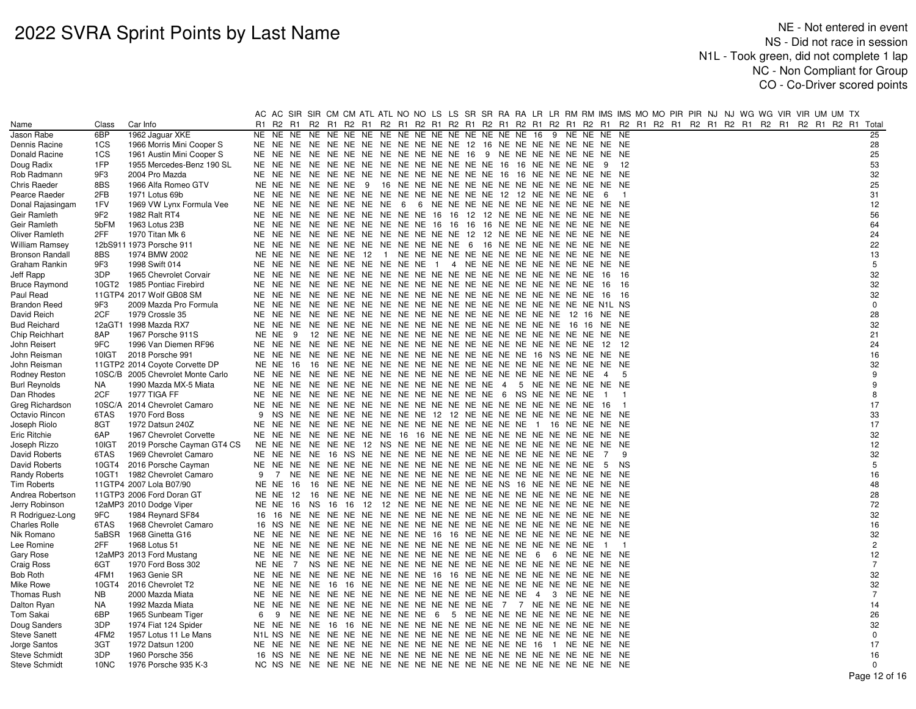# 2022 SVRA Sprint Points by Last Name

NE - Not entered in event
NS - Did not race in session
N1L - Took green, did not complete 1 lap
NC - Non Compliant for Group
CO - Co-Driver scored points

| Name | Class | Car Info | AC R1 | AC R2 | SIR R1 | SIR R2 | CM R1 | CM R2 | ATL R1 | ATL R2 | NO R1 | NO R2 | LS R1 | LS R2 | SR R1 | SR R2 | RA R1 | RA R2 | LR R1 | LR R2 | RM R1 | RM R2 | IMS R1 | IMS R2 | MO R1 | MO R2 | PIR R1 | PIR R2 | NJ R1 | NJ R2 | WG R1 | WG R2 | VIR R1 | VIR R2 | UM R1 | UM R2 | TX R1 | Total |
|---|---|---|---|---|---|---|---|---|---|---|---|---|---|---|---|---|---|---|---|---|---|---|---|---|---|---|---|---|---|---|---|---|---|---|---|---|---|---|
| Jason Rabe | 6BP | 1962 Jaguar XKE | NE | NE | NE | NE | NE | NE | NE | NE | NE | NE | NE | NE | NE | NE | NE | NE | 16 | 9 | NE | NE | NE | NE | | | | | | | | | | | | | | 25 |
| Dennis Racine | 1CS | 1966 Morris Mini Cooper S | NE | NE | NE | NE | NE | NE | NE | NE | NE | NE | NE | NE | 12 | 16 | NE | NE | NE | NE | NE | NE | NE | NE | | | | | | | | | | | | | | 28 |
| Donald Racine | 1CS | 1961 Austin Mini Cooper S | NE | NE | NE | NE | NE | NE | NE | NE | NE | NE | NE | NE | 16 | 9 | NE | NE | NE | NE | NE | NE | NE | NE | | | | | | | | | | | | | | 25 |
| Doug Radix | 1FP | 1955 Mercedes-Benz 190 SL | NE | NE | NE | NE | NE | NE | NE | NE | NE | NE | NE | NE | NE | NE | 16 | 16 | NE | NE | NE | NE | 9 | 12 | | | | | | | | | | | | | | 53 |
| Rob Radmann | 9F3 | 2004 Pro Mazda | NE | NE | NE | NE | NE | NE | NE | NE | NE | NE | NE | NE | NE | NE | 16 | 16 | NE | NE | NE | NE | NE | NE | | | | | | | | | | | | | | 32 |
| Chris Raeder | 8BS | 1966 Alfa Romeo GTV | NE | NE | NE | NE | NE | NE | 9 | 16 | NE | NE | NE | NE | NE | NE | NE | NE | NE | NE | NE | NE | NE | NE | | | | | | | | | | | | | | 25 |
| Pearce Raeder | 2FB | 1971 Lotus 69b | NE | NE | NE | NE | NE | NE | NE | NE | NE | NE | NE | NE | NE | NE | 12 | 12 | NE | NE | NE | NE | 6 | 1 | | | | | | | | | | | | | | 31 |
| Donal Rajasingam | 1FV | 1969 VW Lynx Formula Vee | NE | NE | NE | NE | NE | NE | NE | NE | 6 | 6 | NE | NE | NE | NE | NE | NE | NE | NE | NE | NE | NE | NE | | | | | | | | | | | | | | 12 |
| Geir Ramleth | 9F2 | 1982 Ralt RT4 | NE | NE | NE | NE | NE | NE | NE | NE | NE | NE | 16 | 16 | 12 | 12 | NE | NE | NE | NE | NE | NE | NE | NE | | | | | | | | | | | | | | 56 |
| Geir Ramleth | 5bFM | 1963 Lotus 23B | NE | NE | NE | NE | NE | NE | NE | NE | NE | NE | 16 | 16 | 16 | 16 | NE | NE | NE | NE | NE | NE | NE | NE | | | | | | | | | | | | | | 64 |
| Oliver Ramleth | 2FF | 1970 Titan Mk 6 | NE | NE | NE | NE | NE | NE | NE | NE | NE | NE | NE | NE | 12 | 12 | NE | NE | NE | NE | NE | NE | NE | NE | | | | | | | | | | | | | | 24 |
| William Ramsey | 12bS911 | 1973 Porsche 911 | NE | NE | NE | NE | NE | NE | NE | NE | NE | NE | NE | NE | 6 | 16 | NE | NE | NE | NE | NE | NE | NE | NE | | | | | | | | | | | | | | 22 |
| Bronson Randall | 8BS | 1974 BMW 2002 | NE | NE | NE | NE | NE | NE | 12 | 1 | NE | NE | NE | NE | NE | NE | NE | NE | NE | NE | NE | NE | NE | NE | | | | | | | | | | | | | | 13 |
| Graham Rankin | 9F3 | 1998 Swift 014 | NE | NE | NE | NE | NE | NE | NE | NE | NE | NE | 1 | 4 | NE | NE | NE | NE | NE | NE | NE | NE | NE | NE | | | | | | | | | | | | | | 5 |
| Jeff Rapp | 3DP | 1965 Chevrolet Corvair | NE | NE | NE | NE | NE | NE | NE | NE | NE | NE | NE | NE | NE | NE | NE | NE | NE | NE | NE | NE | 16 | 16 | | | | | | | | | | | | | | 32 |
| Bruce Raymond | 10GT2 | 1985 Pontiac Firebird | NE | NE | NE | NE | NE | NE | NE | NE | NE | NE | NE | NE | NE | NE | NE | NE | NE | NE | NE | NE | 16 | 16 | | | | | | | | | | | | | | 32 |
| Paul Read | 11GTP4 | 2017 Wolf GB08 SM | NE | NE | NE | NE | NE | NE | NE | NE | NE | NE | NE | NE | NE | NE | NE | NE | NE | NE | NE | NE | 16 | 16 | | | | | | | | | | | | | | 32 |
| Brandon Reed | 9F3 | 2009 Mazda Pro Formula | NE | NE | NE | NE | NE | NE | NE | NE | NE | NE | NE | NE | NE | NE | NE | NE | NE | NE | NE | NE | N1L | NS | | | | | | | | | | | | | | 0 |
| David Reich | 2CF | 1979 Crossle 35 | NE | NE | NE | NE | NE | NE | NE | NE | NE | NE | NE | NE | NE | NE | NE | NE | NE | NE | 12 | 16 | NE | NE | | | | | | | | | | | | | | 28 |
| Bud Reichard | 12aGT1 | 1998 Mazda RX7 | NE | NE | NE | NE | NE | NE | NE | NE | NE | NE | NE | NE | NE | NE | NE | NE | NE | NE | 16 | 16 | NE | NE | | | | | | | | | | | | | | 32 |
| Chip Reichhart | 8AP | 1967 Porsche 911S | NE | NE | 9 | 12 | NE | NE | NE | NE | NE | NE | NE | NE | NE | NE | NE | NE | NE | NE | NE | NE | NE | NE | | | | | | | | | | | | | | 21 |
| John Reisert | 9FC | 1996 Van Diemen RF96 | NE | NE | NE | NE | NE | NE | NE | NE | NE | NE | NE | NE | NE | NE | NE | NE | NE | NE | NE | NE | 12 | 12 | | | | | | | | | | | | | | 24 |
| John Reisman | 10IGT | 2018 Porsche 991 | NE | NE | NE | NE | NE | NE | NE | NE | NE | NE | NE | NE | NE | NE | NE | NE | 16 | NS | NE | NE | NE | NE | | | | | | | | | | | | | | 16 |
| John Reisman | 11GTP2 | 2014 Coyote Corvette DP | NE | NE | 16 | 16 | NE | NE | NE | NE | NE | NE | NE | NE | NE | NE | NE | NE | NE | NE | NE | NE | NE | NE | | | | | | | | | | | | | | 32 |
| Rodney Reston | 10SC/B | 2005 Chevrolet Monte Carlo | NE | NE | NE | NE | NE | NE | NE | NE | NE | NE | NE | NE | NE | NE | NE | NE | NE | NE | NE | NE | 4 | 5 | | | | | | | | | | | | | | 9 |
| Burl Reynolds | NA | 1990 Mazda MX-5 Miata | NE | NE | NE | NE | NE | NE | NE | NE | NE | NE | NE | NE | NE | NE | 4 | 5 | NE | NE | NE | NE | NE | NE | | | | | | | | | | | | | | 9 |
| Dan Rhodes | 2CF | 1977 TIGA FF | NE | NE | NE | NE | NE | NE | NE | NE | NE | NE | NE | NE | NE | NE | 6 | NS | NE | NE | NE | NE | 1 | 1 | | | | | | | | | | | | | | 8 |
| Greg Richardson | 10SC/A | 2014 Chevrolet Camaro | NE | NE | NE | NE | NE | NE | NE | NE | NE | NE | NE | NE | NE | NE | NE | NE | NE | NE | NE | NE | 16 | 1 | | | | | | | | | | | | | | 17 |
| Octavio Rincon | 6TAS | 1970 Ford Boss | 9 | NS | NE | NE | NE | NE | NE | NE | NE | NE | 12 | 12 | NE | NE | NE | NE | NE | NE | NE | NE | NE | NE | | | | | | | | | | | | | | 33 |
| Joseph Riolo | 8GT | 1972 Datsun 240Z | NE | NE | NE | NE | NE | NE | NE | NE | NE | NE | NE | NE | NE | NE | NE | NE | 1 | 16 | NE | NE | NE | NE | | | | | | | | | | | | | | 17 |
| Eric Ritchie | 6AP | 1967 Chevrolet Corvette | NE | NE | NE | NE | NE | NE | NE | NE | 16 | 16 | NE | NE | NE | NE | NE | NE | NE | NE | NE | NE | NE | NE | | | | | | | | | | | | | | 32 |
| Joseph Rizzo | 10IGT | 2019 Porsche Cayman GT4 CS | NE | NE | NE | NE | NE | NE | 12 | NS | NE | NE | NE | NE | NE | NE | NE | NE | NE | NE | NE | NE | NE | NE | | | | | | | | | | | | | | 12 |
| David Roberts | 6TAS | 1969 Chevrolet Camaro | NE | NE | NE | NE | 16 | NS | NE | NE | NE | NE | NE | NE | NE | NE | NE | NE | NE | NE | NE | NE | 7 | 9 | | | | | | | | | | | | | | 32 |
| David Roberts | 10GT4 | 2016 Porsche Cayman | NE | NE | NE | NE | NE | NE | NE | NE | NE | NE | NE | NE | NE | NE | NE | NE | NE | NE | NE | NE | 5 | NS | | | | | | | | | | | | | | 5 |
| Randy Roberts | 10GT1 | 1982 Chevrolet Camaro | 9 | 7 | NE | NE | NE | NE | NE | NE | NE | NE | NE | NE | NE | NE | NE | NE | NE | NE | NE | NE | NE | NE | | | | | | | | | | | | | | 16 |
| Tim Roberts | 11GTP4 | 2007 Lola B07/90 | NE | NE | 16 | 16 | NE | NE | NE | NE | NE | NE | NE | NE | NE | NE | NE | NS | 16 | NE | NE | NE | NE | NE | | | | | | | | | | | | | | 48 |
| Andrea Robertson | 11GTP3 | 2006 Ford Doran GT | NE | NE | 12 | 16 | NE | NE | NE | NE | NE | NE | NE | NE | NE | NE | NE | NE | NE | NE | NE | NE | NE | NE | | | | | | | | | | | | | | 28 |
| Jerry Robinson | 12aMP3 | 2010 Dodge Viper | NE | NE | 16 | NS | 16 | 16 | 12 | 12 | NE | NE | NE | NE | NE | NE | NE | NE | NE | NE | NE | NE | NE | NE | | | | | | | | | | | | | | 72 |
| R Rodriguez-Long | 9FC | 1984 Reynard SF84 | 16 | 16 | NE | NE | NE | NE | NE | NE | NE | NE | NE | NE | NE | NE | NE | NE | NE | NE | NE | NE | NE | NE | | | | | | | | | | | | | | 32 |
| Charles Rolle | 6TAS | 1968 Chevrolet Camaro | 16 | NS | NE | NE | NE | NE | NE | NE | NE | NE | NE | NE | NE | NE | NE | NE | NE | NE | NE | NE | NE | NE | | | | | | | | | | | | | | 16 |
| Nik Romano | 5aBSR | 1968 Ginetta G16 | NE | NE | NE | NE | NE | NE | NE | NE | NE | NE | 16 | 16 | NE | NE | NE | NE | NE | NE | NE | NE | NE | NE | | | | | | | | | | | | | | 32 |
| Lee Romine | 2FF | 1968 Lotus 51 | NE | NE | NE | NE | NE | NE | NE | NE | NE | NE | NE | NE | NE | NE | NE | NE | NE | NE | NE | NE | 1 | 1 | | | | | | | | | | | | | | 2 |
| Gary Rose | 12aMP3 | 2013 Ford Mustang | NE | NE | NE | NE | NE | NE | NE | NE | NE | NE | NE | NE | NE | NE | NE | NE | 6 | 6 | NE | NE | NE | NE | | | | | | | | | | | | | | 12 |
| Craig Ross | 6GT | 1970 Ford Boss 302 | NE | NE | 7 | NS | NE | NE | NE | NE | NE | NE | NE | NE | NE | NE | NE | NE | NE | NE | NE | NE | NE | NE | | | | | | | | | | | | | | 7 |
| Bob Roth | 4FM1 | 1963 Genie SR | NE | NE | NE | NE | NE | NE | NE | NE | NE | NE | 16 | 16 | NE | NE | NE | NE | NE | NE | NE | NE | NE | NE | | | | | | | | | | | | | | 32 |
| Mike Rowe | 10GT4 | 2016 Chevrolet T2 | NE | NE | NE | NE | 16 | 16 | NE | NE | NE | NE | NE | NE | NE | NE | NE | NE | NE | NE | NE | NE | NE | NE | | | | | | | | | | | | | | 32 |
| Thomas Rush | NB | 2000 Mazda Miata | NE | NE | NE | NE | NE | NE | NE | NE | NE | NE | NE | NE | NE | NE | NE | NE | 4 | 3 | NE | NE | NE | NE | | | | | | | | | | | | | | 7 |
| Dalton Ryan | NA | 1992 Mazda Miata | NE | NE | NE | NE | NE | NE | NE | NE | NE | NE | NE | NE | NE | NE | 7 | 7 | NE | NE | NE | NE | NE | NE | | | | | | | | | | | | | | 14 |
| Tom Sakai | 6BP | 1965 Sunbeam Tiger | 6 | 9 | NE | NE | NE | NE | NE | NE | NE | NE | 6 | 5 | NE | NE | NE | NE | NE | NE | NE | NE | NE | NE | | | | | | | | | | | | | | 26 |
| Doug Sanders | 3DP | 1974 Fiat 124 Spider | NE | NE | NE | NE | 16 | 16 | NE | NE | NE | NE | NE | NE | NE | NE | NE | NE | NE | NE | NE | NE | NE | NE | | | | | | | | | | | | | | 32 |
| Steve Sanett | 4FM2 | 1957 Lotus 11 Le Mans | N1L | NS | NE | NE | NE | NE | NE | NE | NE | NE | NE | NE | NE | NE | NE | NE | NE | NE | NE | NE | NE | NE | | | | | | | | | | | | | | 0 |
| Jorge Santos | 3GT | 1972 Datsun 1200 | NE | NE | NE | NE | NE | NE | NE | NE | NE | NE | NE | NE | NE | NE | NE | NE | 16 | 1 | NE | NE | NE | NE | | | | | | | | | | | | | | 17 |
| Steve Schmidt | 3DP | 1960 Porsche 356 | 16 | NS | NE | NE | NE | NE | NE | NE | NE | NE | NE | NE | NE | NE | NE | NE | NE | NE | NE | NE | NE | NE | | | | | | | | | | | | | | 16 |
| Steve Schmidt | 10NC | 1976 Porsche 935 K-3 | NC | NS | NE | NE | NE | NE | NE | NE | NE | NE | NE | NE | NE | NE | NE | NE | NE | NE | NE | NE | NE | NE | | | | | | | | | | | | | | 0 |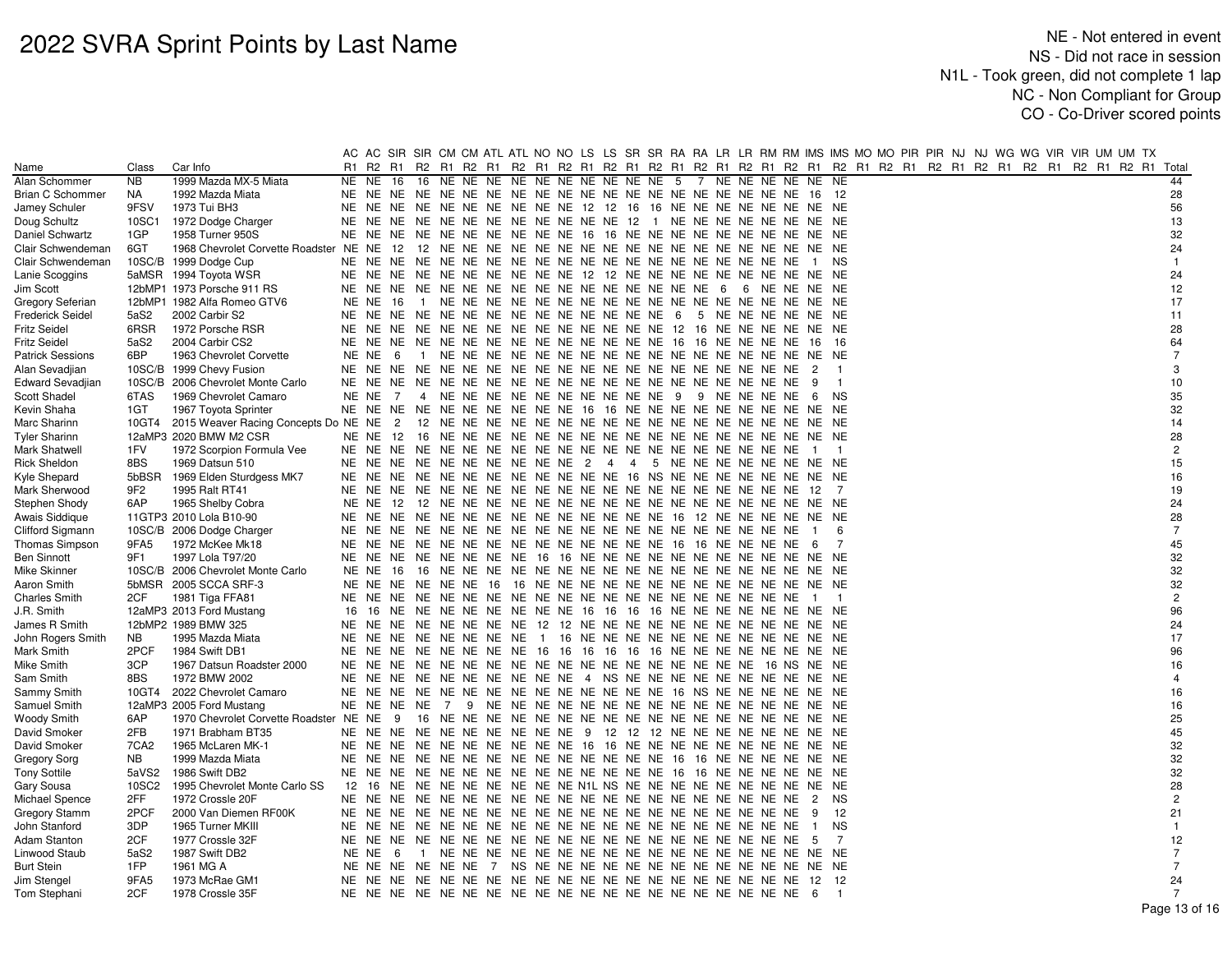# 2022 SVRA Sprint Points by Last Name

NE - Not entered in event
NS - Did not race in session
N1L - Took green, did not complete 1 lap
NC - Non Compliant for Group
CO - Co-Driver scored points

| | | | AC | AC | SIR | SIR | CM | CM | ATL | ATL | NO | NO | LS | LS | SR | SR | RA | RA | LR | LR | RM | RM | IMS | IMS | MO | MO | PIR | PIR | NJ | NJ | WG | WG | VIR | VIR | UM | UM | TX | |
|---|---|---|---|---|---|---|---|---|---|---|---|---|---|---|---|---|---|---|---|---|---|---|---|---|---|---|---|---|---|---|---|---|---|---|---|---|---|---|
| Name | Class | Car Info | R1 | R2 | R1 | R2 | R1 | R2 | R1 | R2 | R1 | R2 | R1 | R2 | R1 | R2 | R1 | R2 | R1 | R2 | R1 | R2 | R1 | R2 | R1 | R2 | R1 | R2 | R1 | R2 | R1 | R2 | R1 | R2 | R1 | R2 | R1 | Total |
| Alan Schommer | NB | 1999 Mazda MX-5 Miata | NE | NE | 16 | 16 | NE | NE | NE | NE | NE | NE | NE | NE | NE | NE | 5 | 7 | NE | NE | NE | NE | NE | NE | | | | | | | | | | | | | | 44 |
| Brian C Schommer | NA | 1992 Mazda Miata | NE | NE | NE | NE | NE | NE | NE | NE | NE | NE | NE | NE | NE | NE | NE | NE | NE | NE | NE | NE | 16 | 12 | | | | | | | | | | | | | | 28 |
| Jamey Schuler | 9FSV | 1973 Tui BH3 | NE | NE | NE | NE | NE | NE | NE | NE | NE | NE | 12 | 12 | 16 | 16 | NE | NE | NE | NE | NE | NE | NE | NE | | | | | | | | | | | | | | 56 |
| Doug Schultz | 10SC1 | 1972 Dodge Charger | NE | NE | NE | NE | NE | NE | NE | NE | NE | NE | NE | NE | 12 | 1 | NE | NE | NE | NE | NE | NE | NE | NE | | | | | | | | | | | | | | 13 |
| Daniel Schwartz | 1GP | 1958 Turner 950S | NE | NE | NE | NE | NE | NE | NE | NE | NE | NE | 16 | 16 | NE | NE | NE | NE | NE | NE | NE | NE | NE | NE | | | | | | | | | | | | | | 32 |
| Clair Schwendeman | 6GT | 1968 Chevrolet Corvette Roadster | NE | NE | 12 | 12 | NE | NE | NE | NE | NE | NE | NE | NE | NE | NE | NE | NE | NE | NE | NE | NE | NE | NE | | | | | | | | | | | | | | 24 |
| Clair Schwendeman | 10SC/B | 1999 Dodge Cup | NE | NE | NE | NE | NE | NE | NE | NE | NE | NE | NE | NE | NE | NE | NE | NE | NE | NE | NE | NE | 1 | NS | | | | | | | | | | | | | | 1 |
| Lanie Scoggins | 5aMSR | 1994 Toyota WSR | NE | NE | NE | NE | NE | NE | NE | NE | NE | NE | 12 | 12 | NE | NE | NE | NE | NE | NE | NE | NE | NE | NE | | | | | | | | | | | | | | 24 |
| Jim Scott | 12bMP1 | 1973 Porsche 911 RS | NE | NE | NE | NE | NE | NE | NE | NE | NE | NE | NE | NE | NE | NE | NE | NE | 6 | 6 | NE | NE | NE | NE | | | | | | | | | | | | | | 12 |
| Gregory Seferian | 12bMP1 | 1982 Alfa Romeo GTV6 | NE | NE | 16 | 1 | NE | NE | NE | NE | NE | NE | NE | NE | NE | NE | NE | NE | NE | NE | NE | NE | NE | NE | | | | | | | | | | | | | | 17 |
| Frederick Seidel | 5aS2 | 2002 Carbir S2 | NE | NE | NE | NE | NE | NE | NE | NE | NE | NE | NE | NE | NE | NE | 6 | 5 | NE | NE | NE | NE | NE | NE | | | | | | | | | | | | | | 11 |
| Fritz Seidel | 6RSR | 1972 Porsche RSR | NE | NE | NE | NE | NE | NE | NE | NE | NE | NE | NE | NE | NE | NE | 12 | 16 | NE | NE | NE | NE | NE | NE | | | | | | | | | | | | | | 28 |
| Fritz Seidel | 5aS2 | 2004 Carbir CS2 | NE | NE | NE | NE | NE | NE | NE | NE | NE | NE | NE | NE | NE | NE | 16 | 16 | NE | NE | NE | NE | 16 | 16 | | | | | | | | | | | | | | 64 |
| Patrick Sessions | 6BP | 1963 Chevrolet Corvette | NE | NE | 6 | 1 | NE | NE | NE | NE | NE | NE | NE | NE | NE | NE | NE | NE | NE | NE | NE | NE | NE | NE | | | | | | | | | | | | | | 7 |
| Alan Sevadjian | 10SC/B | 1999 Chevy Fusion | NE | NE | NE | NE | NE | NE | NE | NE | NE | NE | NE | NE | NE | NE | NE | NE | NE | NE | NE | NE | 2 | 1 | | | | | | | | | | | | | | 3 |
| Edward Sevadjian | 10SC/B | 2006 Chevrolet Monte Carlo | NE | NE | NE | NE | NE | NE | NE | NE | NE | NE | NE | NE | NE | NE | NE | NE | NE | NE | NE | NE | 9 | 1 | | | | | | | | | | | | | | 10 |
| Scott Shadel | 6TAS | 1969 Chevrolet Camaro | NE | NE | 7 | 4 | NE | NE | NE | NE | NE | NE | NE | NE | NE | NE | 9 | 9 | NE | NE | NE | NE | 6 | NS | | | | | | | | | | | | | | 35 |
| Kevin Shaha | 1GT | 1967 Toyota Sprinter | NE | NE | NE | NE | NE | NE | NE | NE | NE | NE | 16 | 16 | NE | NE | NE | NE | NE | NE | NE | NE | NE | NE | | | | | | | | | | | | | | 32 |
| Marc Sharinn | 10GT4 | 2015 Weaver Racing Concepts Do | NE | NE | 2 | 12 | NE | NE | NE | NE | NE | NE | NE | NE | NE | NE | NE | NE | NE | NE | NE | NE | NE | NE | | | | | | | | | | | | | | 14 |
| Tyler Sharinn | 12aMP3 | 2020 BMW M2 CSR | NE | NE | 12 | 16 | NE | NE | NE | NE | NE | NE | NE | NE | NE | NE | NE | NE | NE | NE | NE | NE | NE | NE | | | | | | | | | | | | | | 28 |
| Mark Shatwell | 1FV | 1972 Scorpion Formula Vee | NE | NE | NE | NE | NE | NE | NE | NE | NE | NE | NE | NE | NE | NE | NE | NE | NE | NE | NE | NE | 1 | 1 | | | | | | | | | | | | | | 2 |
| Rick Sheldon | 8BS | 1969 Datsun 510 | NE | NE | NE | NE | NE | NE | NE | NE | NE | NE | 2 | 4 | 4 | 5 | NE | NE | NE | NE | NE | NE | NE | NE | | | | | | | | | | | | | | 15 |
| Kyle Shepard | 5bBSR | 1969 Elden Sturdgess MK7 | NE | NE | NE | NE | NE | NE | NE | NE | NE | NE | NE | NE | 16 | NS | NE | NE | NE | NE | NE | NE | NE | NE | | | | | | | | | | | | | | 16 |
| Mark Sherwood | 9F2 | 1995 Ralt RT41 | NE | NE | NE | NE | NE | NE | NE | NE | NE | NE | NE | NE | NE | NE | NE | NE | NE | NE | NE | NE | 12 | 7 | | | | | | | | | | | | | | 19 |
| Stephen Shody | 6AP | 1965 Shelby Cobra | NE | NE | 12 | 12 | NE | NE | NE | NE | NE | NE | NE | NE | NE | NE | NE | NE | NE | NE | NE | NE | NE | NE | | | | | | | | | | | | | | 24 |
| Awais Siddique | 11GTP3 | 2010 Lola B10-90 | NE | NE | NE | NE | NE | NE | NE | NE | NE | NE | NE | NE | NE | NE | 16 | 12 | NE | NE | NE | NE | NE | NE | | | | | | | | | | | | | | 28 |
| Clifford Sigmann | 10SC/B | 2006 Dodge Charger | NE | NE | NE | NE | NE | NE | NE | NE | NE | NE | NE | NE | NE | NE | NE | NE | NE | NE | NE | NE | 1 | 6 | | | | | | | | | | | | | | 7 |
| Thomas Simpson | 9FA5 | 1972 McKee Mk18 | NE | NE | NE | NE | NE | NE | NE | NE | NE | NE | NE | NE | NE | NE | 16 | 16 | NE | NE | NE | NE | 6 | 7 | | | | | | | | | | | | | | 45 |
| Ben Sinnott | 9F1 | 1997 Lola T97/20 | NE | NE | NE | NE | NE | NE | NE | NE | 16 | 16 | NE | NE | NE | NE | NE | NE | NE | NE | NE | NE | NE | NE | | | | | | | | | | | | | | 32 |
| Mike Skinner | 10SC/B | 2006 Chevrolet Monte Carlo | NE | NE | 16 | 16 | NE | NE | NE | NE | NE | NE | NE | NE | NE | NE | NE | NE | NE | NE | NE | NE | NE | NE | | | | | | | | | | | | | | 32 |
| Aaron Smith | 5bMSR | 2005 SCCA SRF-3 | NE | NE | NE | NE | NE | NE | 16 | 16 | NE | NE | NE | NE | NE | NE | NE | NE | NE | NE | NE | NE | NE | NE | | | | | | | | | | | | | | 32 |
| Charles Smith | 2CF | 1981 Tiga FFA81 | NE | NE | NE | NE | NE | NE | NE | NE | NE | NE | NE | NE | NE | NE | NE | NE | NE | NE | NE | NE | 1 | 1 | | | | | | | | | | | | | | 2 |
| J.R. Smith | 12aMP3 | 2013 Ford Mustang | 16 | 16 | NE | NE | NE | NE | NE | NE | NE | NE | 16 | 16 | 16 | 16 | NE | NE | NE | NE | NE | NE | NE | NE | | | | | | | | | | | | | | 96 |
| James R Smith | 12bMP2 | 1989 BMW 325 | NE | NE | NE | NE | NE | NE | NE | NE | NE | 12 | 12 | NE | NE | NE | NE | NE | NE | NE | NE | NE | NE | NE | | | | | | | | | | | | | | 24 |
| John Rogers Smith | NB | 1995 Mazda Miata | NE | NE | NE | NE | NE | NE | NE | NE | NE | 1 | 16 | NE | NE | NE | NE | NE | NE | NE | NE | NE | NE | NE | | | | | | | | | | | | | | 17 |
| Mark Smith | 2PCF | 1984 Swift DB1 | NE | NE | NE | NE | NE | NE | NE | NE | 16 | 16 | 16 | 16 | 16 | 16 | NE | NE | NE | NE | NE | NE | NE | NE | | | | | | | | | | | | | | 96 |
| Mike Smith | 3CP | 1967 Datsun Roadster 2000 | NE | NE | NE | NE | NE | NE | NE | NE | NE | NE | NE | NE | NE | NE | NE | NE | NE | NE | 16 | NS | NE | NE | | | | | | | | | | | | | | 16 |
| Sam Smith | 8BS | 1972 BMW 2002 | NE | NE | NE | NE | NE | NE | NE | NE | NE | NE | 4 | NS | NE | NE | NE | NE | NE | NE | NE | NE | NE | NE | | | | | | | | | | | | | | 4 |
| Sammy Smith | 10GT4 | 2022 Chevrolet Camaro | NE | NE | NE | NE | NE | NE | NE | NE | NE | NE | NE | NE | NE | NE | 16 | NS | NE | NE | NE | NE | NE | NE | | | | | | | | | | | | | | 16 |
| Samuel Smith | 12aMP3 | 2005 Ford Mustang | NE | NE | NE | NE | 7 | 9 | NE | NE | NE | NE | NE | NE | NE | NE | NE | NE | NE | NE | NE | NE | NE | NE | | | | | | | | | | | | | | 16 |
| Woody Smith | 6AP | 1970 Chevrolet Corvette Roadster | NE | NE | 9 | 16 | NE | NE | NE | NE | NE | NE | NE | NE | NE | NE | NE | NE | NE | NE | NE | NE | NE | NE | | | | | | | | | | | | | | 25 |
| David Smoker | 2FB | 1971 Brabham BT35 | NE | NE | NE | NE | NE | NE | NE | NE | NE | NE | 9 | 12 | 12 | 12 | NE | NE | NE | NE | NE | NE | NE | NE | | | | | | | | | | | | | | 45 |
| David Smoker | 7CA2 | 1965 McLaren MK-1 | NE | NE | NE | NE | NE | NE | NE | NE | NE | NE | 16 | 16 | NE | NE | NE | NE | NE | NE | NE | NE | NE | NE | | | | | | | | | | | | | | 32 |
| Gregory Sorg | NB | 1999 Mazda Miata | NE | NE | NE | NE | NE | NE | NE | NE | NE | NE | NE | NE | NE | NE | 16 | 16 | NE | NE | NE | NE | NE | NE | | | | | | | | | | | | | | 32 |
| Tony Sottile | 5aVS2 | 1986 Swift DB2 | NE | NE | NE | NE | NE | NE | NE | NE | NE | NE | NE | NE | NE | NE | 16 | 16 | NE | NE | NE | NE | NE | NE | | | | | | | | | | | | | | 32 |
| Gary Sousa | 10SC2 | 1995 Chevrolet Monte Carlo SS | 12 | 16 | NE | NE | NE | NE | NE | NE | NE | NE | NE | NE | N1L | NS | NE | NE | NE | NE | NE | NE | NE | NE | | | | | | | | | | | | | | 28 |
| Michael Spence | 2FF | 1972 Crossle 20F | NE | NE | NE | NE | NE | NE | NE | NE | NE | NE | NE | NE | NE | NE | NE | NE | NE | NE | NE | NE | 2 | NS | | | | | | | | | | | | | | 2 |
| Gregory Stamm | 2PCF | 2000 Van Diemen RF00K | NE | NE | NE | NE | NE | NE | NE | NE | NE | NE | NE | NE | NE | NE | NE | NE | NE | NE | NE | NE | 9 | 12 | | | | | | | | | | | | | | 21 |
| John Stanford | 3DP | 1965 Turner MKIII | NE | NE | NE | NE | NE | NE | NE | NE | NE | NE | NE | NE | NE | NE | NE | NE | NE | NE | NE | NE | 1 | NS | | | | | | | | | | | | | | 1 |
| Adam Stanton | 2CF | 1977 Crossle 32F | NE | NE | NE | NE | NE | NE | NE | NE | NE | NE | NE | NE | NE | NE | NE | NE | NE | NE | NE | NE | 5 | 7 | | | | | | | | | | | | | | 12 |
| Linwood Staub | 5aS2 | 1987 Swift DB2 | NE | NE | 6 | 1 | NE | NE | NE | NE | NE | NE | NE | NE | NE | NE | NE | NE | NE | NE | NE | NE | NE | NE | | | | | | | | | | | | | | 7 |
| Burt Stein | 1FP | 1961 MG A | NE | NE | NE | NE | NE | NE | 7 | NS | NE | NE | NE | NE | NE | NE | NE | NE | NE | NE | NE | NE | NE | NE | | | | | | | | | | | | | | 7 |
| Jim Stengel | 9FA5 | 1973 McRae GM1 | NE | NE | NE | NE | NE | NE | NE | NE | NE | NE | NE | NE | NE | NE | NE | NE | NE | NE | NE | NE | 12 | 12 | | | | | | | | | | | | | | 24 |
| Tom Stephani | 2CF | 1978 Crossle 35F | NE | NE | NE | NE | NE | NE | NE | NE | NE | NE | NE | NE | NE | NE | NE | NE | NE | NE | NE | NE | 6 | 1 | | | | | | | | | | | | | | 7 |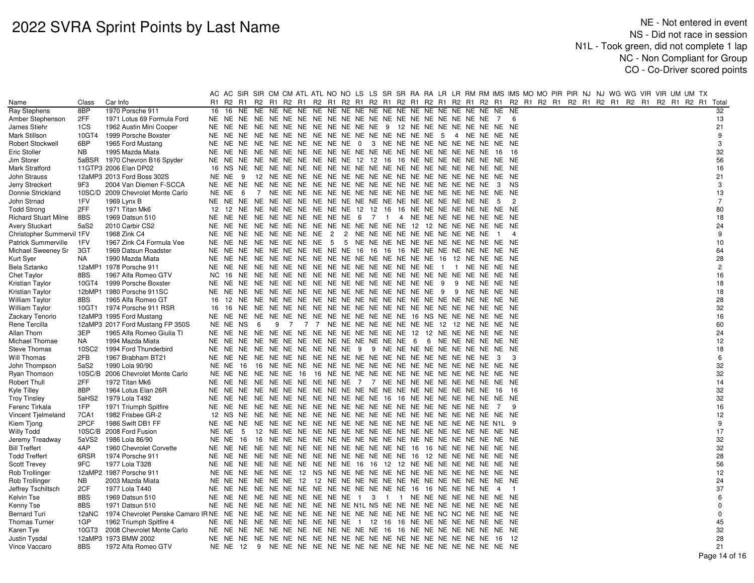# 2022 SVRA Sprint Points by Last Name

NE - Not entered in event
NS - Did not race in session
N1L - Took green, did not complete 1 lap
NC - Non Compliant for Group
CO - Co-Driver scored points

| Name | Class | Car Info | AC R1 | AC R2 | SIR R1 | SIR R2 | CM R1 | CM R2 | ATL R1 | ATL R2 | NO R1 | NO R2 | LS R1 | LS R2 | SR R1 | SR R2 | RA R1 | RA R2 | LR R1 | LR R2 | RM R1 | RM R2 | IMS R1 | IMS R2 | MO R1 | MO R2 | PIR R1 | PIR R2 | NJ R1 | NJ R2 | WG R1 | WG R2 | VIR R1 | VIR R2 | UM R1 | UM R2 | TX R1 | Total |
|---|---|---|---|---|---|---|---|---|---|---|---|---|---|---|---|---|---|---|---|---|---|---|---|---|---|---|---|---|---|---|---|---|---|---|---|---|---|---|
| Ray Stephens | 8BP | 1970 Porsche 911 | 16 | 16 | NE | NE | NE | NE | NE | NE | NE | NE | NE | NE | NE | NE | NE | NE | NE | NE | NE | NE | NE | NE | | | | | | | | | | | | | | 32 |
| Amber Stephenson | 2FF | 1971 Lotus 69 Formula Ford | NE | NE | NE | NE | NE | NE | NE | NE | NE | NE | NE | NE | NE | NE | NE | NE | NE | NE | NE | NE | 7 | 6 | | | | | | | | | | | | | | 13 |
| James Stiehr | 1CS | 1962 Austin Mini Cooper | NE | NE | NE | NE | NE | NE | NE | NE | NE | NE | NE | NE | 9 | 12 | NE | NE | NE | NE | NE | NE | NE | NE | | | | | | | | | | | | | | 21 |
| Mark Stillson | 10GT4 | 1999 Porsche Boxster | NE | NE | NE | NE | NE | NE | NE | NE | NE | NE | NE | NE | NE | NE | NE | NE | 5 | 4 | NE | NE | NE | NE | | | | | | | | | | | | | | 9 |
| Robert Stockwell | 6BP | 1965 Ford Mustang | NE | NE | NE | NE | NE | NE | NE | NE | NE | NE | 0 | 3 | NE | NE | NE | NE | NE | NE | NE | NE | NE | NE | | | | | | | | | | | | | | 3 |
| Eric Stoller | NB | 1995 Mazda Miata | NE | NE | NE | NE | NE | NE | NE | NE | NE | NE | NE | NE | NE | NE | NE | NE | NE | NE | NE | NE | 16 | 16 | | | | | | | | | | | | | | 32 |
| Jim Storer | 5aBSR | 1970 Chevron B16 Spyder | NE | NE | NE | NE | NE | NE | NE | NE | NE | NE | 12 | 12 | 16 | 16 | NE | NE | NE | NE | NE | NE | NE | NE | | | | | | | | | | | | | | 56 |
| Mark Stratford | 11GTP3 | 2006 Elan DP02 | 16 | NS | NE | NE | NE | NE | NE | NE | NE | NE | NE | NE | NE | NE | NE | NE | NE | NE | NE | NE | NE | NE | | | | | | | | | | | | | | 16 |
| John Strauss | 12aMP3 | 2013 Ford Boss 302S | NE | NE | 9 | 12 | NE | NE | NE | NE | NE | NE | NE | NE | NE | NE | NE | NE | NE | NE | NE | NE | NE | NE | | | | | | | | | | | | | | 21 |
| Jerry Streckert | 9F3 | 2004 Van Diemen F-SCCA | NE | NE | NE | NE | NE | NE | NE | NE | NE | NE | NE | NE | NE | NE | NE | NE | NE | NE | NE | NE | 3 | NS | | | | | | | | | | | | | | 3 |
| Donnie Strickland | 10SC/D | 2009 Chevrolet Monte Carlo | NE | NE | 6 | 7 | NE | NE | NE | NE | NE | NE | NE | NE | NE | NE | NE | NE | NE | NE | NE | NE | NE | NE | | | | | | | | | | | | | | 13 |
| John Strnad | 1FV | 1969 Lynx B | NE | NE | NE | NE | NE | NE | NE | NE | NE | NE | NE | NE | NE | NE | NE | NE | NE | NE | NE | NE | 5 | 2 | | | | | | | | | | | | | | 7 |
| Todd Strong | 2FF | 1971 Titan Mk6 | 12 | 12 | NE | NE | NE | NE | NE | NE | NE | NE | 12 | 12 | 16 | 16 | NE | NE | NE | NE | NE | NE | NE | NE | | | | | | | | | | | | | | 80 |
| Richard Stuart Milne | 8BS | 1969 Datsun 510 | NE | NE | NE | NE | NE | NE | NE | NE | NE | NE | 6 | 7 | 1 | 4 | NE | NE | NE | NE | NE | NE | NE | NE | | | | | | | | | | | | | | 18 |
| Avery Stuckart | 5aS2 | 2010 Carbir CS2 | NE | NE | NE | NE | NE | NE | NE | NE | NE | NE | NE | NE | NE | NE | 12 | 12 | NE | NE | NE | NE | NE | NE | | | | | | | | | | | | | | 24 |
| Christopher Summervil | 1FV | 1968 Zink C4 | NE | NE | NE | NE | NE | NE | NE | NE | 2 | 2 | NE | NE | NE | NE | NE | NE | NE | NE | NE | NE | 1 | 4 | | | | | | | | | | | | | | 9 |
| Patrick Summerville | 1FV | 1967 Zink C4 Formula Vee | NE | NE | NE | NE | NE | NE | NE | NE | 5 | 5 | NE | NE | NE | NE | NE | NE | NE | NE | NE | NE | NE | NE | | | | | | | | | | | | | | 10 |
| Michael Sweeney Sr | 3GT | 1969 Datsun Roadster | NE | NE | NE | NE | NE | NE | NE | NE | NE | NE | 16 | 16 | 16 | 16 | NE | NE | NE | NE | NE | NE | NE | NE | | | | | | | | | | | | | | 64 |
| Kurt Syer | NA | 1990 Mazda Miata | NE | NE | NE | NE | NE | NE | NE | NE | NE | NE | NE | NE | NE | NE | NE | NE | 16 | 12 | NE | NE | NE | NE | | | | | | | | | | | | | | 28 |
| Bela Sztanko | 12aMP1 | 1978 Porsche 911 | NE | NE | NE | NE | NE | NE | NE | NE | NE | NE | NE | NE | NE | NE | NE | NE | 1 | 1 | NE | NE | NE | NE | | | | | | | | | | | | | | 2 |
| Chet Taylor | 8BS | 1967 Alfa Romeo GTV | NC | 16 | NE | NE | NE | NE | NE | NE | NE | NE | NE | NE | NE | NE | NE | NE | NE | NE | NE | NE | NE | NE | | | | | | | | | | | | | | 16 |
| Kristian Taylor | 10GT4 | 1999 Porsche Boxster | NE | NE | NE | NE | NE | NE | NE | NE | NE | NE | NE | NE | NE | NE | NE | NE | 9 | 9 | NE | NE | NE | NE | | | | | | | | | | | | | | 18 |
| Kristian Taylor | 12bMP1 | 1980 Porsche 911SC | NE | NE | NE | NE | NE | NE | NE | NE | NE | NE | NE | NE | NE | NE | NE | NE | 9 | 9 | NE | NE | NE | NE | | | | | | | | | | | | | | 18 |
| William Taylor | 8BS | 1965 Alfa Romeo GT | 16 | 12 | NE | NE | NE | NE | NE | NE | NE | NE | NE | NE | NE | NE | NE | NE | NE | NE | NE | NE | NE | NE | | | | | | | | | | | | | | 28 |
| William Taylor | 10GT1 | 1974 Porsche 911 RSR | 16 | 16 | NE | NE | NE | NE | NE | NE | NE | NE | NE | NE | NE | NE | NE | NE | NE | NE | NE | NE | NE | NE | | | | | | | | | | | | | | 32 |
| Zackary Tenorio | 12aMP3 | 1995 Ford Mustang | NE | NE | NE | NE | NE | NE | NE | NE | NE | NE | NE | NE | NE | NE | 16 | NS | NE | NE | NE | NE | NE | NE | | | | | | | | | | | | | | 16 |
| Rene Tercilla | 12aMP3 | 2017 Ford Mustang FP 350S | NE | NE | NS | 6 | 9 | 7 | 7 | 7 | NE | NE | NE | NE | NE | NE | NE | NE | 12 | 12 | NE | NE | NE | NE | | | | | | | | | | | | | | 60 |
| Allan Thom | 3EP | 1965 Alfa Romeo Giulia TI | NE | NE | NE | NE | NE | NE | NE | NE | NE | NE | NE | NE | NE | NE | 12 | 12 | NE | NE | NE | NE | NE | NE | | | | | | | | | | | | | | 24 |
| Michael Thomae | NA | 1994 Mazda Miata | NE | NE | NE | NE | NE | NE | NE | NE | NE | NE | NE | NE | NE | NE | 6 | 6 | NE | NE | NE | NE | NE | NE | | | | | | | | | | | | | | 12 |
| Steve Thomas | 10SC2 | 1994 Ford Thunderbird | NE | NE | NE | NE | NE | NE | NE | NE | NE | NE | 9 | 9 | NE | NE | NE | NE | NE | NE | NE | NE | NE | NE | | | | | | | | | | | | | | 18 |
| Will Thomas | 2FB | 1967 Brabham BT21 | NE | NE | NE | NE | NE | NE | NE | NE | NE | NE | NE | NE | NE | NE | NE | NE | NE | NE | NE | NE | 3 | 3 | | | | | | | | | | | | | | 6 |
| John Thompson | 5aS2 | 1990 Lola 90/90 | NE | NE | 16 | 16 | NE | NE | NE | NE | NE | NE | NE | NE | NE | NE | NE | NE | NE | NE | NE | NE | NE | NE | | | | | | | | | | | | | | 32 |
| Ryan Thomson | 10SC/B | 2006 Chevrolet Monte Carlo | NE | NE | NE | NE | NE | NE | 16 | 16 | NE | NE | NE | NE | NE | NE | NE | NE | NE | NE | NE | NE | NE | NE | | | | | | | | | | | | | | 32 |
| Robert Thull | 2FF | 1972 Titan Mk6 | NE | NE | NE | NE | NE | NE | NE | NE | NE | NE | 7 | 7 | NE | NE | NE | NE | NE | NE | NE | NE | NE | NE | | | | | | | | | | | | | | 14 |
| Kyle Tilley | 8BP | 1964 Lotus Elan 26R | NE | NE | NE | NE | NE | NE | NE | NE | NE | NE | NE | NE | NE | NE | NE | NE | NE | NE | NE | NE | 16 | 16 | | | | | | | | | | | | | | 32 |
| Troy Tinsley | 5aHS2 | 1979 Lola T492 | NE | NE | NE | NE | NE | NE | NE | NE | NE | NE | NE | NE | 16 | 16 | NE | NE | NE | NE | NE | NE | NE | NE | | | | | | | | | | | | | | 32 |
| Ferenc Tirkala | 1FP | 1971 Triumph Spitfire | NE | NE | NE | NE | NE | NE | NE | NE | NE | NE | NE | NE | NE | NE | NE | NE | NE | NE | NE | NE | 7 | 9 | | | | | | | | | | | | | | 16 |
| Vincent Tjelmeland | 7CA1 | 1982 Frisbee GR-2 | 12 | NS | NE | NE | NE | NE | NE | NE | NE | NE | NE | NE | NE | NE | NE | NE | NE | NE | NE | NE | NE | NE | | | | | | | | | | | | | | 12 |
| Kiem Tjong | 2PCF | 1986 Swift DB1 FF | NE | NE | NE | NE | NE | NE | NE | NE | NE | NE | NE | NE | NE | NE | NE | NE | NE | NE | NE | NE | N1L | 9 | | | | | | | | | | | | | | 9 |
| Willy Todd | 10SC/B | 2008 Ford Fusion | NE | NE | 5 | 12 | NE | NE | NE | NE | NE | NE | NE | NE | NE | NE | NE | NE | NE | NE | NE | NE | NE | NE | | | | | | | | | | | | | | 17 |
| Jeremy Treadway | 5aVS2 | 1986 Lola 86/90 | NE | NE | 16 | 16 | NE | NE | NE | NE | NE | NE | NE | NE | NE | NE | NE | NE | NE | NE | NE | NE | NE | NE | | | | | | | | | | | | | | 32 |
| Bill Treffert | 4AP | 1960 Chevrolet Corvette | NE | NE | NE | NE | NE | NE | NE | NE | NE | NE | NE | NE | NE | NE | 16 | 16 | NE | NE | NE | NE | NE | NE | | | | | | | | | | | | | | 32 |
| Todd Treffert | 6RSR | 1974 Porsche 911 | NE | NE | NE | NE | NE | NE | NE | NE | NE | NE | NE | NE | NE | NE | 16 | 12 | NE | NE | NE | NE | NE | NE | | | | | | | | | | | | | | 28 |
| Scott Trevey | 9FC | 1977 Lola T328 | NE | NE | NE | NE | NE | NE | NE | NE | NE | NE | 16 | 16 | 12 | 12 | NE | NE | NE | NE | NE | NE | NE | NE | | | | | | | | | | | | | | 56 |
| Rob Trollinger | 12aMP2 | 1987 Porsche 911 | NE | NE | NE | NE | NE | NE | 12 | NS | NE | NE | NE | NE | NE | NE | NE | NE | NE | NE | NE | NE | NE | NE | | | | | | | | | | | | | | 12 |
| Rob Trollinger | NB | 2003 Mazda Miata | NE | NE | NE | NE | NE | NE | 12 | 12 | NE | NE | NE | NE | NE | NE | NE | NE | NE | NE | NE | NE | NE | NE | | | | | | | | | | | | | | 24 |
| Jeffrey Tschiltsch | 2CF | 1977 Lola T440 | NE | NE | NE | NE | NE | NE | NE | NE | NE | NE | NE | NE | NE | NE | 16 | 16 | NE | NE | NE | NE | 4 | 1 | | | | | | | | | | | | | | 37 |
| Kelvin Tse | 8BS | 1969 Datsun 510 | NE | NE | NE | NE | NE | NE | NE | NE | NE | NE | 1 | 3 | 1 | 1 | NE | NE | NE | NE | NE | NE | NE | NE | | | | | | | | | | | | | | 6 |
| Kenny Tse | 8BS | 1971 Datsun 510 | NE | NE | NE | NE | NE | NE | NE | NE | NE | NE | NE | N1L | NS | NE | NE | NE | NE | NE | NE | NE | NE | NE | | | | | | | | | | | | | | 0 |
| Bernard Turi | 12aNC | 1974 Chevrolet Penske Camaro IR | NE | NE | NE | NE | NE | NE | NE | NE | NE | NE | NE | NE | NE | NE | NE | NE | NC | NC | NE | NE | NE | NE | | | | | | | | | | | | | | 0 |
| Thomas Turner | 1GP | 1962 Triumph Spitfire 4 | NE | NE | NE | NE | NE | NE | NE | NE | NE | NE | 1 | 12 | 16 | 16 | NE | NE | NE | NE | NE | NE | NE | NE | | | | | | | | | | | | | | 45 |
| Karen Tye | 10GT3 | 2008 Chevrolet Monte Carlo | NE | NE | NE | NE | NE | NE | NE | NE | NE | NE | NE | NE | 16 | 16 | NE | NE | NE | NE | NE | NE | NE | NE | | | | | | | | | | | | | | 32 |
| Justin Tysdal | 12aMP3 | 1973 BMW 2002 | NE | NE | NE | NE | NE | NE | NE | NE | NE | NE | NE | NE | NE | NE | NE | NE | NE | NE | NE | NE | 16 | 12 | | | | | | | | | | | | | | 28 |
| Vince Vaccaro | 8BS | 1972 Alfa Romeo GTV | NE | NE | 12 | 9 | NE | NE | NE | NE | NE | NE | NE | NE | NE | NE | NE | NE | NE | NE | NE | NE | NE | NE | | | | | | | | | | | | | | 21 |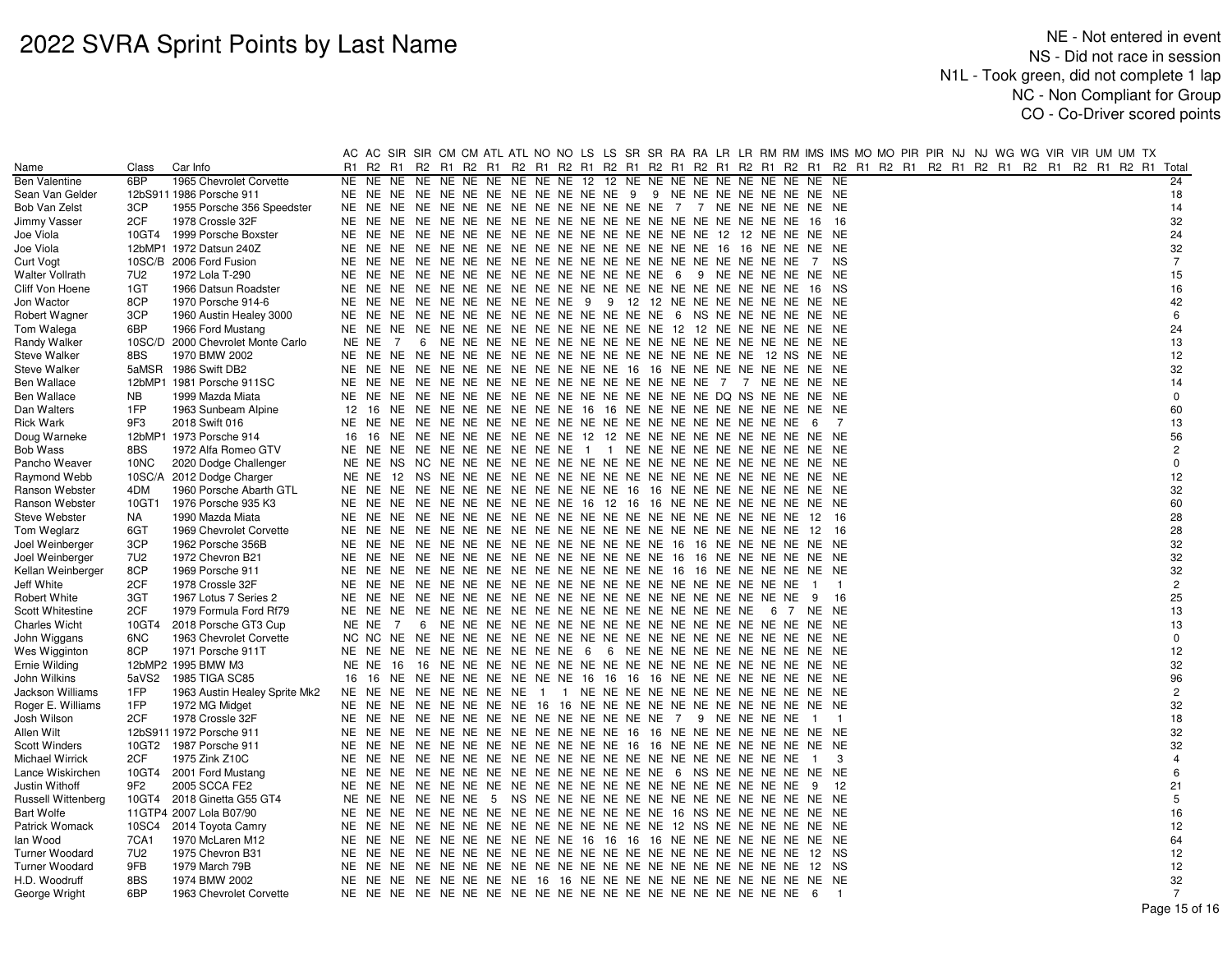# 2022 SVRA Sprint Points by Last Name

NE - Not entered in event
NS - Did not race in session
N1L - Took green, did not complete 1 lap
NC - Non Compliant for Group
CO - Co-Driver scored points

| Name | Class | Car Info | AC R1 | AC R2 | SIR R1 | SIR R2 | CM R1 | CM R2 | ATL R1 | ATL R2 | NO R1 | NO R2 | LS R1 | LS R2 | SR R1 | SR R2 | RA R1 | RA R2 | LR R1 | LR R2 | RM R1 | RM R2 | IMS R1 | IMS R2 | MO R1 | MO R2 | PIR R1 | PIR R2 | NJ R1 | NJ R2 | WG R1 | WG R2 | VIR R1 | VIR R2 | UM R1 | UM R2 | TX R1 | Total |
|---|---|---|---|---|---|---|---|---|---|---|---|---|---|---|---|---|---|---|---|---|---|---|---|---|---|---|---|---|---|---|---|---|---|---|---|---|---|---|
| Ben Valentine | 6BP | 1965 Chevrolet Corvette | NE | NE | NE | NE | NE | NE | NE | NE | NE | NE | 12 | 12 | NE | NE | NE | NE | NE | NE | NE | NE | NE | NE | | | | | | | | | | | | | | 24 |
| Sean Van Gelder | 12bS911 | 1986 Porsche 911 | NE | NE | NE | NE | NE | NE | NE | NE | NE | NE | NE | NE | 9 | 9 | NE | NE | NE | NE | NE | NE | NE | NE | | | | | | | | | | | | | | 18 |
| Bob Van Zelst | 3CP | 1955 Porsche 356 Speedster | NE | NE | NE | NE | NE | NE | NE | NE | NE | NE | NE | NE | NE | NE | 7 | 7 | NE | NE | NE | NE | NE | NE | | | | | | | | | | | | | | 14 |
| Jimmy Vasser | 2CF | 1978 Crossle 32F | NE | NE | NE | NE | NE | NE | NE | NE | NE | NE | NE | NE | NE | NE | NE | NE | NE | NE | NE | NE | 16 | 16 | | | | | | | | | | | | | | 32 |
| Joe Viola | 10GT4 | 1999 Porsche Boxster | NE | NE | NE | NE | NE | NE | NE | NE | NE | NE | NE | NE | NE | NE | NE | NE | 12 | 12 | NE | NE | NE | NE | | | | | | | | | | | | | | 24 |
| Joe Viola | 12bMP1 | 1972 Datsun 240Z | NE | NE | NE | NE | NE | NE | NE | NE | NE | NE | NE | NE | NE | NE | NE | NE | 16 | 16 | NE | NE | NE | NE | | | | | | | | | | | | | | 32 |
| Curt Vogt | 10SC/B | 2006 Ford Fusion | NE | NE | NE | NE | NE | NE | NE | NE | NE | NE | NE | NE | NE | NE | NE | NE | NE | NE | NE | NE | 7 | NS | | | | | | | | | | | | | | 7 |
| Walter Vollrath | 7U2 | 1972 Lola T-290 | NE | NE | NE | NE | NE | NE | NE | NE | NE | NE | NE | NE | NE | NE | 6 | 9 | NE | NE | NE | NE | NE | NE | | | | | | | | | | | | | | 15 |
| Cliff Von Hoene | 1GT | 1966 Datsun Roadster | NE | NE | NE | NE | NE | NE | NE | NE | NE | NE | NE | NE | NE | NE | NE | NE | NE | NE | NE | NE | 16 | NS | | | | | | | | | | | | | | 16 |
| Jon Wactor | 8CP | 1970 Porsche 914-6 | NE | NE | NE | NE | NE | NE | NE | NE | NE | NE | 9 | 9 | 12 | 12 | NE | NE | NE | NE | NE | NE | NE | NE | | | | | | | | | | | | | | 42 |
| Robert Wagner | 3CP | 1960 Austin Healey 3000 | NE | NE | NE | NE | NE | NE | NE | NE | NE | NE | NE | NE | NE | NE | 6 | NS | NE | NE | NE | NE | NE | NE | | | | | | | | | | | | | | 6 |
| Tom Walega | 6BP | 1966 Ford Mustang | NE | NE | NE | NE | NE | NE | NE | NE | NE | NE | NE | NE | NE | NE | NE | NE | 12 | 12 | NE | NE | NE | NE | | | | | | | | | | | | | | 24 |
| Randy Walker | 10SC/D | 2000 Chevrolet Monte Carlo | NE | NE | 7 | 6 | NE | NE | NE | NE | NE | NE | NE | NE | NE | NE | NE | NE | NE | NE | NE | NE | NE | NE | | | | | | | | | | | | | | 13 |
| Steve Walker | 8BS | 1970 BMW 2002 | NE | NE | NE | NE | NE | NE | NE | NE | NE | NE | NE | NE | NE | NE | NE | NE | NE | NE | 12 | NS | NE | NE | | | | | | | | | | | | | | 12 |
| Steve Walker | 5aMSR | 1986 Swift DB2 | NE | NE | NE | NE | NE | NE | NE | NE | NE | NE | NE | NE | 16 | 16 | NE | NE | NE | NE | NE | NE | NE | NE | | | | | | | | | | | | | | 32 |
| Ben Wallace | 12bMP1 | 1981 Porsche 911SC | NE | NE | NE | NE | NE | NE | NE | NE | NE | NE | NE | NE | NE | NE | NE | NE | 7 | 7 | NE | NE | NE | NE | | | | | | | | | | | | | | 14 |
| Ben Wallace | NB | 1999 Mazda Miata | NE | NE | NE | NE | NE | NE | NE | NE | NE | NE | NE | NE | NE | NE | NE | NE | DQ | NS | NE | NE | NE | NE | | | | | | | | | | | | | | 0 |
| Dan Walters | 1FP | 1963 Sunbeam Alpine | 12 | 16 | NE | NE | NE | NE | NE | NE | NE | NE | 16 | 16 | NE | NE | NE | NE | NE | NE | NE | NE | NE | NE | | | | | | | | | | | | | | 60 |
| Rick Wark | 9F3 | 2018 Swift 016 | NE | NE | NE | NE | NE | NE | NE | NE | NE | NE | NE | NE | NE | NE | NE | NE | NE | NE | NE | NE | 6 | 7 | | | | | | | | | | | | | | 13 |
| Doug Warneke | 12bMP1 | 1973 Porsche 914 | 16 | 16 | NE | NE | NE | NE | NE | NE | NE | NE | 12 | 12 | NE | NE | NE | NE | NE | NE | NE | NE | NE | NE | | | | | | | | | | | | | | 56 |
| Bob Wass | 8BS | 1972 Alfa Romeo GTV | NE | NE | NE | NE | NE | NE | NE | NE | NE | NE | 1 | 1 | NE | NE | NE | NE | NE | NE | NE | NE | NE | NE | | | | | | | | | | | | | | 2 |
| Pancho Weaver | 10NC | 2020 Dodge Challenger | NE | NE | NS | NC | NE | NE | NE | NE | NE | NE | NE | NE | NE | NE | NE | NE | NE | NE | NE | NE | NE | NE | | | | | | | | | | | | | | 0 |
| Raymond Webb | 10SC/A | 2012 Dodge Charger | NE | NE | 12 | NS | NE | NE | NE | NE | NE | NE | NE | NE | NE | NE | NE | NE | NE | NE | NE | NE | NE | NE | | | | | | | | | | | | | | 12 |
| Ranson Webster | 4DM | 1960 Porsche Abarth GTL | NE | NE | NE | NE | NE | NE | NE | NE | NE | NE | NE | NE | 16 | 16 | NE | NE | NE | NE | NE | NE | NE | NE | | | | | | | | | | | | | | 32 |
| Ranson Webster | 10GT1 | 1976 Porsche 935 K3 | NE | NE | NE | NE | NE | NE | NE | NE | NE | NE | 16 | 12 | 16 | 16 | NE | NE | NE | NE | NE | NE | NE | NE | | | | | | | | | | | | | | 60 |
| Steve Webster | NA | 1990 Mazda Miata | NE | NE | NE | NE | NE | NE | NE | NE | NE | NE | NE | NE | NE | NE | NE | NE | NE | NE | NE | NE | 12 | 16 | | | | | | | | | | | | | | 28 |
| Tom Weglarz | 6GT | 1969 Chevrolet Corvette | NE | NE | NE | NE | NE | NE | NE | NE | NE | NE | NE | NE | NE | NE | NE | NE | NE | NE | NE | NE | 12 | 16 | | | | | | | | | | | | | | 28 |
| Joel Weinberger | 3CP | 1962 Porsche 356B | NE | NE | NE | NE | NE | NE | NE | NE | NE | NE | NE | NE | NE | NE | 16 | 16 | NE | NE | NE | NE | NE | NE | | | | | | | | | | | | | | 32 |
| Joel Weinberger | 7U2 | 1972 Chevron B21 | NE | NE | NE | NE | NE | NE | NE | NE | NE | NE | NE | NE | NE | NE | 16 | 16 | NE | NE | NE | NE | NE | NE | | | | | | | | | | | | | | 32 |
| Kellan Weinberger | 8CP | 1969 Porsche 911 | NE | NE | NE | NE | NE | NE | NE | NE | NE | NE | NE | NE | NE | NE | 16 | 16 | NE | NE | NE | NE | NE | NE | | | | | | | | | | | | | | 32 |
| Jeff White | 2CF | 1978 Crossle 32F | NE | NE | NE | NE | NE | NE | NE | NE | NE | NE | NE | NE | NE | NE | NE | NE | NE | NE | NE | NE | 1 | 1 | | | | | | | | | | | | | | 2 |
| Robert White | 3GT | 1967 Lotus 7 Series 2 | NE | NE | NE | NE | NE | NE | NE | NE | NE | NE | NE | NE | NE | NE | NE | NE | NE | NE | NE | NE | 9 | 16 | | | | | | | | | | | | | | 25 |
| Scott Whitestine | 2CF | 1979 Formula Ford Rf79 | NE | NE | NE | NE | NE | NE | NE | NE | NE | NE | NE | NE | NE | NE | NE | NE | NE | NE | 6 | 7 | NE | NE | | | | | | | | | | | | | | 13 |
| Charles Wicht | 10GT4 | 2018 Porsche GT3 Cup | NE | NE | 7 | 6 | NE | NE | NE | NE | NE | NE | NE | NE | NE | NE | NE | NE | NE | NE | NE | NE | NE | NE | | | | | | | | | | | | | | 13 |
| John Wiggans | 6NC | 1963 Chevrolet Corvette | NC | NC | NE | NE | NE | NE | NE | NE | NE | NE | NE | NE | NE | NE | NE | NE | NE | NE | NE | NE | NE | NE | | | | | | | | | | | | | | 0 |
| Wes Wigginton | 8CP | 1971 Porsche 911T | NE | NE | NE | NE | NE | NE | NE | NE | NE | NE | 6 | 6 | NE | NE | NE | NE | NE | NE | NE | NE | NE | NE | | | | | | | | | | | | | | 12 |
| Ernie Wilding | 12bMP2 | 1995 BMW M3 | NE | NE | 16 | 16 | NE | NE | NE | NE | NE | NE | NE | NE | NE | NE | NE | NE | NE | NE | NE | NE | NE | NE | | | | | | | | | | | | | | 32 |
| John Wilkins | 5aVS2 | 1985 TIGA SC85 | 16 | 16 | NE | NE | NE | NE | NE | NE | NE | NE | 16 | 16 | 16 | 16 | NE | NE | NE | NE | NE | NE | NE | NE | | | | | | | | | | | | | | 96 |
| Jackson Williams | 1FP | 1963 Austin Healey Sprite Mk2 | NE | NE | NE | NE | NE | NE | NE | NE | 1 | 1 | NE | NE | NE | NE | NE | NE | NE | NE | NE | NE | NE | NE | | | | | | | | | | | | | | 2 |
| Roger E. Williams | 1FP | 1972 MG Midget | NE | NE | NE | NE | NE | NE | NE | NE | 16 | 16 | NE | NE | NE | NE | NE | NE | NE | NE | NE | NE | NE | NE | | | | | | | | | | | | | | 32 |
| Josh Wilson | 2CF | 1978 Crossle 32F | NE | NE | NE | NE | NE | NE | NE | NE | NE | NE | NE | NE | NE | NE | 7 | 9 | NE | NE | NE | NE | 1 | 1 | | | | | | | | | | | | | | 18 |
| Allen Wilt | 12bS911 | 1972 Porsche 911 | NE | NE | NE | NE | NE | NE | NE | NE | NE | NE | NE | NE | NE | NE | 16 | 16 | NE | NE | NE | NE | NE | NE | | | | | | | | | | | | | | 32 |
| Scott Winders | 10GT2 | 1987 Porsche 911 | NE | NE | NE | NE | NE | NE | NE | NE | NE | NE | NE | NE | NE | NE | 16 | 16 | NE | NE | NE | NE | NE | NE | | | | | | | | | | | | | | 32 |
| Michael Wirrick | 2CF | 1975 Zink Z10C | NE | NE | NE | NE | NE | NE | NE | NE | NE | NE | NE | NE | NE | NE | NE | NE | NE | NE | NE | NE | 1 | 3 | | | | | | | | | | | | | | 4 |
| Lance Wiskirchen | 10GT4 | 2001 Ford Mustang | NE | NE | NE | NE | NE | NE | NE | NE | NE | NE | NE | NE | NE | NE | 6 | NS | NE | NE | NE | NE | NE | NE | | | | | | | | | | | | | | 6 |
| Justin Withoff | 9F2 | 2005 SCCA FE2 | NE | NE | NE | NE | NE | NE | NE | NE | NE | NE | NE | NE | NE | NE | NE | NE | NE | NE | NE | NE | 9 | 12 | | | | | | | | | | | | | | 21 |
| Russell Wittenberg | 10GT4 | 2018 Ginetta G55 GT4 | NE | NE | NE | NE | NE | NE | 5 | NS | NE | NE | NE | NE | NE | NE | NE | NE | NE | NE | NE | NE | NE | NE | | | | | | | | | | | | | | 5 |
| Bart Wolfe | 11GTP4 | 2007 Lola B07/90 | NE | NE | NE | NE | NE | NE | NE | NE | NE | NE | NE | NE | NE | NE | 16 | NS | NE | NE | NE | NE | NE | NE | | | | | | | | | | | | | | 16 |
| Patrick Womack | 10SC4 | 2014 Toyota Camry | NE | NE | NE | NE | NE | NE | NE | NE | NE | NE | NE | NE | NE | NE | 12 | NS | NE | NE | NE | NE | NE | NE | | | | | | | | | | | | | | 12 |
| Ian Wood | 7CA1 | 1970 McLaren M12 | NE | NE | NE | NE | NE | NE | NE | NE | NE | NE | 16 | 16 | 16 | 16 | NE | NE | NE | NE | NE | NE | NE | NE | | | | | | | | | | | | | | 64 |
| Turner Woodard | 7U2 | 1975 Chevron B31 | NE | NE | NE | NE | NE | NE | NE | NE | NE | NE | NE | NE | NE | NE | NE | NE | NE | NE | NE | NE | 12 | NS | | | | | | | | | | | | | | 12 |
| Turner Woodard | 9FB | 1979 March 79B | NE | NE | NE | NE | NE | NE | NE | NE | NE | NE | NE | NE | NE | NE | NE | NE | NE | NE | NE | NE | 12 | NS | | | | | | | | | | | | | | 12 |
| H.D. Woodruff | 8BS | 1974 BMW 2002 | NE | NE | NE | NE | NE | NE | NE | NE | 16 | 16 | NE | NE | NE | NE | NE | NE | NE | NE | NE | NE | NE | NE | | | | | | | | | | | | | | 32 |
| George Wright | 6BP | 1963 Chevrolet Corvette | NE | NE | NE | NE | NE | NE | NE | NE | NE | NE | NE | NE | NE | NE | NE | NE | NE | NE | NE | NE | 6 | 1 | | | | | | | | | | | | | | 7 |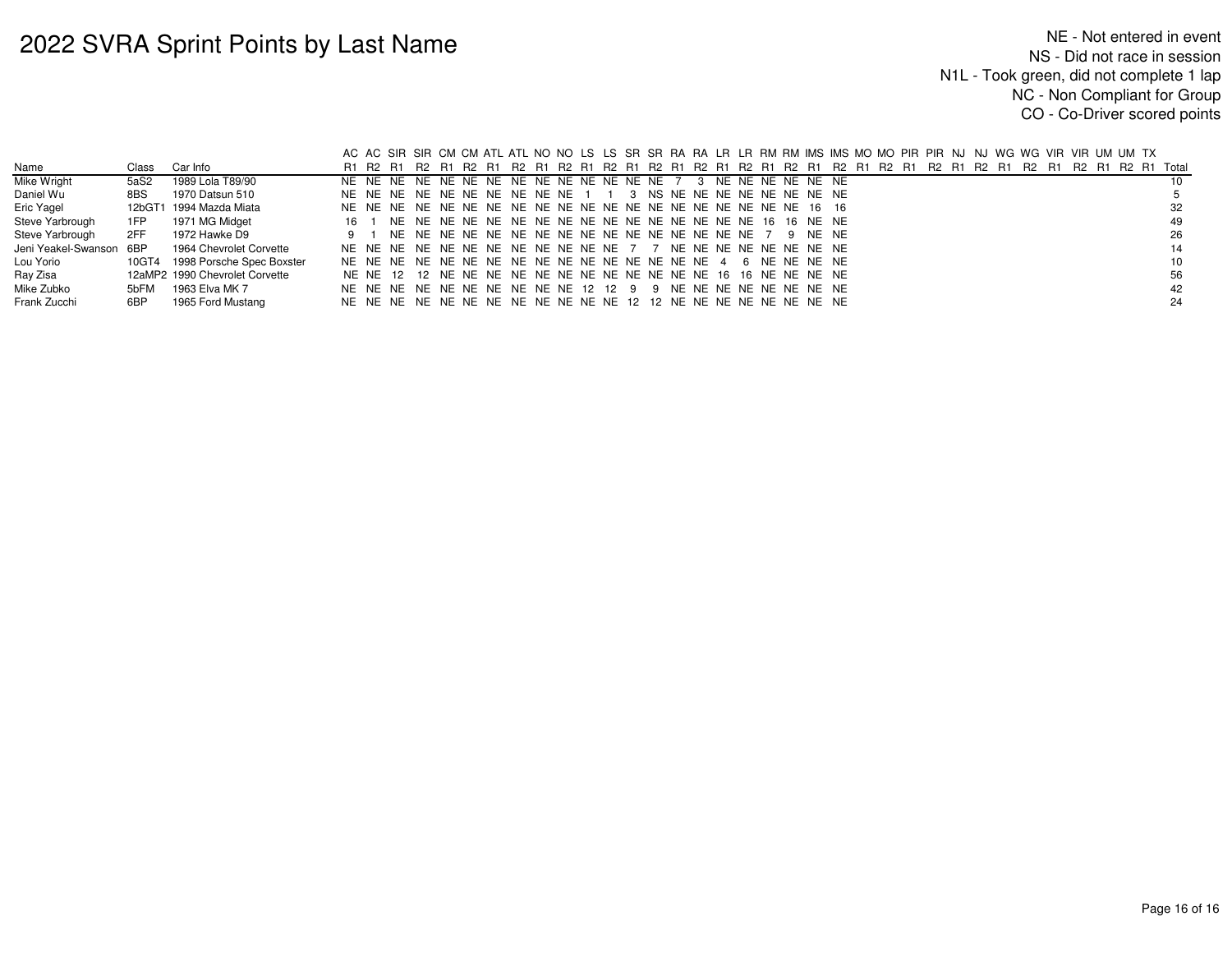# 2022 SVRA Sprint Points by Last Name

NE - Not entered in event
NS - Did not race in session
N1L - Took green, did not complete 1 lap
NC - Non Compliant for Group
CO - Co-Driver scored points

| | | | AC | AC | SIR | SIR | CM | CM | ATL | ATL | NO | NO | LS | LS | SR | SR | RA | RA | LR | LR | RM | RM | IMS | IMS | MO | MO | PIR | PIR | NJ | NJ | WG | WG | VIR | VIR | UM | UM | TX | |
|---|---|---|---|---|---|---|---|---|---|---|---|---|---|---|---|---|---|---|---|---|---|---|---|---|---|---|---|---|---|---|---|---|---|---|---|---|---|---|
| Name | Class | Car Info | R1 | R2 | R1 | R2 | R1 | R2 | R1 | R2 | R1 | R2 | R1 | R2 | R1 | R2 | R1 | R2 | R1 | R2 | R1 | R2 | R1 | R2 | R1 | R2 | R1 | R2 | R1 | R2 | R1 | R2 | R1 | R2 | R1 | R2 | R1 | Total |
| Mike Wright | 5aS2 | 1989 Lola T89/90 | NE | NE | NE | NE | NE | NE | NE | NE | NE | NE | NE | NE | NE | NE | 7 | 3 | NE | NE | NE | NE | NE | NE | | | | | | | | | | | | | | 10 |
| Daniel Wu | 8BS | 1970 Datsun 510 | NE | NE | NE | NE | NE | NE | NE | NE | NE | NE | 1 | 1 | 3 | NS | NE | NE | NE | NE | NE | NE | NE | NE | | | | | | | | | | | | | | 5 |
| Eric Yagel | 12bGT1 | 1994 Mazda Miata | NE | NE | NE | NE | NE | NE | NE | NE | NE | NE | NE | NE | NE | NE | NE | NE | NE | NE | NE | NE | 16 | 16 | | | | | | | | | | | | | | 32 |
| Steve Yarbrough | 1FP | 1971 MG Midget | 16 | 1 | NE | NE | NE | NE | NE | NE | NE | NE | NE | NE | NE | NE | NE | NE | NE | NE | 16 | 16 | NE | NE | | | | | | | | | | | | | | 49 |
| Steve Yarbrough | 2FF | 1972 Hawke D9 | 9 | 1 | NE | NE | NE | NE | NE | NE | NE | NE | NE | NE | NE | NE | NE | NE | NE | NE | 7 | 9 | NE | NE | | | | | | | | | | | | | | 26 |
| Jeni Yeakel-Swanson | 6BP | 1964 Chevrolet Corvette | NE | NE | NE | NE | NE | NE | NE | NE | NE | NE | NE | NE | 7 | 7 | NE | NE | NE | NE | NE | NE | NE | NE | | | | | | | | | | | | | | 14 |
| Lou Yorio | 10GT4 | 1998 Porsche Spec Boxster | NE | NE | NE | NE | NE | NE | NE | NE | NE | NE | NE | NE | NE | NE | NE | NE | 4 | 6 | NE | NE | NE | NE | | | | | | | | | | | | | | 10 |
| Ray Zisa | 12aMP2 | 1990 Chevrolet Corvette | NE | NE | 12 | 12 | NE | NE | NE | NE | NE | NE | NE | NE | NE | NE | NE | NE | 16 | 16 | NE | NE | NE | NE | | | | | | | | | | | | | | 56 |
| Mike Zubko | 5bFM | 1963 Elva MK 7 | NE | NE | NE | NE | NE | NE | NE | NE | NE | NE | 12 | 12 | 9 | 9 | NE | NE | NE | NE | NE | NE | NE | NE | | | | | | | | | | | | | | 42 |
| Frank Zucchi | 6BP | 1965 Ford Mustang | NE | NE | NE | NE | NE | NE | NE | NE | NE | NE | NE | NE | 12 | 12 | NE | NE | NE | NE | NE | NE | NE | NE | | | | | | | | | | | | | | 24 |